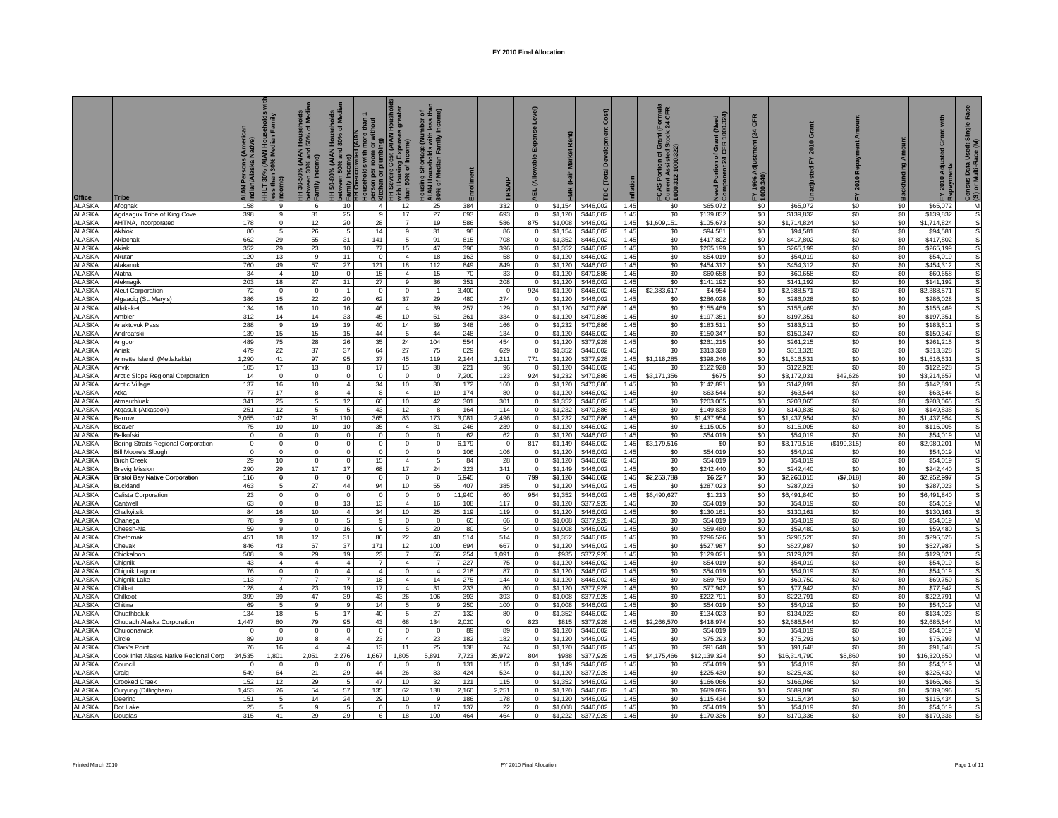# FY 2010 Final Allocation

| Office | Tribe | AIAN Persons (American Indian/Alaska Native) | HHLT 30% (AIAN Households with less than 30% Median Family Income) | HH 30-50% (AIAN Households between 30% and 50% of Median Family Income) | HH 50-80% (AIAN Households between 50% and 80% of Median Family Income) | HH Overcrowded (AIAN Households with more than 1 person per room or without kitchen or plumbing) | HH Severe Cost (AIAN Households with Housing Expenses greater than 50% of Income) | Housing Shortage (Number of AIAN Households with less than 80% of Median Family Income) | Enrollment | TRSAIP | AEL (Allowable Expense Level) | FMR (Fair Market Rent) | TDC (Total Development Cost) | Inflation | FCAS Portion of Grant (Formula Current Assisted Stock 24 CFR 1000.312-1000.322) | Need Portion of Grant (Need Component 24 CFR 1000.324) | FY 1996 Adjustment (24 CFR 1000.340) | Unadjusted FY 2010 Grant | FY 2010 Repayment Amount | Backfunding Amount | FY 2010 Adjusted Grant with Repayments | Census Data Used: Single Race (S) or Multi-Race (M) |
|---|---|---|---|---|---|---|---|---|---|---|---|---|---|---|---|---|---|---|---|---|---|---|
| ALASKA | Afognak | 158 | 9 | 6 | 10 | 4 | 12 | 25 | 384 | 332 | 0 | $1,154 | $446,002 | 1.45 | $0 | $65,072 | $0 | $65,072 | $0 | $0 | $65,072 | M |
| ALASKA | Agdaagux Tribe of King Cove | 398 | 9 | 31 | 25 | 9 | 17 | 27 | 693 | 693 | 0 | $1,120 | $446,002 | 1.45 | $0 | $139,832 | $0 | $139,832 | $0 | $0 | $139,832 | S |
| ALASKA | AHTNA, Incorporated | 178 | 0 | 12 | 20 | 28 | 7 | 19 | 586 | 586 | 875 | $1,008 | $446,002 | 1.45 | $1,609,151 | $105,673 | $0 | $1,714,824 | $0 | $0 | $1,714,824 | S |
| ALASKA | Akhiok | 80 | 5 | 26 | 5 | 14 | 9 | 31 | 98 | 86 | 0 | $1,154 | $446,002 | 1.45 | $0 | $94,581 | $0 | $94,581 | $0 | $0 | $94,581 | S |
| ALASKA | Akiachak | 662 | 29 | 55 | 31 | 141 | 5 | 91 | 815 | 708 | 0 | $1,352 | $446,002 | 1.45 | $0 | $417,802 | $0 | $417,802 | $0 | $0 | $417,802 | S |
| ALASKA | Akiak | 352 | 29 | 23 | 10 | 77 | 15 | 47 | 396 | 396 | 0 | $1,352 | $446,002 | 1.45 | $0 | $265,199 | $0 | $265,199 | $0 | $0 | $265,199 | S |
| ALASKA | Akutan | 120 | 13 | 9 | 11 | 0 | 4 | 18 | 163 | 58 | 0 | $1,120 | $446,002 | 1.45 | $0 | $54,019 | $0 | $54,019 | $0 | $0 | $54,019 | S |
| ALASKA | Alakanuk | 760 | 49 | 57 | 27 | 121 | 18 | 112 | 849 | 849 | 0 | $1,120 | $446,002 | 1.45 | $0 | $454,312 | $0 | $454,312 | $0 | $0 | $454,312 | S |
| ALASKA | Alatna | 34 | 4 | 10 | 0 | 15 | 4 | 15 | 70 | 33 | 0 | $1,120 | $470,886 | 1.45 | $0 | $60,658 | $0 | $60,658 | $0 | $0 | $60,658 | S |
| ALASKA | Aleknagik | 203 | 18 | 27 | 11 | 27 | 9 | 36 | 351 | 208 | 0 | $1,120 | $446,002 | 1.45 | $0 | $141,192 | $0 | $141,192 | $0 | $0 | $141,192 | S |
| ALASKA | Aleut Corporation | 72 | 0 | 0 | 1 | 0 | 0 | 1 | 3,400 | 0 | 924 | $1,120 | $446,002 | 1.45 | $2,383,617 | $4,954 | $0 | $2,388,571 | $0 | $0 | $2,388,571 | S |
| ALASKA | Algaaciq (St. Mary's) | 386 | 15 | 22 | 20 | 62 | 37 | 29 | 480 | 274 | 0 | $1,120 | $446,002 | 1.45 | $0 | $286,028 | $0 | $286,028 | $0 | $0 | $286,028 | S |
| ALASKA | Allakaket | 134 | 16 | 10 | 16 | 46 | 4 | 39 | 257 | 129 | 0 | $1,120 | $470,886 | 1.45 | $0 | $155,469 | $0 | $155,469 | $0 | $0 | $155,469 | S |
| ALASKA | Ambler | 312 | 14 | 14 | 33 | 45 | 10 | 51 | 361 | 334 | 0 | $1,120 | $470,886 | 1.45 | $0 | $197,351 | $0 | $197,351 | $0 | $0 | $197,351 | S |
| ALASKA | Anaktuvuk Pass | 288 | 9 | 19 | 19 | 40 | 14 | 39 | 348 | 166 | 0 | $1,232 | $470,886 | 1.45 | $0 | $183,511 | $0 | $183,511 | $0 | $0 | $183,511 | S |
| ALASKA | Andreafski | 139 | 15 | 15 | 15 | 44 | 5 | 44 | 248 | 134 | 0 | $1,120 | $446,002 | 1.45 | $0 | $150,347 | $0 | $150,347 | $0 | $0 | $150,347 | S |
| ALASKA | Angoon | 489 | 75 | 28 | 26 | 35 | 24 | 104 | 554 | 454 | 0 | $1,120 | $377,928 | 1.45 | $0 | $261,215 | $0 | $261,215 | $0 | $0 | $261,215 | S |
| ALASKA | Aniak | 479 | 22 | 37 | 37 | 64 | 27 | 75 | 629 | 629 | 0 | $1,352 | $446,002 | 1.45 | $0 | $313,328 | $0 | $313,328 | $0 | $0 | $313,328 | S |
| ALASKA | Annette Island (Metlakakla) | 1,290 | 41 | 97 | 95 | 37 | 45 | 119 | 2,144 | 1,211 | 771 | $1,120 | $377,928 | 1.45 | $1,118,285 | $398,246 | $0 | $1,516,531 | $0 | $0 | $1,516,531 | S |
| ALASKA | Anvik | 105 | 17 | 13 | 8 | 17 | 15 | 38 | 221 | 96 | 0 | $1,120 | $446,002 | 1.45 | $0 | $122,928 | $0 | $122,928 | $0 | $0 | $122,928 | S |
| ALASKA | Arctic Slope Regional Corporation | 14 | 0 | 0 | 0 | 0 | 0 | 0 | 7,200 | 123 | 924 | $1,232 | $470,886 | 1.45 | $3,171,356 | $675 | $0 | $3,172,031 | $42,626 | $0 | $3,214,657 | M |
| ALASKA | Arctic Village | 137 | 16 | 10 | 4 | 34 | 10 | 30 | 172 | 160 | 0 | $1,120 | $470,886 | 1.45 | $0 | $142,891 | $0 | $142,891 | $0 | $0 | $142,891 | S |
| ALASKA | Atka | 77 | 17 | 8 | 4 | 8 | 4 | 19 | 174 | 80 | 0 | $1,120 | $446,002 | 1.45 | $0 | $63,544 | $0 | $63,544 | $0 | $0 | $63,544 | S |
| ALASKA | Atmauthluak | 341 | 25 | 5 | 12 | 60 | 10 | 42 | 301 | 301 | 0 | $1,352 | $446,002 | 1.45 | $0 | $203,065 | $0 | $203,065 | $0 | $0 | $203,065 | S |
| ALASKA | Atqasuk (Atkasook) | 251 | 12 | 5 | 5 | 43 | 12 | 8 | 164 | 114 | 0 | $1,232 | $470,886 | 1.45 | $0 | $149,838 | $0 | $149,838 | $0 | $0 | $149,838 | S |
| ALASKA | Barrow | 3,055 | 142 | 91 | 110 | 365 | 83 | 173 | 3,081 | 2,496 | 0 | $1,232 | $470,886 | 1.45 | $0 | $1,437,954 | $0 | $1,437,954 | $0 | $0 | $1,437,954 | S |
| ALASKA | Beaver | 75 | 10 | 10 | 10 | 35 | 4 | 31 | 246 | 239 | 0 | $1,120 | $446,002 | 1.45 | $0 | $115,005 | $0 | $115,005 | $0 | $0 | $115,005 | S |
| ALASKA | Belkofski | 0 | 0 | 0 | 0 | 0 | 0 | 0 | 62 | 62 | 0 | $1,120 | $446,002 | 1.45 | $0 | $54,019 | $0 | $54,019 | $0 | $0 | $54,019 | M |
| ALASKA | Bering Straits Regional Corporation | 0 | 0 | 0 | 0 | 0 | 0 | 0 | 6,179 | 0 | 817 | $1,149 | $446,002 | 1.45 | $3,179,516 | $0 | $0 | $3,179,516 | ($199,315) | $0 | $2,980,201 | M |
| ALASKA | Bill Moore's Slough | 0 | 0 | 0 | 0 | 0 | 0 | 0 | 106 | 106 | 0 | $1,120 | $446,002 | 1.45 | $0 | $54,019 | $0 | $54,019 | $0 | $0 | $54,019 | M |
| ALASKA | Birch Creek | 29 | 10 | 0 | 0 | 15 | 4 | 5 | 84 | 28 | 0 | $1,120 | $446,002 | 1.45 | $0 | $54,019 | $0 | $54,019 | $0 | $0 | $54,019 | S |
| ALASKA | Brevig Mission | 290 | 29 | 17 | 17 | 68 | 17 | 24 | 323 | 341 | 0 | $1,149 | $446,002 | 1.45 | $0 | $242,440 | $0 | $242,440 | $0 | $0 | $242,440 | S |
| ALASKA | Bristol Bay Native Corporation | 116 | 0 | 0 | 0 | 0 | 0 | 0 | 5,945 | 0 | 799 | $1,120 | $446,002 | 1.45 | $2,253,788 | $6,227 | $0 | $2,260,015 | ($7,018) | $0 | $2,252,997 | S |
| ALASKA | Buckland | 463 | 5 | 27 | 44 | 94 | 10 | 55 | 407 | 385 | 0 | $1,120 | $446,002 | 1.45 | $0 | $287,023 | $0 | $287,023 | $0 | $0 | $287,023 | S |
| ALASKA | Calista Corporation | 23 | 0 | 0 | 0 | 0 | 0 | 0 | 11,940 | 60 | 954 | $1,352 | $446,002 | 1.45 | $6,490,627 | $1,213 | $0 | $6,491,840 | $0 | $0 | $6,491,840 | S |
| ALASKA | Cantwell | 63 | 0 | 8 | 13 | 13 | 4 | 16 | 108 | 117 | 0 | $1,120 | $377,928 | 1.45 | $0 | $54,019 | $0 | $54,019 | $0 | $0 | $54,019 | M |
| ALASKA | Chalkyitsik | 84 | 16 | 10 | 4 | 34 | 10 | 25 | 119 | 119 | 0 | $1,120 | $446,002 | 1.45 | $0 | $130,161 | $0 | $130,161 | $0 | $0 | $130,161 | S |
| ALASKA | Chanega | 78 | 9 | 0 | 5 | 9 | 0 | 0 | 65 | 66 | 0 | $1,008 | $377,928 | 1.45 | $0 | $54,019 | $0 | $54,019 | $0 | $0 | $54,019 | M |
| ALASKA | Cheesh-Na | 59 | 9 | 0 | 16 | 9 | 5 | 20 | 80 | 54 | 0 | $1,008 | $446,002 | 1.45 | $0 | $59,480 | $0 | $59,480 | $0 | $0 | $59,480 | S |
| ALASKA | Chefornak | 451 | 18 | 12 | 31 | 86 | 22 | 40 | 514 | 514 | 0 | $1,352 | $446,002 | 1.45 | $0 | $296,526 | $0 | $296,526 | $0 | $0 | $296,526 | S |
| ALASKA | Chevak | 846 | 43 | 67 | 37 | 171 | 12 | 100 | 694 | 667 | 0 | $1,120 | $446,002 | 1.45 | $0 | $527,987 | $0 | $527,987 | $0 | $0 | $527,987 | S |
| ALASKA | Chickaloon | 508 | 9 | 29 | 19 | 23 | 7 | 56 | 254 | 1,091 | 0 | $935 | $377,928 | 1.45 | $0 | $129,021 | $0 | $129,021 | $0 | $0 | $129,021 | S |
| ALASKA | Chignik | 43 | 4 | 4 | 4 | 7 | 4 | 7 | 227 | 75 | 0 | $1,120 | $446,002 | 1.45 | $0 | $54,019 | $0 | $54,019 | $0 | $0 | $54,019 | S |
| ALASKA | Chignik Lagoon | 76 | 0 | 0 | 4 | 4 | 0 | 4 | 218 | 87 | 0 | $1,120 | $446,002 | 1.45 | $0 | $54,019 | $0 | $54,019 | $0 | $0 | $54,019 | S |
| ALASKA | Chignik Lake | 113 | 7 | 7 | 7 | 18 | 4 | 14 | 275 | 144 | 0 | $1,120 | $446,002 | 1.45 | $0 | $69,750 | $0 | $69,750 | $0 | $0 | $69,750 | S |
| ALASKA | Chilkat | 128 | 4 | 23 | 19 | 17 | 4 | 31 | 233 | 80 | 0 | $1,120 | $377,928 | 1.45 | $0 | $77,942 | $0 | $77,942 | $0 | $0 | $77,942 | S |
| ALASKA | Chilkoot | 399 | 39 | 47 | 39 | 43 | 26 | 106 | 393 | 393 | 0 | $1,008 | $377,928 | 1.45 | $0 | $222,791 | $0 | $222,791 | $0 | $0 | $222,791 | M |
| ALASKA | Chitina | 69 | 5 | 9 | 9 | 14 | 5 | 9 | 250 | 100 | 0 | $1,008 | $446,002 | 1.45 | $0 | $54,019 | $0 | $54,019 | $0 | $0 | $54,019 | M |
| ALASKA | Chuathbaluk | 134 | 18 | 5 | 17 | 40 | 5 | 27 | 132 | 80 | 0 | $1,352 | $446,002 | 1.45 | $0 | $134,023 | $0 | $134,023 | $0 | $0 | $134,023 | S |
| ALASKA | Chugach Alaska Corporation | 1,447 | 80 | 79 | 95 | 43 | 68 | 134 | 2,020 | 0 | 823 | $815 | $377,928 | 1.45 | $2,266,570 | $418,974 | $0 | $2,685,544 | $0 | $0 | $2,685,544 | M |
| ALASKA | Chuloonawick | 0 | 0 | 0 | 0 | 0 | 0 | 0 | 89 | 89 | 0 | $1,120 | $446,002 | 1.45 | $0 | $54,019 | $0 | $54,019 | $0 | $0 | $54,019 | M |
| ALASKA | Circle | 89 | 10 | 8 | 4 | 23 | 4 | 23 | 182 | 182 | 0 | $1,120 | $446,002 | 1.45 | $0 | $75,293 | $0 | $75,293 | $0 | $0 | $75,293 | M |
| ALASKA | Clark's Point | 76 | 16 | 4 | 4 | 13 | 11 | 25 | 138 | 74 | 0 | $1,120 | $446,002 | 1.45 | $0 | $91,648 | $0 | $91,648 | $0 | $0 | $91,648 | S |
| ALASKA | Cook Inlet Alaska Native Regional Corp | 34,535 | 1,801 | 2,051 | 2,276 | 1,667 | 1,805 | 5,891 | 7,723 | 35,972 | 804 | $988 | $377,928 | 1.45 | $4,175,466 | $12,139,324 | $0 | $16,314,790 | $5,860 | $0 | $16,320,650 | M |
| ALASKA | Council | 0 | 0 | 0 | 0 | 0 | 0 | 0 | 131 | 115 | 0 | $1,149 | $446,002 | 1.45 | $0 | $54,019 | $0 | $54,019 | $0 | $0 | $54,019 | M |
| ALASKA | Craig | 549 | 64 | 21 | 29 | 44 | 26 | 83 | 424 | 524 | 0 | $1,120 | $377,928 | 1.45 | $0 | $225,430 | $0 | $225,430 | $0 | $0 | $225,430 | M |
| ALASKA | Crooked Creek | 152 | 12 | 29 | 5 | 47 | 10 | 32 | 121 | 115 | 0 | $1,352 | $446,002 | 1.45 | $0 | $166,066 | $0 | $166,066 | $0 | $0 | $166,066 | S |
| ALASKA | Curyung (Dillingham) | 1,453 | 76 | 54 | 57 | 135 | 62 | 138 | 2,160 | 2,251 | 0 | $1,120 | $446,002 | 1.45 | $0 | $689,096 | $0 | $689,096 | $0 | $0 | $689,096 | S |
| ALASKA | Deering | 151 | 5 | 14 | 24 | 29 | 10 | 9 | 186 | 178 | 0 | $1,120 | $446,002 | 1.45 | $0 | $115,434 | $0 | $115,434 | $0 | $0 | $115,434 | S |
| ALASKA | Dot Lake | 25 | 5 | 9 | 5 | 0 | 0 | 17 | 137 | 22 | 0 | $1,008 | $446,002 | 1.45 | $0 | $54,019 | $0 | $54,019 | $0 | $0 | $54,019 | S |
| ALASKA | Douglas | 315 | 41 | 29 | 29 | 6 | 18 | 100 | 464 | 464 | 0 | $1,222 | $377,928 | 1.45 | $0 | $170,336 | $0 | $170,336 | $0 | $0 | $170,336 | S |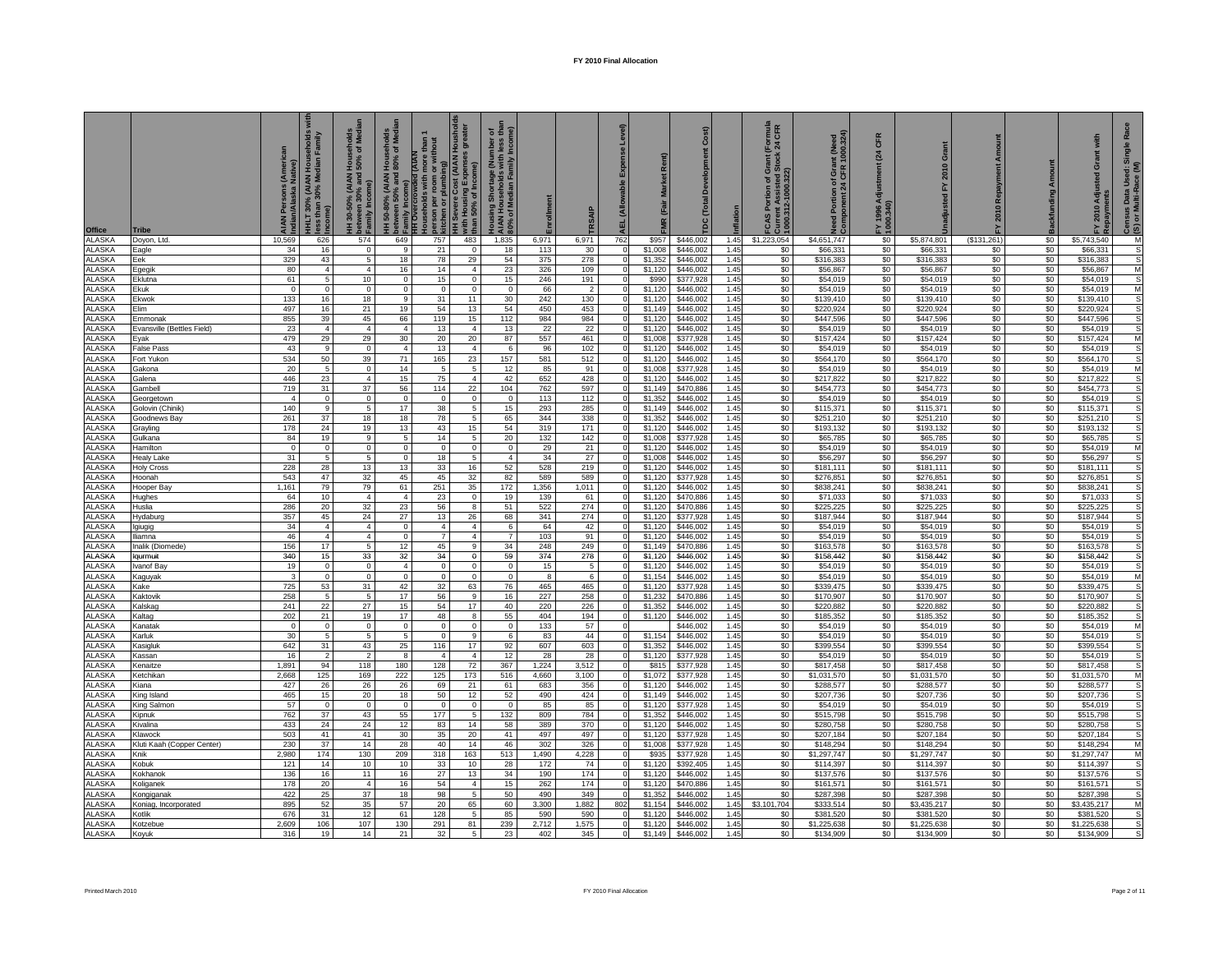# FY 2010 Final Allocation

| Office | Tribe | AIAN Persons (American Indian/Alaska Native) | HHLT 30% (AIAN Households with less than 30% Median Family Income) | HH 30-50% (AIAN Households between 30% and 50% of Median Family Income) | HH 50-80% (AIAN Households between 50% and 80% of Median Family Income) | HH Overcrowded (AIAN Households with more than 1 person per room or without kitchen or plumbing) | HH Severe Cost (AIAN Housholds with Housing Expenses greater than 50% of Income) | Housing Shortage (Number of AIAN Households with less than 80% of Median Family Income) | Enrollment | TRSAIP | AEL (Allowable Expense Level) | FMR (Fair Market Rent) | TDC (Total Development Cost) | Inflation | FCAS Portion of Grant (Formula Current Assisted Stock 24 CFR 1000.312-1000.322) | Need Portion of Grant (Need Component 24 CFR 1000.324) | FY 1996 Adjustment (24 CFR 1000.340) | Unadjusted FY 2010 Grant | FY 2010 Repayment Amount | Backfunding Amount | FY 2010 Adjusted Grant with Repayments | Census Data Used: Single Race (S) or Multi-Race (M) |
|---|---|---|---|---|---|---|---|---|---|---|---|---|---|---|---|---|---|---|---|---|---|---|
| ALASKA | Doyon, Ltd. | 10,569 | 626 | 574 | 649 | 757 | 483 | 1,835 | 6,971 | 6,971 | 762 | $957 | $446,002 | 1.45 | $1,223,054 | $4,651,747 | $0 | $5,874,801 | ($131,261) | $0 | $5,743,540 | M |
| ALASKA | Eagle | 34 | 16 | 0 | 9 | 21 | 0 | 18 | 113 | 30 | 0 | $1,008 | $446,002 | 1.45 | $0 | $66,331 | $0 | $66,331 | $0 | $0 | $66,331 | S |
| ALASKA | Eek | 329 | 43 | 5 | 18 | 78 | 29 | 54 | 375 | 278 | 0 | $1,352 | $446,002 | 1.45 | $0 | $316,383 | $0 | $316,383 | $0 | $0 | $316,383 | S |
| ALASKA | Egegik | 80 | 4 | 4 | 16 | 14 | 4 | 23 | 326 | 109 | 0 | $1,120 | $446,002 | 1.45 | $0 | $56,867 | $0 | $56,867 | $0 | $0 | $56,867 | M |
| ALASKA | Eklutna | 61 | 5 | 10 | 0 | 15 | 0 | 15 | 246 | 191 | 0 | $990 | $377,928 | 1.45 | $0 | $54,019 | $0 | $54,019 | $0 | $0 | $54,019 | S |
| ALASKA | Ekuk | 0 | 0 | 0 | 0 | 0 | 0 | 0 | 66 | 2 | 0 | $1,120 | $446,002 | 1.45 | $0 | $54,019 | $0 | $54,019 | $0 | $0 | $54,019 | M |
| ALASKA | Ekwok | 133 | 16 | 18 | 9 | 31 | 11 | 30 | 242 | 130 | 0 | $1,120 | $446,002 | 1.45 | $0 | $139,410 | $0 | $139,410 | $0 | $0 | $139,410 | S |
| ALASKA | Elim | 497 | 16 | 21 | 19 | 54 | 13 | 54 | 450 | 453 | 0 | $1,149 | $446,002 | 1.45 | $0 | $220,924 | $0 | $220,924 | $0 | $0 | $220,924 | S |
| ALASKA | Emmonak | 855 | 39 | 45 | 66 | 119 | 15 | 112 | 984 | 984 | 0 | $1,120 | $446,002 | 1.45 | $0 | $447,596 | $0 | $447,596 | $0 | $0 | $447,596 | S |
| ALASKA | Evansville (Bettles Field) | 23 | 4 | 4 | 4 | 13 | 4 | 13 | 22 | 22 | 0 | $1,120 | $446,002 | 1.45 | $0 | $54,019 | $0 | $54,019 | $0 | $0 | $54,019 | S |
| ALASKA | Eyak | 479 | 29 | 29 | 30 | 20 | 20 | 87 | 557 | 461 | 0 | $1,008 | $377,928 | 1.45 | $0 | $157,424 | $0 | $157,424 | $0 | $0 | $157,424 | M |
| ALASKA | False Pass | 43 | 9 | 0 | 4 | 13 | 4 | 6 | 96 | 102 | 0 | $1,120 | $446,002 | 1.45 | $0 | $54,019 | $0 | $54,019 | $0 | $0 | $54,019 | S |
| ALASKA | Fort Yukon | 534 | 50 | 39 | 71 | 165 | 23 | 157 | 581 | 512 | 0 | $1,120 | $446,002 | 1.45 | $0 | $564,170 | $0 | $564,170 | $0 | $0 | $564,170 | S |
| ALASKA | Gakona | 20 | 5 | 0 | 14 | 5 | 5 | 12 | 85 | 91 | 0 | $1,008 | $377,928 | 1.45 | $0 | $54,019 | $0 | $54,019 | $0 | $0 | $54,019 | M |
| ALASKA | Galena | 446 | 23 | 4 | 15 | 75 | 4 | 42 | 652 | 428 | 0 | $1,120 | $446,002 | 1.45 | $0 | $217,822 | $0 | $217,822 | $0 | $0 | $217,822 | S |
| ALASKA | Gambell | 719 | 31 | 37 | 56 | 114 | 22 | 104 | 762 | 597 | 0 | $1,149 | $470,886 | 1.45 | $0 | $454,773 | $0 | $454,773 | $0 | $0 | $454,773 | S |
| ALASKA | Georgetown | 4 | 0 | 0 | 0 | 0 | 0 | 0 | 113 | 112 | 0 | $1,352 | $446,002 | 1.45 | $0 | $54,019 | $0 | $54,019 | $0 | $0 | $54,019 | S |
| ALASKA | Golovin (Chinik) | 140 | 9 | 5 | 17 | 38 | 5 | 15 | 293 | 285 | 0 | $1,149 | $446,002 | 1.45 | $0 | $115,371 | $0 | $115,371 | $0 | $0 | $115,371 | S |
| ALASKA | Goodnews Bay | 261 | 37 | 18 | 18 | 78 | 5 | 65 | 344 | 338 | 0 | $1,352 | $446,002 | 1.45 | $0 | $251,210 | $0 | $251,210 | $0 | $0 | $251,210 | S |
| ALASKA | Grayling | 178 | 24 | 19 | 13 | 43 | 15 | 54 | 319 | 171 | 0 | $1,120 | $446,002 | 1.45 | $0 | $193,132 | $0 | $193,132 | $0 | $0 | $193,132 | S |
| ALASKA | Gulkana | 84 | 19 | 9 | 5 | 14 | 5 | 20 | 132 | 142 | 0 | $1,008 | $377,928 | 1.45 | $0 | $65,785 | $0 | $65,785 | $0 | $0 | $65,785 | S |
| ALASKA | Hamilton | 0 | 0 | 0 | 0 | 0 | 0 | 0 | 29 | 21 | 0 | $1,120 | $446,002 | 1.45 | $0 | $54,019 | $0 | $54,019 | $0 | $0 | $54,019 | M |
| ALASKA | Healy Lake | 31 | 5 | 5 | 0 | 18 | 5 | 4 | 34 | 27 | 0 | $1,008 | $446,002 | 1.45 | $0 | $56,297 | $0 | $56,297 | $0 | $0 | $56,297 | S |
| ALASKA | Holy Cross | 228 | 28 | 13 | 13 | 33 | 16 | 52 | 528 | 219 | 0 | $1,120 | $446,002 | 1.45 | $0 | $181,111 | $0 | $181,111 | $0 | $0 | $181,111 | S |
| ALASKA | Hoonah | 543 | 47 | 32 | 45 | 45 | 32 | 82 | 589 | 589 | 0 | $1,120 | $377,928 | 1.45 | $0 | $276,851 | $0 | $276,851 | $0 | $0 | $276,851 | S |
| ALASKA | Hooper Bay | 1,161 | 79 | 79 | 61 | 251 | 35 | 172 | 1,356 | 1,011 | 0 | $1,120 | $446,002 | 1.45 | $0 | $838,241 | $0 | $838,241 | $0 | $0 | $838,241 | S |
| ALASKA | Hughes | 64 | 10 | 4 | 4 | 23 | 0 | 19 | 139 | 61 | 0 | $1,120 | $470,886 | 1.45 | $0 | $71,033 | $0 | $71,033 | $0 | $0 | $71,033 | S |
| ALASKA | Huslia | 286 | 20 | 32 | 23 | 56 | 8 | 51 | 522 | 274 | 0 | $1,120 | $470,886 | 1.45 | $0 | $225,225 | $0 | $225,225 | $0 | $0 | $225,225 | S |
| ALASKA | Hydaburg | 357 | 45 | 24 | 27 | 13 | 26 | 68 | 341 | 274 | 0 | $1,120 | $377,928 | 1.45 | $0 | $187,944 | $0 | $187,944 | $0 | $0 | $187,944 | S |
| ALASKA | Igiugig | 34 | 4 | 4 | 0 | 4 | 4 | 6 | 64 | 42 | 0 | $1,120 | $446,002 | 1.45 | $0 | $54,019 | $0 | $54,019 | $0 | $0 | $54,019 | S |
| ALASKA | Iliamna | 46 | 4 | 4 | 0 | 7 | 4 | 7 | 103 | 91 | 0 | $1,120 | $446,002 | 1.45 | $0 | $54,019 | $0 | $54,019 | $0 | $0 | $54,019 | S |
| ALASKA | Inalik (Diomede) | 156 | 17 | 5 | 12 | 45 | 9 | 34 | 248 | 249 | 0 | $1,149 | $470,886 | 1.45 | $0 | $163,578 | $0 | $163,578 | $0 | $0 | $163,578 | S |
| ALASKA | Iqurmuit | 340 | 15 | 33 | 32 | 34 | 0 | 59 | 374 | 278 | 0 | $1,120 | $446,002 | 1.45 | $0 | $158,442 | $0 | $158,442 | $0 | $0 | $158,442 | S |
| ALASKA | Ivanof Bay | 19 | 0 | 0 | 4 | 0 | 0 | 0 | 15 | 5 | 0 | $1,120 | $446,002 | 1.45 | $0 | $54,019 | $0 | $54,019 | $0 | $0 | $54,019 | S |
| ALASKA | Kaguyak | 3 | 0 | 0 | 0 | 0 | 0 | 0 | 8 | 6 | 0 | $1,154 | $446,002 | 1.45 | $0 | $54,019 | $0 | $54,019 | $0 | $0 | $54,019 | M |
| ALASKA | Kake | 725 | 53 | 31 | 42 | 32 | 63 | 76 | 465 | 465 | 0 | $1,120 | $377,928 | 1.45 | $0 | $339,475 | $0 | $339,475 | $0 | $0 | $339,475 | S |
| ALASKA | Kaktovik | 258 | 5 | 5 | 17 | 56 | 9 | 16 | 227 | 258 | 0 | $1,232 | $470,886 | 1.45 | $0 | $170,907 | $0 | $170,907 | $0 | $0 | $170,907 | S |
| ALASKA | Kalskag | 241 | 22 | 27 | 15 | 54 | 17 | 40 | 220 | 226 | 0 | $1,352 | $446,002 | 1.45 | $0 | $220,882 | $0 | $220,882 | $0 | $0 | $220,882 | S |
| ALASKA | Kaltag | 202 | 21 | 19 | 17 | 48 | 8 | 55 | 404 | 194 | 0 | $1,120 | $446,002 | 1.45 | $0 | $185,352 | $0 | $185,352 | $0 | $0 | $185,352 | S |
| ALASKA | Kanatak | 0 | 0 | 0 | 0 | 0 | 0 | 0 | 133 | 57 | 0 | | $446,002 | 1.45 | $0 | $54,019 | $0 | $54,019 | $0 | $0 | $54,019 | M |
| ALASKA | Karluk | 30 | 5 | 5 | 5 | 0 | 9 | 6 | 83 | 44 | 0 | $1,154 | $446,002 | 1.45 | $0 | $54,019 | $0 | $54,019 | $0 | $0 | $54,019 | S |
| ALASKA | Kasigluk | 642 | 31 | 43 | 25 | 116 | 17 | 92 | 607 | 603 | 0 | $1,352 | $446,002 | 1.45 | $0 | $399,554 | $0 | $399,554 | $0 | $0 | $399,554 | S |
| ALASKA | Kassan | 16 | 2 | 2 | 8 | 4 | 4 | 12 | 28 | 28 | 0 | $1,120 | $377,928 | 1.45 | $0 | $54,019 | $0 | $54,019 | $0 | $0 | $54,019 | S |
| ALASKA | Kenaitze | 1,891 | 94 | 118 | 180 | 128 | 72 | 367 | 1,224 | 3,512 | 0 | $815 | $377,928 | 1.45 | $0 | $817,458 | $0 | $817,458 | $0 | $0 | $817,458 | S |
| ALASKA | Ketchikan | 2,668 | 125 | 169 | 222 | 125 | 173 | 516 | 4,660 | 3,100 | 0 | $1,072 | $377,928 | 1.45 | $0 | $1,031,570 | $0 | $1,031,570 | $0 | $0 | $1,031,570 | M |
| ALASKA | Kiana | 427 | 26 | 26 | 26 | 69 | 21 | 61 | 683 | 356 | 0 | $1,120 | $446,002 | 1.45 | $0 | $288,577 | $0 | $288,577 | $0 | $0 | $288,577 | S |
| ALASKA | King Island | 465 | 15 | 20 | 18 | 50 | 12 | 52 | 490 | 424 | 0 | $1,149 | $446,002 | 1.45 | $0 | $207,736 | $0 | $207,736 | $0 | $0 | $207,736 | S |
| ALASKA | King Salmon | 57 | 0 | 0 | 0 | 0 | 0 | 0 | 85 | 85 | 0 | $1,120 | $377,928 | 1.45 | $0 | $54,019 | $0 | $54,019 | $0 | $0 | $54,019 | S |
| ALASKA | Kipnuk | 762 | 37 | 43 | 55 | 177 | 5 | 132 | 809 | 784 | 0 | $1,352 | $446,002 | 1.45 | $0 | $515,798 | $0 | $515,798 | $0 | $0 | $515,798 | S |
| ALASKA | Kivalina | 433 | 24 | 24 | 12 | 83 | 14 | 58 | 389 | 370 | 0 | $1,120 | $446,002 | 1.45 | $0 | $280,758 | $0 | $280,758 | $0 | $0 | $280,758 | S |
| ALASKA | Klawock | 503 | 41 | 41 | 30 | 35 | 20 | 41 | 497 | 497 | 0 | $1,120 | $377,928 | 1.45 | $0 | $207,184 | $0 | $207,184 | $0 | $0 | $207,184 | S |
| ALASKA | Kluti Kaah (Copper Center) | 230 | 37 | 14 | 28 | 40 | 14 | 46 | 302 | 326 | 0 | $1,008 | $377,928 | 1.45 | $0 | $148,294 | $0 | $148,294 | $0 | $0 | $148,294 | M |
| ALASKA | Knik | 2,980 | 174 | 130 | 209 | 318 | 163 | 513 | 1,490 | 4,228 | 0 | $935 | $377,928 | 1.45 | $0 | $1,297,747 | $0 | $1,297,747 | $0 | $0 | $1,297,747 | M |
| ALASKA | Kobuk | 121 | 14 | 10 | 10 | 33 | 10 | 28 | 172 | 74 | 0 | $1,120 | $392,405 | 1.45 | $0 | $114,397 | $0 | $114,397 | $0 | $0 | $114,397 | S |
| ALASKA | Kokhanok | 136 | 16 | 11 | 16 | 27 | 13 | 34 | 190 | 174 | 0 | $1,120 | $446,002 | 1.45 | $0 | $137,576 | $0 | $137,576 | $0 | $0 | $137,576 | S |
| ALASKA | Koliganek | 178 | 20 | 4 | 16 | 54 | 4 | 15 | 262 | 174 | 0 | $1,120 | $470,886 | 1.45 | $0 | $161,571 | $0 | $161,571 | $0 | $0 | $161,571 | S |
| ALASKA | Kongiganak | 422 | 25 | 37 | 18 | 98 | 5 | 50 | 490 | 349 | 0 | $1,352 | $446,002 | 1.45 | $0 | $287,398 | $0 | $287,398 | $0 | $0 | $287,398 | S |
| ALASKA | Koniag, Incorporated | 895 | 52 | 35 | 57 | 20 | 65 | 60 | 3,300 | 1,882 | 802 | $1,154 | $446,002 | 1.45 | $3,101,704 | $333,514 | $0 | $3,435,217 | $0 | $0 | $3,435,217 | M |
| ALASKA | Kotlik | 676 | 31 | 12 | 61 | 128 | 5 | 85 | 590 | 590 | 0 | $1,120 | $446,002 | 1.45 | $0 | $381,520 | $0 | $381,520 | $0 | $0 | $381,520 | S |
| ALASKA | Kotzebue | 2,609 | 106 | 107 | 130 | 291 | 81 | 239 | 2,712 | 1,575 | 0 | $1,120 | $446,002 | 1.45 | $0 | $1,225,638 | $0 | $1,225,638 | $0 | $0 | $1,225,638 | S |
| ALASKA | Koyuk | 316 | 19 | 14 | 21 | 32 | 5 | 23 | 402 | 345 | 0 | $1,149 | $446,002 | 1.45 | $0 | $134,909 | $0 | $134,909 | $0 | $0 | $134,909 | S |

Printed March 2010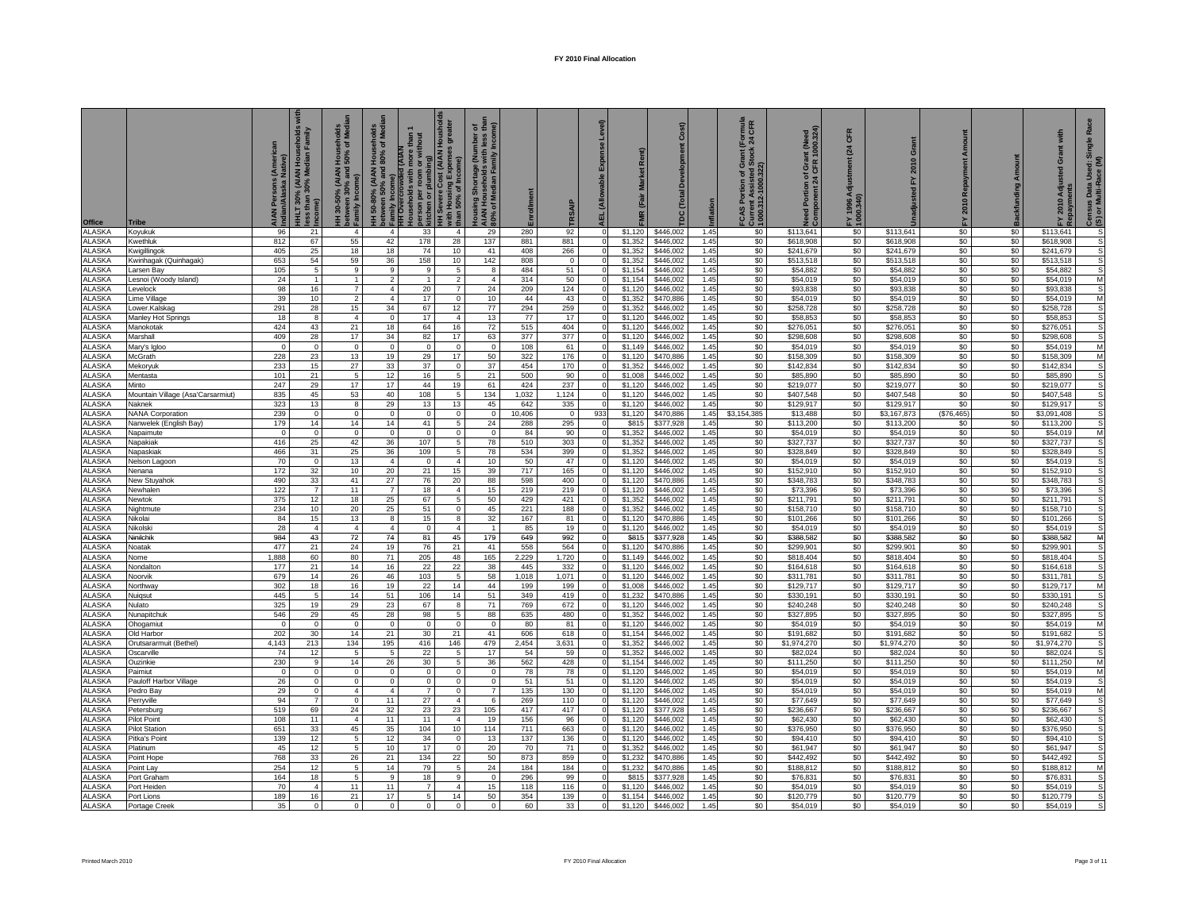# FY 2010 Final Allocation

| Office | Tribe | AIAN Persons (American Indian/Alaska Native) | HHLT 30% (AIAN Households with less than 30% Median Family Income) | HH 30-50% (AIAN Households between 30% and 50% of Median Family Income) | HH 50-80% (AIAN Households between 50% and 80% of Median Family Income) | HH Overcrowded (AIAN Households with more than 1 person per room or without kitchen or plumbing) | HH Severe Cost (AIAN Households with Housing Expenses greater than 50% of Income) | Housing Shortage (Number of AIAN Households with less than 80% of Median Family Income) | Enrollment | TRSAIP | AEL (Allowable Expense Level) | FMR (Fair Market Rent) | TDC (Total Development Cost) | Inflation | FCAS Portion of Grant (Formula Current Assisted Stock 24 CFR 1000.312-1000.322) | Need Portion of Grant (Need Component 24 CFR 1000.324) | FY 1996 Adjustment (24 CFR 1000.340) | Unadjusted FY 2010 Grant | FY 2010 Repayment Amount | Backfunding Amount | FY 2010 Adjusted Grant with Repayments | Census Data Used: Single Race (S) or Multi-Race (M) |
|---|---|---|---|---|---|---|---|---|---|---|---|---|---|---|---|---|---|---|---|---|---|---|
| ALASKA | Koyukuk | 96 | 21 | 4 | 4 | 33 | 4 | 29 | 280 | 92 | 0 | $1,120 | $446,002 | 1.45 | $0 | $113,641 | $0 | $113,641 | $0 | $0 | $113,641 | S |
| ALASKA | Kwethluk | 812 | 67 | 55 | 42 | 178 | 28 | 137 | 881 | 881 | 0 | $1,352 | $446,002 | 1.45 | $0 | $618,908 | $0 | $618,908 | $0 | $0 | $618,908 | S |
| ALASKA | Kwigillingok | 405 | 25 | 18 | 18 | 74 | 10 | 41 | 408 | 266 | 0 | $1,352 | $446,002 | 1.45 | $0 | $241,679 | $0 | $241,679 | $0 | $0 | $241,679 | S |
| ALASKA | Kwinhagak (Quinhagak) | 653 | 54 | 59 | 36 | 158 | 10 | 142 | 808 | 0 | 0 | $1,352 | $446,002 | 1.45 | $0 | $513,518 | $0 | $513,518 | $0 | $0 | $513,518 | S |
| ALASKA | Larsen Bay | 105 | 5 | 9 | 9 | 9 | 5 | 8 | 484 | 51 | 0 | $1,154 | $446,002 | 1.45 | $0 | $54,882 | $0 | $54,882 | $0 | $0 | $54,882 | S |
| ALASKA | Lesnoi (Woody Island) | 24 | 1 | 1 | 2 | 1 | 2 | 4 | 314 | 50 | 0 | $1,154 | $446,002 | 1.45 | $0 | $54,019 | $0 | $54,019 | $0 | $0 | $54,019 | M |
| ALASKA | Levelock | 98 | 16 | 7 | 4 | 20 | 7 | 24 | 209 | 124 | 0 | $1,120 | $446,002 | 1.45 | $0 | $93,838 | $0 | $93,838 | $0 | $0 | $93,838 | S |
| ALASKA | Lime Village | 39 | 10 | 2 | 4 | 17 | 0 | 10 | 44 | 43 | 0 | $1,352 | $470,886 | 1.45 | $0 | $54,019 | $0 | $54,019 | $0 | $0 | $54,019 | M |
| ALASKA | Lower.Kalskag | 291 | 28 | 15 | 34 | 67 | 12 | 77 | 294 | 259 | 0 | $1,352 | $446,002 | 1.45 | $0 | $258,728 | $0 | $258,728 | $0 | $0 | $258,728 | S |
| ALASKA | Manley Hot Springs | 18 | 8 | 4 | 0 | 17 | 4 | 13 | 77 | 17 | 0 | $1,120 | $446,002 | 1.45 | $0 | $58,853 | $0 | $58,853 | $0 | $0 | $58,853 | S |
| ALASKA | Manokotak | 424 | 43 | 21 | 18 | 64 | 16 | 72 | 515 | 404 | 0 | $1,120 | $446,002 | 1.45 | $0 | $276,051 | $0 | $276,051 | $0 | $0 | $276,051 | S |
| ALASKA | Marshall | 409 | 28 | 17 | 34 | 82 | 17 | 63 | 377 | 377 | 0 | $1,120 | $446,002 | 1.45 | $0 | $298,608 | $0 | $298,608 | $0 | $0 | $298,608 | S |
| ALASKA | Mary's Igloo | 0 | 0 | 0 | 0 | 0 | 0 | 0 | 108 | 61 | 0 | $1,149 | $446,002 | 1.45 | $0 | $54,019 | $0 | $54,019 | $0 | $0 | $54,019 | M |
| ALASKA | McGrath | 228 | 23 | 13 | 19 | 29 | 17 | 50 | 322 | 176 | 0 | $1,120 | $470,886 | 1.45 | $0 | $158,309 | $0 | $158,309 | $0 | $0 | $158,309 | M |
| ALASKA | Mekoryuk | 233 | 15 | 27 | 33 | 37 | 0 | 37 | 454 | 170 | 0 | $1,352 | $446,002 | 1.45 | $0 | $142,834 | $0 | $142,834 | $0 | $0 | $142,834 | S |
| ALASKA | Mentasta | 101 | 21 | 5 | 12 | 16 | 5 | 21 | 500 | 90 | 0 | $1,008 | $446,002 | 1.45 | $0 | $85,890 | $0 | $85,890 | $0 | $0 | $85,890 | S |
| ALASKA | Minto | 247 | 29 | 17 | 17 | 44 | 19 | 61 | 424 | 237 | 0 | $1,120 | $446,002 | 1.45 | $0 | $219,077 | $0 | $219,077 | $0 | $0 | $219,077 | S |
| ALASKA | Mountain Village (Asa'Carsarmiut) | 835 | 45 | 53 | 40 | 108 | 5 | 134 | 1,032 | 1,124 | 0 | $1,120 | $446,002 | 1.45 | $0 | $407,548 | $0 | $407,548 | $0 | $0 | $407,548 | S |
| ALASKA | Naknek | 323 | 13 | 8 | 29 | 13 | 13 | 45 | 642 | 335 | 0 | $1,120 | $446,002 | 1.45 | $0 | $129,917 | $0 | $129,917 | $0 | $0 | $129,917 | S |
| ALASKA | NANA Corporation | 239 | 0 | 0 | 0 | 0 | 0 | 0 | 10,406 | 0 | 933 | $1,120 | $470,886 | 1.45 | $3,154,385 | $13,488 | $0 | $3,167,873 | ($76,465) | $0 | $3,091,408 | S |
| ALASKA | Nanwelek (English Bay) | 179 | 14 | 14 | 14 | 41 | 5 | 24 | 288 | 295 | 0 | $815 | $377,928 | 1.45 | $0 | $113,200 | $0 | $113,200 | $0 | $0 | $113,200 | S |
| ALASKA | Napaimute | 0 | 0 | 0 | 0 | 0 | 0 | 0 | 84 | 90 | 0 | $1,352 | $446,002 | 1.45 | $0 | $54,019 | $0 | $54,019 | $0 | $0 | $54,019 | M |
| ALASKA | Napakiak | 416 | 25 | 42 | 36 | 107 | 5 | 78 | 510 | 303 | 0 | $1,352 | $446,002 | 1.45 | $0 | $327,737 | $0 | $327,737 | $0 | $0 | $327,737 | S |
| ALASKA | Napaskiak | 466 | 31 | 25 | 36 | 109 | 5 | 78 | 534 | 399 | 0 | $1,352 | $446,002 | 1.45 | $0 | $328,849 | $0 | $328,849 | $0 | $0 | $328,849 | S |
| ALASKA | Nelson Lagoon | 70 | 0 | 13 | 4 | 0 | 4 | 10 | 50 | 47 | 0 | $1,120 | $446,002 | 1.45 | $0 | $54,019 | $0 | $54,019 | $0 | $0 | $54,019 | S |
| ALASKA | Nenana | 172 | 32 | 10 | 20 | 21 | 15 | 39 | 717 | 165 | 0 | $1,120 | $446,002 | 1.45 | $0 | $152,910 | $0 | $152,910 | $0 | $0 | $152,910 | S |
| ALASKA | New Stuyahok | 490 | 33 | 41 | 27 | 76 | 20 | 88 | 598 | 400 | 0 | $1,120 | $470,886 | 1.45 | $0 | $348,783 | $0 | $348,783 | $0 | $0 | $348,783 | S |
| ALASKA | Newhalen | 122 | 7 | 11 | 7 | 18 | 4 | 15 | 219 | 219 | 0 | $1,120 | $446,002 | 1.45 | $0 | $73,396 | $0 | $73,396 | $0 | $0 | $73,396 | S |
| ALASKA | Newtok | 375 | 12 | 18 | 25 | 67 | 5 | 50 | 429 | 421 | 0 | $1,352 | $446,002 | 1.45 | $0 | $211,791 | $0 | $211,791 | $0 | $0 | $211,791 | S |
| ALASKA | Nightmute | 234 | 10 | 20 | 25 | 51 | 0 | 45 | 221 | 188 | 0 | $1,352 | $446,002 | 1.45 | $0 | $158,710 | $0 | $158,710 | $0 | $0 | $158,710 | S |
| ALASKA | Nikolai | 84 | 15 | 13 | 8 | 15 | 8 | 32 | 167 | 81 | 0 | $1,120 | $470,886 | 1.45 | $0 | $101,266 | $0 | $101,266 | $0 | $0 | $101,266 | S |
| ALASKA | Nikolski | 28 | 4 | 4 | 4 | 0 | 4 | 1 | 85 | 19 | 0 | $1,120 | $446,002 | 1.45 | $0 | $54,019 | $0 | $54,019 | $0 | $0 | $54,019 | S |
| ALASKA | Ninilchik | 984 | 43 | 72 | 74 | 81 | 45 | 179 | 649 | 992 | 0 | $815 | $377,928 | 1.45 | $0 | $388,582 | $0 | $388,582 | $0 | $0 | $388,582 | M |
| ALASKA | Noatak | 477 | 21 | 24 | 19 | 76 | 21 | 41 | 558 | 564 | 0 | $1,120 | $470,886 | 1.45 | $0 | $299,901 | $0 | $299,901 | $0 | $0 | $299,901 | S |
| ALASKA | Nome | 1,888 | 60 | 80 | 71 | 205 | 48 | 165 | 2,229 | 1,720 | 0 | $1,149 | $446,002 | 1.45 | $0 | $818,404 | $0 | $818,404 | $0 | $0 | $818,404 | S |
| ALASKA | Nondalton | 177 | 21 | 14 | 16 | 22 | 22 | 38 | 445 | 332 | 0 | $1,120 | $446,002 | 1.45 | $0 | $164,618 | $0 | $164,618 | $0 | $0 | $164,618 | S |
| ALASKA | Noorvik | 679 | 14 | 26 | 46 | 103 | 5 | 58 | 1,018 | 1,071 | 0 | $1,120 | $470,886 | 1.45 | $0 | $311,781 | $0 | $311,781 | $0 | $0 | $311,781 | S |
| ALASKA | Northway | 302 | 18 | 16 | 19 | 22 | 14 | 44 | 199 | 199 | 0 | $1,008 | $446,002 | 1.45 | $0 | $129,717 | $0 | $129,717 | $0 | $0 | $129,717 | M |
| ALASKA | Nuiqsut | 445 | 5 | 14 | 51 | 106 | 14 | 51 | 349 | 419 | 0 | $1,232 | $470,886 | 1.45 | $0 | $330,191 | $0 | $330,191 | $0 | $0 | $330,191 | S |
| ALASKA | Nulato | 325 | 19 | 29 | 23 | 67 | 8 | 71 | 769 | 672 | 0 | $1,120 | $446,002 | 1.45 | $0 | $240,248 | $0 | $240,248 | $0 | $0 | $240,248 | S |
| ALASKA | Nunapitchuk | 546 | 29 | 45 | 28 | 98 | 5 | 88 | 635 | 480 | 0 | $1,352 | $446,002 | 1.45 | $0 | $327,895 | $0 | $327,895 | $0 | $0 | $327,895 | S |
| ALASKA | Ohogamiut | 0 | 0 | 0 | 0 | 0 | 0 | 0 | 80 | 81 | 0 | $1,120 | $446,002 | 1.45 | $0 | $54,019 | $0 | $54,019 | $0 | $0 | $54,019 | M |
| ALASKA | Old Harbor | 202 | 30 | 14 | 21 | 30 | 21 | 41 | 606 | 618 | 0 | $1,154 | $446,002 | 1.45 | $0 | $191,682 | $0 | $191,682 | $0 | $0 | $191,682 | S |
| ALASKA | Orutsararmuit (Bethel) | 4,143 | 213 | 134 | 195 | 416 | 146 | 479 | 2,454 | 3,631 | 0 | $1,352 | $446,002 | 1.45 | $0 | $1,974,270 | $0 | $1,974,270 | $0 | $0 | $1,974,270 | S |
| ALASKA | Oscarville | 74 | 12 | 5 | 5 | 22 | 5 | 17 | 54 | 59 | 0 | $1,352 | $446,002 | 1.45 | $0 | $82,024 | $0 | $82,024 | $0 | $0 | $82,024 | S |
| ALASKA | Ouzinkie | 230 | 9 | 14 | 26 | 30 | 5 | 36 | 562 | 428 | 0 | $1,154 | $446,002 | 1.45 | $0 | $111,250 | $0 | $111,250 | $0 | $0 | $111,250 | M |
| ALASKA | Paimiut | 0 | 0 | 0 | 0 | 0 | 0 | 0 | 78 | 78 | 0 | $1,120 | $446,002 | 1.45 | $0 | $54,019 | $0 | $54,019 | $0 | $0 | $54,019 | M |
| ALASKA | Pauloff Harbor Village | 26 | 0 | 0 | 0 | 0 | 0 | 0 | 51 | 51 | 0 | $1,120 | $446,002 | 1.45 | $0 | $54,019 | $0 | $54,019 | $0 | $0 | $54,019 | S |
| ALASKA | Pedro Bay | 29 | 0 | 4 | 4 | 7 | 0 | 7 | 135 | 130 | 0 | $1,120 | $446,002 | 1.45 | $0 | $54,019 | $0 | $54,019 | $0 | $0 | $54,019 | M |
| ALASKA | Perryville | 94 | 7 | 0 | 11 | 27 | 4 | 6 | 269 | 110 | 0 | $1,120 | $446,002 | 1.45 | $0 | $77,649 | $0 | $77,649 | $0 | $0 | $77,649 | S |
| ALASKA | Petersburg | 519 | 69 | 24 | 32 | 23 | 23 | 105 | 417 | 417 | 0 | $1,120 | $377,928 | 1.45 | $0 | $236,667 | $0 | $236,667 | $0 | $0 | $236,667 | S |
| ALASKA | Pilot Point | 108 | 11 | 4 | 11 | 11 | 4 | 19 | 156 | 96 | 0 | $1,120 | $446,002 | 1.45 | $0 | $62,430 | $0 | $62,430 | $0 | $0 | $62,430 | S |
| ALASKA | Pilot Station | 651 | 33 | 45 | 35 | 104 | 10 | 114 | 711 | 663 | 0 | $1,120 | $446,002 | 1.45 | $0 | $376,950 | $0 | $376,950 | $0 | $0 | $376,950 | S |
| ALASKA | Pitka's Point | 139 | 12 | 5 | 12 | 34 | 0 | 13 | 137 | 136 | 0 | $1,120 | $446,002 | 1.45 | $0 | $94,410 | $0 | $94,410 | $0 | $0 | $94,410 | S |
| ALASKA | Platinum | 45 | 12 | 5 | 10 | 17 | 0 | 20 | 70 | 71 | 0 | $1,352 | $446,002 | 1.45 | $0 | $61,947 | $0 | $61,947 | $0 | $0 | $61,947 | S |
| ALASKA | Point Hope | 768 | 33 | 26 | 21 | 134 | 22 | 50 | 873 | 859 | 0 | $1,232 | $470,886 | 1.45 | $0 | $442,492 | $0 | $442,492 | $0 | $0 | $442,492 | S |
| ALASKA | Point Lay | 254 | 12 | 5 | 14 | 79 | 5 | 24 | 184 | 184 | 0 | $1,232 | $470,886 | 1.45 | $0 | $188,812 | $0 | $188,812 | $0 | $0 | $188,812 | M |
| ALASKA | Port Graham | 164 | 18 | 5 | 9 | 18 | 9 | 0 | 296 | 99 | 0 | $815 | $377,928 | 1.45 | $0 | $76,831 | $0 | $76,831 | $0 | $0 | $76,831 | S |
| ALASKA | Port Heiden | 70 | 4 | 11 | 11 | 7 | 4 | 15 | 118 | 116 | 0 | $1,120 | $446,002 | 1.45 | $0 | $54,019 | $0 | $54,019 | $0 | $0 | $54,019 | S |
| ALASKA | Port Lions | 189 | 16 | 21 | 17 | 5 | 14 | 50 | 354 | 139 | 0 | $1,154 | $446,002 | 1.45 | $0 | $120,779 | $0 | $120,779 | $0 | $0 | $120,779 | S |
| ALASKA | Portage Creek | 35 | 0 | 0 | 0 | 0 | 0 | 0 | 60 | 33 | 0 | $1,120 | $446,002 | 1.45 | $0 | $54,019 | $0 | $54,019 | $0 | $0 | $54,019 | S |

Printed March 2010 | FY 2010 Final Allocation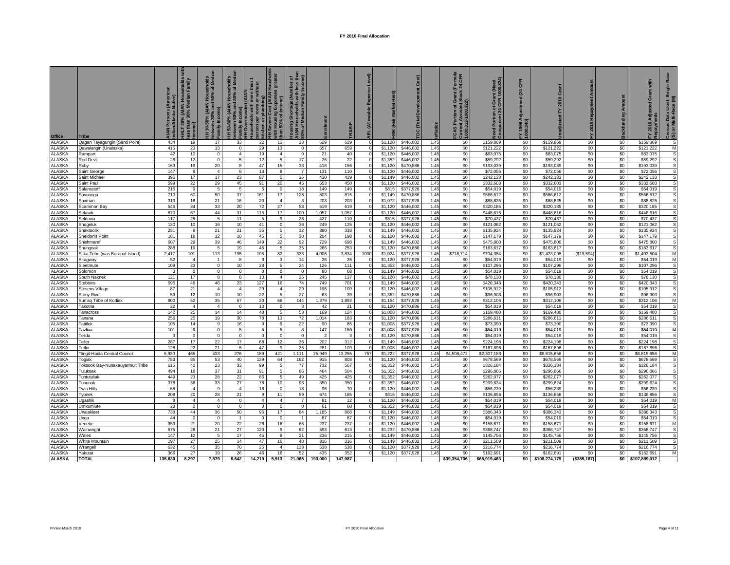# FY 2010 Final Allocation

| Office | Tribe | AIAN Persons (American Indian/Alaska Native) | HHLT 30% (AIAN Households with less than 30% Median Family Income) | HH 30-50% (AIAN Households between 30% and 50% of Median Family Income) | HH 50-80% (AIAN Households between 50% and 80% of Median Family Income) | HH Overcrowded (AIAN Households with more than 1 person per room or without kitchen or plumbing) | HH Severe Cost (AIAN Housholds with Housing Expenses greater than 50% of Income) | Housing Shortage (Number of AIAN Households with less than 80% of Median Family Income) | Enrollment | TRSAIP | AEL (Allowable Expense Level) | FMR (Fair Market Rent) | TDC (Total Development Cost) | Inflation | FCAS Portion of Grant (Formula Current Assisted Stock 24 CFR 1000.312-1000.322) | Need Portion of Grant (Need Component 24 CFR 1000.324) | FY 1996 Adjustment (24 CFR 1000.340) | Unadjusted FY 2010 Grant | FY 2010 Repayment Amount | Backfunding Amount | FY 2010 Adjusted Grant with Repayments | Census Data Used: Single Race (S) or Multi-Race (M) |
|---|---|---|---|---|---|---|---|---|---|---|---|---|---|---|---|---|---|---|---|---|---|---|
| ALASKA | Qagan Tayagungin (Sand Point) | 434 | 19 | 17 | 33 | 22 | 13 | 33 | 629 | 629 | 0 | $1,120 | $446,002 | 1.45 | $0 | $159,869 | $0 | $159,869 | $0 | $0 | $159,869 | S |
| ALASKA | Qawalangin (Unalaska) | 415 | 23 | 13 | 0 | 29 | 13 | 0 | 657 | 659 | 0 | $1,120 | $446,002 | 1.45 | $0 | $121,222 | $0 | $121,222 | $0 | $0 | $121,222 | M |
| ALASKA | Rampart | 42 | 10 | 0 | 4 | 19 | 4 | 9 | 21 | 40 | 0 | $1,120 | $446,002 | 1.45 | $0 | $63,075 | $0 | $63,075 | $0 | $0 | $63,075 | S |
| ALASKA | Red Devil | 26 | 12 | 0 | 5 | 12 | 5 | 17 | 26 | 22 | 0 | $1,352 | $446,002 | 1.45 | $0 | $59,292 | $0 | $59,292 | $0 | $0 | $59,292 | S |
| ALASKA | Ruby | 163 | 19 | 20 | 8 | 47 | 15 | 33 | 418 | 156 | 0 | $1,120 | $470,886 | 1.45 | $0 | $193,039 | $0 | $193,039 | $0 | $0 | $193,039 | S |
| ALASKA | Saint George | 147 | 8 | 4 | 8 | 13 | 8 | 7 | 131 | 110 | 0 | $1,120 | $446,002 | 1.45 | $0 | $72,056 | $0 | $72,056 | $0 | $0 | $72,056 | S |
| ALASKA | Saint Michael | 395 | 17 | 17 | 23 | 87 | 5 | 36 | 430 | 429 | 0 | $1,149 | $446,002 | 1.45 | $0 | $242,133 | $0 | $242,133 | $0 | $0 | $242,133 | S |
| ALASKA | Saint Paul | 599 | 22 | 29 | 45 | 91 | 20 | 45 | 653 | 450 | 0 | $1,120 | $446,002 | 1.45 | $0 | $332,603 | $0 | $332,603 | $0 | $0 | $332,603 | S |
| ALASKA | Salamatoff | 215 | 9 | 5 | 5 | 5 | 0 | 18 | 149 | 149 | 0 | $815 | $377,928 | 1.45 | $0 | $54,019 | $0 | $54,019 | $0 | $0 | $54,019 | S |
| ALASKA | Savoonga | 710 | 60 | 50 | 37 | 161 | 17 | 128 | 803 | 815 | 0 | $1,149 | $470,886 | 1.45 | $0 | $566,612 | $0 | $566,612 | $0 | $0 | $566,612 | S |
| ALASKA | Saxman | 319 | 18 | 21 | 16 | 20 | 4 | 3 | 203 | 203 | 0 | $1,072 | $377,928 | 1.45 | $0 | $88,825 | $0 | $88,825 | $0 | $0 | $88,825 | S |
| ALASKA | Scammon Bay | 546 | 34 | 33 | 20 | 72 | 27 | 53 | 619 | 619 | 0 | $1,120 | $446,002 | 1.45 | $0 | $320,185 | $0 | $320,185 | $0 | $0 | $320,185 | S |
| ALASKA | Selawik | 870 | 67 | 44 | 31 | 115 | 17 | 100 | 1,057 | 1,057 | 0 | $1,120 | $446,002 | 1.45 | $0 | $448,616 | $0 | $448,616 | $0 | $0 | $448,616 | S |
| ALASKA | Seldovia | 117 | 25 | 5 | 11 | 5 | 9 | 23 | 427 | 110 | 0 | $815 | $377,928 | 1.45 | $0 | $70,437 | $0 | $70,437 | $0 | $0 | $70,437 | S |
| ALASKA | Shageluk | 130 | 10 | 16 | 10 | 41 | 0 | 36 | 249 | 125 | 0 | $1,120 | $446,002 | 1.45 | $0 | $121,062 | $0 | $121,062 | $0 | $0 | $121,062 | S |
| ALASKA | Shaktoolik | 251 | 9 | 21 | 21 | 35 | 5 | 32 | 380 | 338 | 0 | $1,149 | $446,002 | 1.45 | $0 | $135,924 | $0 | $135,924 | $0 | $0 | $135,924 | S |
| ALASKA | Sheldon's Point | 181 | 18 | 12 | 10 | 45 | 5 | 30 | 204 | 198 | 0 | $1,120 | $446,002 | 1.45 | $0 | $147,179 | $0 | $147,179 | $0 | $0 | $147,179 | S |
| ALASKA | Shishmaref | 607 | 29 | 39 | 46 | 149 | 22 | 92 | 729 | 698 | 0 | $1,149 | $446,002 | 1.45 | $0 | $475,800 | $0 | $475,800 | $0 | $0 | $475,800 | S |
| ALASKA | Shungnak | 288 | 19 | 5 | 19 | 45 | 5 | 35 | 266 | 253 | 0 | $1,120 | $470,886 | 1.45 | $0 | $163,617 | $0 | $163,617 | $0 | $0 | $163,617 | S |
| ALASKA | Sitka Tribe (was Baranof Island) | 2,417 | 101 | 113 | 195 | 105 | 82 | 338 | 4,006 | 3,834 | 1000 | $1,024 | $377,928 | 1.45 | $718,714 | $704,384 | $0 | $1,423,098 | ($19,594) | $0 | $1,403,504 | M |
| ALASKA | Skagway | 52 | 4 | 1 | 8 | 3 | 3 | 14 | 26 | 26 | 0 | $1,120 | $377,928 | 1.45 | $0 | $54,019 | $0 | $54,019 | $0 | $0 | $54,019 | M |
| ALASKA | Sleetmute | 109 | 23 | 0 | 10 | 28 | 5 | 24 | 126 | 111 | 0 | $1,352 | $446,002 | 1.45 | $0 | $107,296 | $0 | $107,296 | $0 | $0 | $107,296 | S |
| ALASKA | Solomon | 3 | 0 | 0 | 0 | 0 | 0 | 0 | 80 | 68 | 0 | $1,149 | $446,002 | 1.45 | $0 | $54,019 | $0 | $54,019 | $0 | $0 | $54,019 | S |
| ALASKA | South Naknek | 121 | 17 | 8 | 8 | 13 | 4 | 25 | 245 | 137 | 0 | $1,120 | $446,002 | 1.45 | $0 | $78,130 | $0 | $78,130 | $0 | $0 | $78,130 | S |
| ALASKA | Stebbins | 595 | 46 | 46 | 23 | 127 | 16 | 74 | 749 | 701 | 0 | $1,149 | $446,002 | 1.45 | $0 | $420,343 | $0 | $420,343 | $0 | $0 | $420,343 | S |
| ALASKA | Stevens Village | 87 | 21 | 4 | 4 | 29 | 4 | 29 | 196 | 109 | 0 | $1,120 | $446,002 | 1.45 | $0 | $105,912 | $0 | $105,912 | $0 | $0 | $105,912 | S |
| ALASKA | Stony River | 59 | 12 | 10 | 10 | 22 | 5 | 27 | 63 | 39 | 0 | $1,352 | $470,886 | 1.45 | $0 | $96,903 | $0 | $96,903 | $0 | $0 | $96,903 | S |
| ALASKA | Sun'aq Tribe of Kodiak | 900 | 52 | 35 | 57 | 20 | 66 | 144 | 1,379 | 1,892 | 0 | $1,154 | $377,928 | 1.45 | $0 | $312,106 | $0 | $312,106 | $0 | $0 | $312,106 | M |
| ALASKA | Takotna | 22 | 4 | 4 | 0 | 13 | 0 | 8 | 42 | 21 | 0 | $1,120 | $470,886 | 1.45 | $0 | $54,019 | $0 | $54,019 | $0 | $0 | $54,019 | S |
| ALASKA | Tanacross | 142 | 25 | 14 | 14 | 48 | 5 | 53 | 169 | 124 | 0 | $1,008 | $446,002 | 1.45 | $0 | $169,480 | $0 | $169,480 | $0 | $0 | $169,480 | S |
| ALASKA | Tanana | 256 | 25 | 19 | 30 | 78 | 13 | 72 | 1,014 | 183 | 0 | $1,120 | $470,886 | 1.45 | $0 | $286,611 | $0 | $286,611 | $0 | $0 | $286,611 | S |
| ALASKA | Tatitlek | 105 | 14 | 9 | 16 | 9 | 9 | 22 | 90 | 85 | 0 | $1,008 | $377,928 | 1.45 | $0 | $73,390 | $0 | $73,390 | $0 | $0 | $73,390 | S |
| ALASKA | Tazlina | 101 | 9 | 0 | 5 | 5 | 5 | 8 | 147 | 159 | 0 | $1,008 | $377,928 | 1.45 | $0 | $54,019 | $0 | $54,019 | $0 | $0 | $54,019 | M |
| ALASKA | Telida | 3 | 0 | 0 | 0 | 0 | 0 | 0 | 2 | 3 | 0 | $1,120 | $470,886 | 1.45 | $0 | $54,019 | $0 | $54,019 | $0 | $0 | $54,019 | S |
| ALASKA | Teller | 287 | 17 | 22 | 17 | 68 | 12 | 36 | 202 | 312 | 0 | $1,149 | $446,002 | 1.45 | $0 | $224,198 | $0 | $224,198 | $0 | $0 | $224,198 | S |
| ALASKA | Tetlin | 128 | 22 | 21 | 5 | 47 | 9 | 35 | 281 | 109 | 0 | $1,008 | $446,002 | 1.45 | $0 | $167,896 | $0 | $167,896 | $0 | $0 | $167,896 | S |
| ALASKA | Tlingit-Haida Central Council | 5,930 | 465 | 433 | 276 | 189 | 421 | 1,111 | 25,949 | 13,255 | 757 | $1,222 | $377,928 | 1.45 | $4,508,472 | $2,307,183 | $0 | $6,815,656 | $0 | $0 | $6,815,656 | M |
| ALASKA | Togiak | 783 | 85 | 53 | 40 | 139 | 64 | 162 | 915 | 808 | 0 | $1,120 | $446,002 | 1.45 | $0 | $678,569 | $0 | $678,569 | $0 | $0 | $678,569 | S |
| ALASKA | Toksook Bay-Nunakauyarmuit Tribe | 615 | 40 | 23 | 33 | 99 | 5 | 77 | 732 | 567 | 0 | $1,352 | $446,002 | 1.45 | $0 | $326,184 | $0 | $326,184 | $0 | $0 | $326,184 | S |
| ALASKA | Tuluksak | 494 | 18 | 37 | 31 | 91 | 5 | 86 | 464 | 504 | 0 | $1,352 | $446,002 | 1.45 | $0 | $296,866 | $0 | $296,866 | $0 | $0 | $296,866 | S |
| ALASKA | Tuntutuliak | 449 | 23 | 28 | 22 | 86 | 5 | 49 | 425 | 425 | 0 | $1,352 | $446,002 | 1.45 | $0 | $262,077 | $0 | $262,077 | $0 | $0 | $262,077 | S |
| ALASKA | Tununak | 378 | 36 | 33 | 27 | 78 | 10 | 96 | 350 | 350 | 0 | $1,352 | $446,002 | 1.45 | $0 | $299,624 | $0 | $299,624 | $0 | $0 | $299,624 | S |
| ALASKA | Twin Hills | 65 | 4 | 9 | 4 | 18 | 0 | 18 | 96 | 70 | 0 | $1,120 | $446,002 | 1.45 | $0 | $56,239 | $0 | $56,239 | $0 | $0 | $56,239 | S |
| ALASKA | Tyonek | 208 | 20 | 28 | 21 | 9 | 11 | 59 | 674 | 185 | 0 | $815 | $446,002 | 1.45 | $0 | $136,856 | $0 | $136,856 | $0 | $0 | $136,856 | S |
| ALASKA | Ugashik | 8 | 4 | 4 | 0 | 4 | 4 | 7 | 81 | 12 | 0 | $1,120 | $446,002 | 1.45 | $0 | $54,019 | $0 | $54,019 | $0 | $0 | $54,019 | M |
| ALASKA | Umkumiute | 23 | 0 | 0 | 0 | 0 | 0 | 0 | 61 | 60 | 0 | $1,352 | $446,002 | 1.45 | $0 | $54,019 | $0 | $54,019 | $0 | $0 | $54,019 | S |
| ALASKA | Unalakleet | 738 | 44 | 36 | 50 | 96 | 17 | 84 | 1,185 | 868 | 0 | $1,149 | $446,002 | 1.45 | $0 | $386,343 | $0 | $386,343 | $0 | $0 | $386,343 | S |
| ALASKA | Unga | 44 | 0 | 0 | 1 | 0 | 0 | 1 | 87 | 87 | 0 | $1,120 | $446,002 | 1.45 | $0 | $54,019 | $0 | $54,019 | $0 | $0 | $54,019 | S |
| ALASKA | Venetie | 359 | 21 | 20 | 22 | 26 | 16 | 63 | 237 | 237 | 0 | $1,120 | $446,002 | 1.45 | $0 | $158,671 | $0 | $158,671 | $0 | $0 | $158,671 | M |
| ALASKA | Wainwright | 575 | 28 | 21 | 27 | 120 | 9 | 62 | 593 | 613 | 0 | $1,232 | $470,886 | 1.45 | $0 | $368,747 | $0 | $368,747 | $0 | $0 | $368,747 | S |
| ALASKA | Wales | 147 | 12 | 5 | 17 | 45 | 9 | 21 | 236 | 215 | 0 | $1,149 | $446,002 | 1.45 | $0 | $145,756 | $0 | $145,756 | $0 | $0 | $145,756 | S |
| ALASKA | White Mountain | 197 | 27 | 25 | 14 | 47 | 16 | 48 | 316 | 316 | 0 | $1,149 | $446,002 | 1.45 | $0 | $211,509 | $0 | $211,509 | $0 | $0 | $211,509 | S |
| ALASKA | Wrangell | 632 | 45 | 35 | 70 | 25 | 4 | 133 | 538 | 538 | 0 | $1,120 | $377,928 | 1.45 | $0 | $216,774 | $0 | $216,774 | $0 | $0 | $216,774 | S |
| ALASKA | Yakutat | 366 | 27 | 19 | 26 | 46 | 16 | 52 | 435 | 352 | 0 | $1,120 | $377,928 | 1.45 | $0 | $162,691 | $0 | $162,691 | $0 | $0 | $162,691 | M |
| **ALASKA** | **TOTAL** | **135,630** | **8,297** | **7,879** | **8,642** | **14,219** | **5,913** | **21,065** | **193,000** | **147,987** | | | | | **$39,354,706** | **$68,919,463** | **$0** | **$108,274,179** | **($385,167)** | **$0** | **$107,889,012** | |

Printed March 2010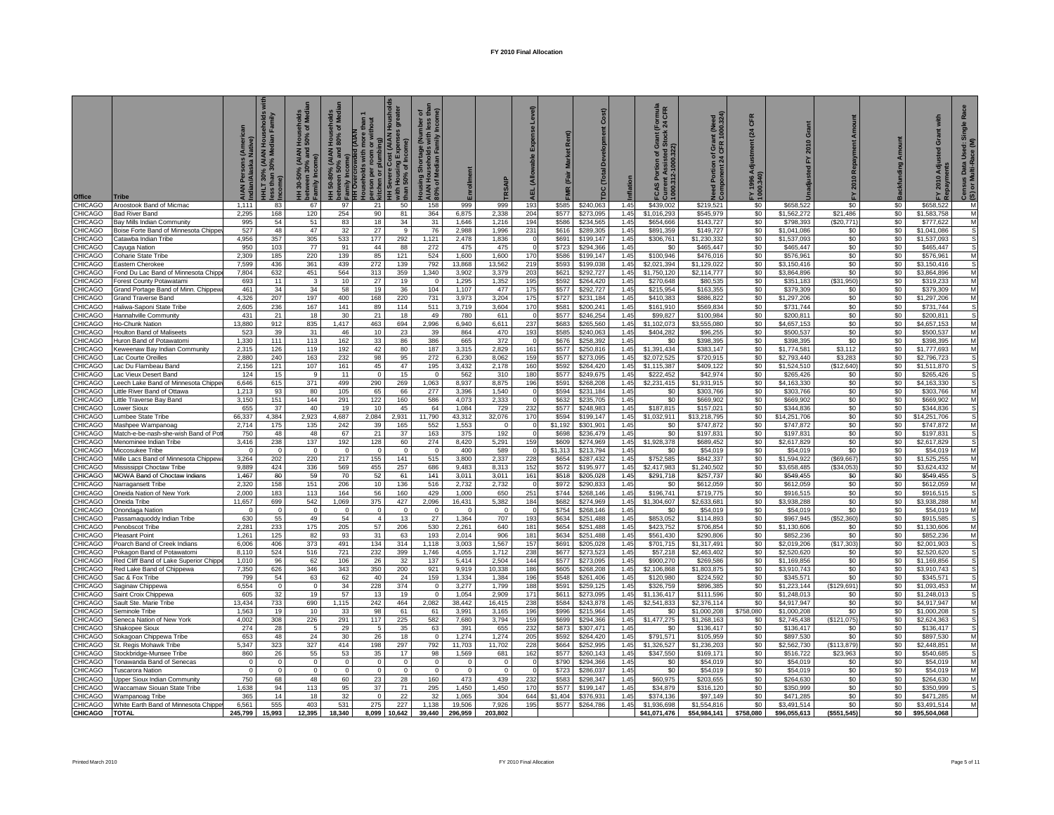# FY 2010 Final Allocation

| Office | Tribe | AIAN Persons (American Indian/Alaska Native) | HHLT 30% (AIAN Households with less than 30% Median Family Income) | HH 30-50% (AIAN Households between 30% and 50% of Median Family Income) | HH 50-80% (AIAN Households between 50% and 80% of Median Family Income) | HH Overcrowded (AIAN Households with more than 1 person per room or without kitchen or plumbing) | HH Severe Cost (AIAN Housholds with Housing Expenses greater than 50% of Income) | Housing Shortage (Number of AIAN Households with less than 80% of Median Family Income) | Enrollment | TRSAIP | AEL (Allowable Expense Level) | FMR (Fair Market Rent) | TDC (Total Development Cost) | Inflation | FCAS Portion of Grant (Formula Current Assisted Stock 24 CFR 1000.312-1000.322) | Need Portion of Grant (Need Component 24 CFR 1000.324) | FY 1996 Adjustment (24 CFR 1000.340) | Unadjusted FY 2010 Grant | FY 2010 Repayment Amount | Backfunding Amount | FY 2010 Adjusted Grant with Repayments | Census Data Used: Single Race (S) or Multi-Race (M) |
|---|---|---|---|---|---|---|---|---|---|---|---|---|---|---|---|---|---|---|---|---|---|---|
| CHICAGO | Aroostook Band of Micmac | 1,111 | 83 | 67 | 97 | 21 | 50 | 158 | 999 | 999 | 193 | $585 | $240,063 | 1.45 | $439,002 | $219,521 | $0 | $658,522 | $0 | $0 | $658,522 | M |
| CHICAGO | Bad River Band | 2,295 | 168 | 120 | 254 | 90 | 81 | 364 | 6,875 | 2,338 | 204 | $577 | $273,095 | 1.45 | $1,016,293 | $545,979 | $0 | $1,562,272 | $21,486 | $0 | $1,583,758 | M |
| CHICAGO | Bay Mills Indian Community | 995 | 54 | 51 | 83 | 18 | 34 | 31 | 1,646 | 1,216 | 194 | $586 | $234,565 | 1.45 | $654,666 | $143,727 | $0 | $798,393 | ($20,771) | $0 | $777,622 | M |
| CHICAGO | Boise Forte Band of Minnesota Chippe | 527 | 48 | 47 | 32 | 27 | 9 | 76 | 2,988 | 1,996 | 231 | $616 | $289,305 | 1.45 | $891,359 | $149,727 | $0 | $1,041,086 | $0 | $0 | $1,041,086 | S |
| CHICAGO | Catawba Indian Tribe | 4,956 | 357 | 305 | 533 | 177 | 292 | 1,121 | 2,478 | 1,836 | 0 | $691 | $199,147 | 1.45 | $306,761 | $1,230,332 | $0 | $1,537,093 | $0 | $0 | $1,537,093 | S |
| CHICAGO | Cayuga Nation | 950 | 103 | 77 | 91 | 44 | 88 | 272 | 475 | 475 | 0 | $723 | $294,366 | 1.45 | $0 | $465,447 | $0 | $465,447 | $0 | $0 | $465,447 | S |
| CHICAGO | Coharie State Tribe | 2,309 | 185 | 220 | 139 | 85 | 121 | 524 | 1,600 | 1,600 | 170 | $586 | $199,147 | 1.45 | $100,946 | $476,016 | $0 | $576,961 | $0 | $0 | $576,961 | M |
| CHICAGO | Eastern Cherokee | 7,599 | 436 | 361 | 439 | 272 | 139 | 792 | 13,868 | 13,562 | 219 | $593 | $199,038 | 1.45 | $2,021,394 | $1,129,022 | $0 | $3,150,416 | $0 | $0 | $3,150,416 | S |
| CHICAGO | Fond Du Lac Band of Minnesota Chipp | 7,804 | 632 | 451 | 564 | 313 | 359 | 1,340 | 3,902 | 3,379 | 203 | $621 | $292,727 | 1.45 | $1,750,120 | $2,114,777 | $0 | $3,864,896 | $0 | $0 | $3,864,896 | M |
| CHICAGO | Forest County Potawatami | 693 | 11 | 3 | 10 | 27 | 19 | 0 | 1,295 | 1,352 | 195 | $592 | $264,420 | 1.45 | $270,648 | $80,535 | $0 | $351,183 | ($31,950) | $0 | $319,233 | M |
| CHICAGO | Grand Portage Band of Minn. Chippew | 461 | 34 | 34 | 58 | 19 | 36 | 104 | 1,107 | 477 | 175 | $577 | $292,727 | 1.45 | $215,954 | $163,355 | $0 | $379,309 | $0 | $0 | $379,309 | M |
| CHICAGO | Grand Traverse Band | 4,326 | 207 | 197 | 400 | 168 | 220 | 731 | 3,973 | 3,204 | 175 | $727 | $231,184 | 1.45 | $410,383 | $886,822 | $0 | $1,297,206 | $0 | $0 | $1,297,206 | M |
| CHICAGO | Haliwa-Saponi State Tribe | 2,605 | 236 | 167 | 141 | 89 | 114 | 511 | 3,719 | 3,604 | 170 | $581 | $200,241 | 1.45 | $161,910 | $569,834 | $0 | $731,744 | $0 | $0 | $731,744 | S |
| CHICAGO | Hannahville Community | 431 | 21 | 18 | 30 | 21 | 18 | 49 | 780 | 611 | 0 | $577 | $246,254 | 1.45 | $99,827 | $100,984 | $0 | $200,811 | $0 | $0 | $200,811 | S |
| CHICAGO | Ho-Chunk Nation | 13,880 | 912 | 835 | 1,417 | 463 | 694 | 2,996 | 6,940 | 6,611 | 237 | $683 | $265,560 | 1.45 | $1,102,073 | $3,555,080 | $0 | $4,657,153 | $0 | $0 | $4,657,153 | M |
| CHICAGO | Houlton Band of Maliseets | 523 | 39 | 31 | 46 | 10 | 23 | 39 | 864 | 470 | 193 | $585 | $240,063 | 1.45 | $404,282 | $96,255 | $0 | $500,537 | $0 | $0 | $500,537 | M |
| CHICAGO | Huron Band of Potawatomi | 1,330 | 111 | 113 | 162 | 33 | 86 | 386 | 665 | 372 | 0 | $676 | $258,392 | 1.45 | $0 | $398,395 | $0 | $398,395 | $0 | $0 | $398,395 | M |
| CHICAGO | Keweenaw Bay Indian Community | 2,315 | 126 | 119 | 192 | 42 | 80 | 187 | 3,315 | 2,829 | 161 | $577 | $250,816 | 1.45 | $1,391,434 | $383,147 | $0 | $1,774,581 | $3,112 | $0 | $1,777,693 | M |
| CHICAGO | Lac Courte Oreilles | 2,880 | 240 | 163 | 232 | 98 | 95 | 272 | 6,230 | 8,062 | 159 | $577 | $273,095 | 1.45 | $2,072,525 | $720,915 | $0 | $2,793,440 | $3,283 | $0 | $2,796,723 | S |
| CHICAGO | Lac Du Flambeau Band | 2,156 | 121 | 107 | 161 | 45 | 47 | 195 | 3,432 | 2,178 | 160 | $592 | $264,420 | 1.45 | $1,115,387 | $409,122 | $0 | $1,524,510 | ($12,640) | $0 | $1,511,870 | S |
| CHICAGO | Lac Vieux Desert Band | 124 | 15 | 11 | 0 | 15 | 0 | 0 | 562 | 310 | 180 | $577 | $249,675 | 1.45 | $222,452 | $42,974 | $0 | $265,426 | $0 | $0 | $265,426 | S |
| CHICAGO | Leech Lake Band of Minnesota Chippe | 6,646 | 615 | 371 | 499 | 290 | 269 | 1,063 | 8,937 | 8,875 | 196 | $591 | $268,208 | 1.45 | $2,231,415 | $1,931,915 | $0 | $4,163,330 | $0 | $0 | $4,163,330 | S |
| CHICAGO | Little River Band of Ottawa | 1,213 | 93 | 80 | 105 | 65 | 66 | 277 | 3,396 | 1,540 | 0 | $594 | $231,184 | 1.45 | $0 | $303,766 | $0 | $303,766 | $0 | $0 | $303,766 | M |
| CHICAGO | Little Traverse Bay Band | 3,150 | 151 | 144 | 291 | 122 | 160 | 586 | 4,073 | 2,333 | 0 | $632 | $235,705 | 1.45 | $0 | $669,902 | $0 | $669,902 | $0 | $0 | $669,902 | M |
| CHICAGO | Lower Sioux | 655 | 37 | 40 | 19 | 10 | 45 | 64 | 1,084 | 729 | 232 | $577 | $248,983 | 1.45 | $187,815 | $157,021 | $0 | $344,836 | $0 | $0 | $344,836 | S |
| CHICAGO | Lumbee State Tribe | 66,337 | 4,384 | 2,923 | 4,687 | 2,084 | 2,931 | 11,790 | 43,312 | 32,076 | 170 | $594 | $199,147 | 1.45 | $1,032,911 | $13,218,795 | $0 | $14,251,706 | $0 | $0 | $14,251,706 | S |
| CHICAGO | Mashpee Wampanoag | 2,714 | 175 | 135 | 242 | 39 | 165 | 552 | 1,553 | 0 | 0 | $1,192 | $301,901 | 1.45 | $0 | $747,872 | $0 | $747,872 | $0 | $0 | $747,872 | M |
| CHICAGO | Match-e-be-nash-she-wish Band of Pot | 750 | 48 | 48 | 67 | 21 | 37 | 163 | 375 | 192 | 0 | $698 | $236,479 | 1.45 | $0 | $197,831 | $0 | $197,831 | $0 | $0 | $197,831 | S |
| CHICAGO | Menominee Indian Tribe | 3,416 | 238 | 137 | 192 | 128 | 60 | 274 | 8,420 | 5,291 | 159 | $609 | $274,969 | 1.45 | $1,928,378 | $689,452 | $0 | $2,617,829 | $0 | $0 | $2,617,829 | S |
| CHICAGO | Miccosukee Tribe | 0 | 0 | 0 | 0 | 0 | 0 | 0 | 400 | 589 | 0 | $1,313 | $213,794 | 1.45 | $0 | $54,019 | $0 | $54,019 | $0 | $0 | $54,019 | M |
| CHICAGO | Mille Lacs Band of Minnesota Chippew | 3,264 | 202 | 220 | 217 | 155 | 141 | 515 | 3,800 | 2,337 | 228 | $654 | $287,432 | 1.45 | $752,585 | $842,337 | $0 | $1,594,922 | ($69,667) | $0 | $1,525,255 | M |
| CHICAGO | Mississippi Choctaw Tribe | 9,889 | 424 | 336 | 569 | 455 | 257 | 686 | 9,483 | 8,313 | 152 | $572 | $195,977 | 1.45 | $2,417,983 | $1,240,502 | $0 | $3,658,485 | ($34,053) | $0 | $3,624,432 | M |
| CHICAGO | MOWA Band of Choctaw Indians | 1,467 | 80 | 59 | 70 | 52 | 61 | 141 | 3,011 | 3,011 | 161 | $518 | $205,028 | 1.45 | $291,718 | $257,737 | $0 | $549,455 | $0 | $0 | $549,455 | S |
| CHICAGO | Narragansett Tribe | 2,320 | 158 | 151 | 206 | 10 | 136 | 516 | 2,732 | 2,732 | 0 | $972 | $290,833 | 1.45 | $0 | $612,059 | $0 | $612,059 | $0 | $0 | $612,059 | M |
| CHICAGO | Oneida Nation of New York | 2,000 | 183 | 113 | 164 | 56 | 160 | 429 | 1,000 | 650 | 251 | $744 | $268,146 | 1.45 | $196,741 | $719,775 | $0 | $916,515 | $0 | $0 | $916,515 | S |
| CHICAGO | Oneida Tribe | 11,657 | 699 | 542 | 1,069 | 375 | 427 | 2,096 | 16,431 | 5,382 | 184 | $682 | $274,969 | 1.45 | $1,304,607 | $2,633,681 | $0 | $3,938,288 | $0 | $0 | $3,938,288 | M |
| CHICAGO | Onondaga Nation | 0 | 0 | 0 | 0 | 0 | 0 | 0 | 0 | 0 | 0 | $754 | $268,146 | 1.45 | $0 | $54,019 | $0 | $54,019 | $0 | $0 | $54,019 | M |
| CHICAGO | Passamaquoddy Indian Tribe | 630 | 55 | 49 | 54 | 4 | 13 | 27 | 1,364 | 707 | 193 | $634 | $251,488 | 1.45 | $853,052 | $114,893 | $0 | $967,945 | ($52,360) | $0 | $915,585 | S |
| CHICAGO | Penobscot Tribe | 2,281 | 233 | 175 | 205 | 57 | 206 | 530 | 2,261 | 640 | 181 | $654 | $251,488 | 1.45 | $423,752 | $706,854 | $0 | $1,130,606 | $0 | $0 | $1,130,606 | M |
| CHICAGO | Pleasant Point | 1,261 | 125 | 82 | 93 | 31 | 63 | 193 | 2,014 | 906 | 181 | $634 | $251,488 | 1.45 | $561,430 | $290,806 | $0 | $852,236 | $0 | $0 | $852,236 | M |
| CHICAGO | Poarch Band of Creek Indians | 6,006 | 406 | 373 | 491 | 134 | 314 | 1,118 | 3,003 | 1,567 | 157 | $691 | $205,028 | 1.45 | $701,715 | $1,317,491 | $0 | $2,019,206 | ($17,303) | $0 | $2,001,903 | S |
| CHICAGO | Pokagon Band of Potawatomi | 8,110 | 524 | 516 | 721 | 232 | 399 | 1,746 | 4,055 | 1,712 | 238 | $677 | $273,523 | 1.45 | $57,218 | $2,463,402 | $0 | $2,520,620 | $0 | $0 | $2,520,620 | S |
| CHICAGO | Red Cliff Band of Lake Superior Chipp | 1,010 | 96 | 62 | 106 | 26 | 32 | 137 | 5,414 | 2,504 | 144 | $577 | $273,095 | 1.45 | $900,270 | $269,586 | $0 | $1,169,856 | $0 | $0 | $1,169,856 | S |
| CHICAGO | Red Lake Band of Chippewa | 7,350 | 626 | 346 | 343 | 350 | 200 | 921 | 9,919 | 10,338 | 186 | $605 | $268,208 | 1.45 | $2,106,868 | $1,803,875 | $0 | $3,910,743 | $0 | $0 | $3,910,743 | S |
| CHICAGO | Sac & Fox Tribe | 799 | 54 | 63 | 62 | 40 | 24 | 159 | 1,334 | 1,384 | 196 | $548 | $261,406 | 1.45 | $120,980 | $224,592 | $0 | $345,571 | $0 | $0 | $345,571 | S |
| CHICAGO | Saginaw Chippewa | 6,554 | 0 | 0 | 34 | 228 | 374 | 0 | 3,277 | 1,799 | 188 | $591 | $259,125 | 1.45 | $326,759 | $896,385 | $0 | $1,223,144 | ($129,691) | $0 | $1,093,453 | M |
| CHICAGO | Saint Croix Chippewa | 605 | 32 | 19 | 57 | 13 | 19 | 0 | 1,054 | 2,909 | 171 | $611 | $273,095 | 1.45 | $1,136,417 | $111,596 | $0 | $1,248,013 | $0 | $0 | $1,248,013 | S |
| CHICAGO | Sault Ste. Marie Tribe | 13,434 | 733 | 690 | 1,115 | 242 | 464 | 2,082 | 38,442 | 16,415 | 238 | $584 | $243,878 | 1.45 | $2,541,833 | $2,376,114 | $0 | $4,917,947 | $0 | $0 | $4,917,947 | M |
| CHICAGO | Seminole Tribe | 1,563 | 19 | 10 | 33 | 98 | 61 | 61 | 3,991 | 3,165 | 196 | $996 | $215,964 | 1.45 | $0 | $1,000,208 | $758,080 | $1,000,208 | $0 | $0 | $1,000,208 | S |
| CHICAGO | Seneca Nation of New York | 4,002 | 308 | 226 | 291 | 117 | 225 | 582 | 7,680 | 3,794 | 159 | $699 | $294,366 | 1.45 | $1,477,275 | $1,268,163 | $0 | $2,745,438 | ($121,075) | $0 | $2,624,363 | S |
| CHICAGO | Shakopee Sioux | 274 | 28 | 5 | 29 | 5 | 35 | 63 | 391 | 655 | 232 | $873 | $307,471 | 1.45 | $0 | $136,417 | $0 | $136,417 | $0 | $0 | $136,417 | S |
| CHICAGO | Sokagoan Chippewa Tribe | 653 | 48 | 24 | 30 | 26 | 18 | 0 | 1,274 | 1,274 | 205 | $592 | $264,420 | 1.45 | $791,571 | $105,959 | $0 | $897,530 | $0 | $0 | $897,530 | M |
| CHICAGO | St. Regis Mohawk Tribe | 5,347 | 323 | 327 | 414 | 198 | 297 | 792 | 11,703 | 11,702 | 228 | $664 | $252,995 | 1.45 | $1,326,527 | $1,236,203 | $0 | $2,562,730 | ($113,879) | $0 | $2,448,851 | M |
| CHICAGO | Stockbridge-Munsee Tribe | 860 | 26 | 55 | 53 | 35 | 17 | 98 | 1,569 | 681 | 162 | $577 | $260,143 | 1.45 | $347,550 | $169,171 | $0 | $516,722 | $23,963 | $0 | $540,685 | S |
| CHICAGO | Tonawanda Band of Senecas | 0 | 0 | 0 | 0 | 0 | 0 | 0 | 0 | 0 | 0 | $790 | $294,366 | 1.45 | $0 | $54,019 | $0 | $54,019 | $0 | $0 | $54,019 | M |
| CHICAGO | Tuscarora Nation | 0 | 0 | 0 | 0 | 0 | 0 | 0 | 0 | 0 | 0 | $723 | $286,037 | 1.45 | $0 | $54,019 | $0 | $54,019 | $0 | $0 | $54,019 | M |
| CHICAGO | Upper Sioux Indian Community | 750 | 68 | 48 | 60 | 23 | 28 | 160 | 473 | 439 | 232 | $583 | $298,347 | 1.45 | $60,975 | $203,655 | $0 | $264,630 | $0 | $0 | $264,630 | M |
| CHICAGO | Waccamaw Siouan State Tribe | 1,638 | 94 | 113 | 95 | 37 | 71 | 295 | 1,450 | 1,450 | 170 | $577 | $199,147 | 1.45 | $34,879 | $316,120 | $0 | $350,999 | $0 | $0 | $350,999 | S |
| CHICAGO | Wampanoag Tribe | 365 | 14 | 18 | 32 | 0 | 22 | 32 | 1,065 | 304 | 644 | $1,404 | $376,931 | 1.45 | $374,136 | $97,149 | $0 | $471,285 | $0 | $0 | $471,285 | M |
| CHICAGO | White Earth Band of Minnesota Chippe | 6,561 | 555 | 403 | 531 | 275 | 227 | 1,138 | 19,506 | 7,926 | 195 | $577 | $264,786 | 1.45 | $1,936,698 | $1,554,816 | $0 | $3,491,514 | $0 | $0 | $3,491,514 | M |
| **CHICAGO** | **TOTAL** | **245,799** | **15,993** | **12,395** | **18,340** | **8,099** | **10,642** | **39,440** | **296,959** | **203,802** | | | | | **$41,071,476** | **$54,984,141** | **$758,080** | **$96,055,613** | **($551,545)** | **$0** | **$95,504,068** | |

Printed March 2010 FY 2010 Final Allocation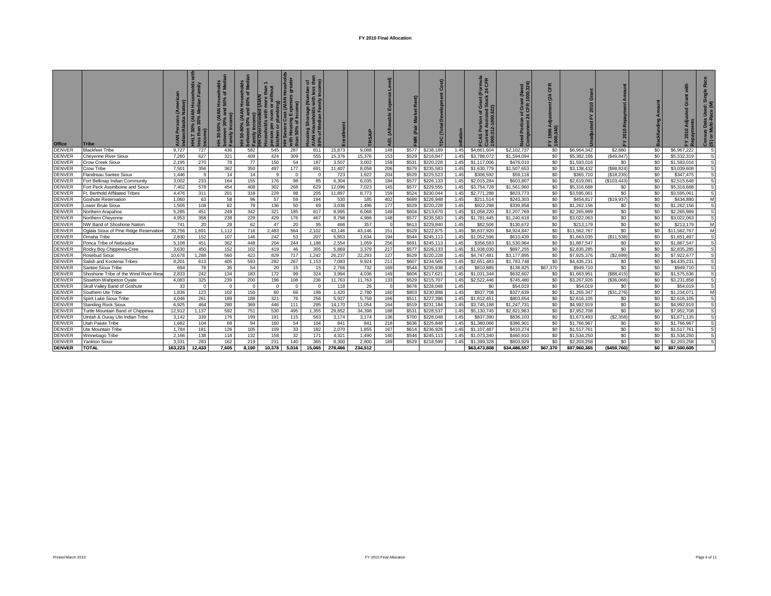# FY 2010 Final Allocation

| Office | Tribe | AIAN Persons (American Indian/Alaska Native) | HHLT 30% (AIAN Households with less than 30% Median Family Income) | HH 30-50% (AIAN Households between 30% and 50% of Median Family Income) | HH 50-80% (AIAN Households between 50% and 80% of Median Family Income) | HH Overcrowded (AIAN Households with more than 1 person per room or without kitchen or plumbing) | HH Severe Cost (AIAN Households with Housing Expenses greater than 50% of Income) | Housing Shortage (Number of AIAN Households with less than 80% of Median Family Income) | Enrollment | TRSAIP | AEL (Allowable Expense Level) | FMR (Fair Market Rent) | TDC (Total Development Cost) | Inflation | FCAS Portion of Grant (Formula Current Assisted Stock 24 CFR 1000.312-1000.322) | Need Portion of Grant (Need Component 24 CFR 1000.324) | FY 1996 Adjustment (24 CFR 1000.340) | Unadjusted FY 2010 Grant | FY 2010 Repayment Amount | Backfunding Amount | FY 2010 Adjusted Grant with Repayments | Census Data Used: Single Race (S) or Multi-Race (M) |
|---|---|---|---|---|---|---|---|---|---|---|---|---|---|---|---|---|---|---|---|---|---|---|
| DENVER | Blackfeet Tribe | 9,727 | 727 | 436 | 582 | 545 | 287 | 811 | 15,873 | 9,088 | 148 | $577 | $238,189 | 1.45 | $4,861,604 | $2,102,737 | $0 | $6,964,342 | $2,880 | $0 | $6,967,222 | S |
| DENVER | Cheyenne River Sioux | 7,260 | 627 | 321 | 409 | 424 | 309 | 555 | 15,376 | 15,376 | 153 | $529 | $216,847 | 1.45 | $3,788,072 | $1,594,094 | $0 | $5,382,166 | ($49,847) | $0 | $5,332,319 | S |
| DENVER | Crow Creek Sioux | 2,195 | 270 | 78 | 77 | 150 | 54 | 187 | 3,507 | 3,002 | 158 | $531 | $220,228 | 1.45 | $1,117,006 | $476,010 | $0 | $1,593,016 | $0 | $0 | $1,593,016 | S |
| DENVER | Crow Tribe | 7,501 | 356 | 362 | 350 | 497 | 177 | 691 | 11,407 | 8,058 | 206 | $579 | $235,583 | 1.45 | $1,630,779 | $1,507,653 | $0 | $3,138,432 | ($98,824) | $0 | $3,039,608 | S |
| DENVER | Flandreau Santee Sioux | 1,446 | 9 | 14 | 14 | 9 | 0 | 0 | 723 | 1,922 | 204 | $529 | $225,523 | 1.45 | $306,592 | $59,118 | $0 | $365,710 | ($18,235) | $0 | $347,475 | S |
| DENVER | Fort Belknap Indian Community | 3,002 | 233 | 164 | 155 | 176 | 98 | 85 | 6,304 | 6,035 | 184 | $577 | $226,133 | 1.45 | $2,015,284 | $603,807 | $0 | $2,619,091 | ($103,443) | $0 | $2,515,648 | S |
| DENVER | Fort Peck Assiniboine and Sioux | 7,402 | 578 | 454 | 408 | 302 | 268 | 629 | 12,096 | 7,023 | 145 | $577 | $229,555 | 1.45 | $3,754,728 | $1,561,960 | $0 | $5,316,688 | $0 | $0 | $5,316,688 | S |
| DENVER | Ft. Berthold Affiliated Tribes | 4,476 | 311 | 201 | 318 | 229 | 98 | 205 | 11,897 | 8,773 | 159 | $524 | $230,044 | 1.45 | $2,771,288 | $823,773 | $0 | $3,595,061 | $0 | $0 | $3,595,061 | S |
| DENVER | Goshute Reservation | 1,060 | 63 | 58 | 96 | 57 | 59 | 194 | 530 | 185 | 402 | $689 | $226,948 | 1.45 | $211,514 | $243,303 | $0 | $454,817 | ($19,937) | $0 | $434,880 | M |
| DENVER | Lower Brule Sioux | 1,505 | 108 | 82 | 78 | 136 | 50 | 69 | 3,036 | 1,496 | 177 | $529 | $220,228 | 1.45 | $922,298 | $339,858 | $0 | $1,262,156 | $0 | $0 | $1,262,156 | S |
| DENVER | Northern Arapahoe | 5,285 | 451 | 249 | 342 | 321 | 185 | 817 | 8,995 | 6,068 | 149 | $604 | $213,670 | 1.45 | $1,058,220 | $1,207,769 | $0 | $2,265,989 | $0 | $0 | $2,265,989 | S |
| DENVER | Northern Cheyenne | 4,953 | 358 | 238 | 229 | 429 | 176 | 467 | 8,798 | 4,986 | 148 | $577 | $235,583 | 1.45 | $1,781,445 | $1,240,618 | $0 | $3,022,063 | $0 | $0 | $3,022,063 | S |
| DENVER | NW Band of Shoshone Nation | 741 | 20 | 28 | 62 | 47 | 20 | 95 | 466 | 357 | 0 | $613 | $229,840 | 1.45 | $82,506 | $130,672 | $0 | $213,179 | $0 | $0 | $213,179 | M |
| DENVER | Oglala Sioux of Pine Ridge Reservation | 30,756 | 1,691 | 1,112 | 716 | 2,483 | 564 | 2,102 | 43,146 | 43,146 | 151 | $529 | $222,875 | 1.45 | $6,637,920 | $4,924,847 | $0 | $11,562,767 | $0 | $0 | $11,562,767 | M |
| DENVER | Omaha Tribe | 2,830 | 152 | 107 | 146 | 242 | 53 | 207 | 5,853 | 1,634 | 194 | $544 | $245,113 | 1.45 | $1,052,596 | $610,439 | $0 | $1,663,035 | ($11,538) | $0 | $1,651,497 | S |
| DENVER | Ponca Tribe of Nebraska | 5,108 | 451 | 362 | 448 | 204 | 244 | 1,188 | 2,554 | 1,059 | 256 | $691 | $245,113 | 1.45 | $356,583 | $1,530,964 | $0 | $1,887,547 | $0 | $0 | $1,887,547 | S |
| DENVER | Rocky Boy Chippewa-Cree | 3,630 | 450 | 152 | 102 | 419 | 46 | 305 | 5,869 | 3,379 | 217 | $577 | $226,133 | 1.45 | $1,938,030 | $897,255 | $0 | $2,835,285 | $0 | $0 | $2,835,285 | S |
| DENVER | Rosebud Sioux | 10,678 | 1,288 | 560 | 423 | 829 | 717 | 1,242 | 26,237 | 22,293 | 127 | $529 | $220,228 | 1.45 | $4,747,481 | $3,177,895 | $0 | $7,925,376 | ($2,699) | $0 | $7,922,677 | S |
| DENVER | Salish and Kootenai Tribes | 8,201 | 613 | 405 | 593 | 282 | 267 | 1,153 | 7,083 | 9,924 | 211 | $607 | $234,565 | 1.45 | $2,651,483 | $1,783,748 | $0 | $4,435,231 | $0 | $0 | $4,435,231 | S |
| DENVER | Santee Sioux Tribe | 694 | 78 | 35 | 54 | 20 | 15 | 15 | 2,766 | 732 | 169 | $544 | $235,938 | 1.45 | $810,885 | $138,825 | $67,370 | $949,710 | $0 | $0 | $949,710 | S |
| DENVER | Shoshone Tribe of the Wind River Rese | 2,833 | 242 | 134 | 183 | 172 | 99 | 324 | 3,994 | 4,036 | 149 | $604 | $217,621 | 1.45 | $1,031,344 | $632,607 | $0 | $1,663,951 | ($88,415) | $0 | $1,575,536 | S |
| DENVER | Sisseton-Wahpeton Oyate | 4,083 | 325 | 239 | 200 | 196 | 108 | 236 | 11,763 | 11,763 | 133 | $529 | $215,707 | 1.45 | $2,522,446 | $745,480 | $0 | $3,267,926 | ($36,068) | $0 | $3,231,858 | S |
| DENVER | Skull Valley Band of Goshute | 33 | 0 | 0 | 0 | 0 | 0 | 0 | 118 | 26 | 0 | $678 | $228,048 | 1.45 | $0 | $54,019 | $0 | $54,019 | $0 | $0 | $54,019 | S |
| DENVER | Southern Ute Tribe | 1,836 | 123 | 102 | 150 | 60 | 66 | 198 | 1,420 | 2,780 | 160 | $803 | $230,898 | 1.45 | $937,708 | $327,639 | $0 | $1,265,347 | ($31,276) | $0 | $1,234,071 | M |
| DENVER | Spirit Lake Sioux Tribe | 4,046 | 261 | 189 | 188 | 321 | 76 | 256 | 5,927 | 5,759 | 166 | $511 | $227,396 | 1.45 | $1,812,451 | $803,654 | $0 | $2,616,105 | $0 | $0 | $2,616,105 | S |
| DENVER | Standing Rock Sioux | 6,925 | 464 | 280 | 369 | 446 | 111 | 295 | 14,170 | 11,054 | 164 | $519 | $231,184 | 1.45 | $3,745,188 | $1,247,731 | $0 | $4,992,919 | $0 | $0 | $4,992,919 | S |
| DENVER | Turtle Mountain Band of Chippewa | 12,912 | 1,137 | 592 | 751 | 530 | 495 | 1,355 | 29,852 | 34,398 | 188 | $531 | $228,537 | 1.45 | $5,130,745 | $2,821,963 | $0 | $7,952,708 | $0 | $0 | $7,952,708 | S |
| DENVER | Uintah & Ouray Ute Indian Tribe | 3,142 | 339 | 176 | 199 | 191 | 115 | 563 | 3,174 | 3,174 | 136 | $700 | $228,048 | 1.45 | $837,390 | $836,103 | $0 | $1,673,493 | ($2,358) | $0 | $1,671,135 | S |
| DENVER | Utah Paiute Tribe | 1,682 | 104 | 69 | 94 | 160 | 54 | 104 | 841 | 841 | 218 | $636 | $225,848 | 1.45 | $1,380,066 | $386,901 | $0 | $1,766,967 | $0 | $0 | $1,766,967 | S |
| DENVER | Ute Mountain Tribe | 1,784 | 181 | 126 | 105 | 109 | 33 | 182 | 2,070 | 1,855 | 167 | $614 | $236,926 | 1.45 | $1,107,487 | $410,274 | $0 | $1,517,761 | $0 | $0 | $1,517,761 | S |
| DENVER | Winnebago Tribe | 2,166 | 138 | 118 | 132 | 158 | 32 | 171 | 4,321 | 1,490 | 140 | $544 | $245,113 | 1.45 | $1,073,340 | $460,910 | $0 | $1,534,250 | $0 | $0 | $1,534,250 | S |
| DENVER | Yankton Sioux | 3,331 | 283 | 162 | 219 | 231 | 140 | 365 | 8,300 | 2,800 | 189 | $529 | $218,599 | 1.45 | $1,399,328 | $803,929 | $0 | $2,203,258 | $0 | $0 | $2,203,258 | S |
| **DENVER** | **TOTAL** | **163,223** | **12,433** | **7,605** | **8,190** | **10,378** | **5,016** | **15,065** | **278,466** | **234,512** | | | | | **$63,473,808** | **$34,486,557** | **$67,370** | **$97,960,365** | **($459,760)** | **$0** | **$97,500,605** | |

Printed March 2010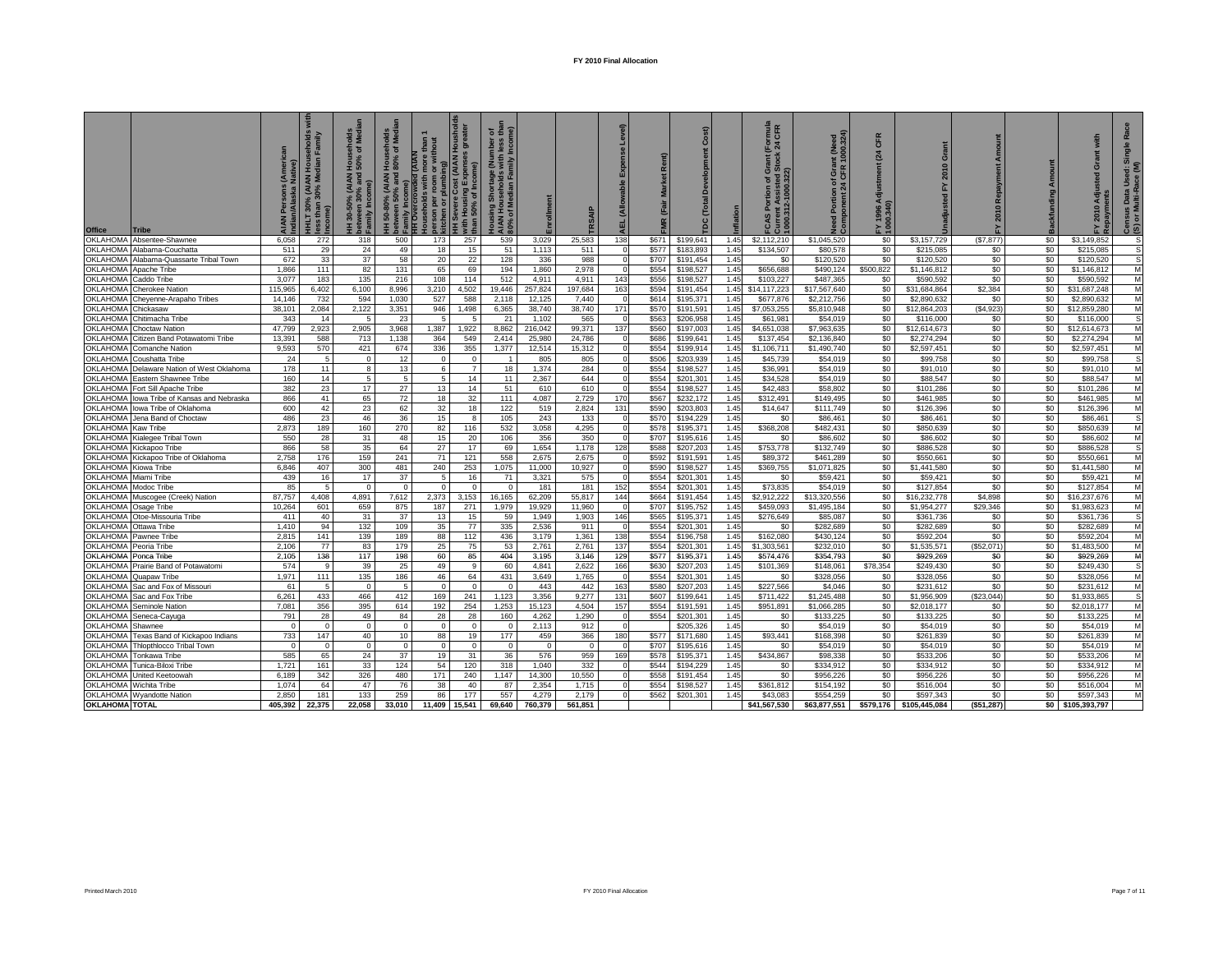# FY 2010 Final Allocation

| Office | Tribe | AIAN Persons (American Indian/Alaska Native) | HHLT 30% (AIAN Households with less than 30% Median Family Income) | HH 30-50% (AIAN Households between 30% and 50% of Median Family Income) | HH 50-80% (AIAN Households between 50% and 80% of Median Family Income) | HH Overcrowded (AIAN Households with more than 1 person per room or without kitchen or plumbing) | HH Severe Cost (AIAN Housholds with Housing Expenses greater than 50% of Income) | Housing Shortage (Number of AIAN Households with less than 80% of Median Family Income) | Enrollment | TRSAIP | AEL (Allowable Expense Level) | FMR (Fair Market Rent) | TDC (Total Development Cost) | Inflation | FCAS Portion of Grant (Formula Current Assisted Stock 24 CFR 1000.312-1000.322) | Need Portion of Grant (Need Component 24 CFR 1000.324) | FY 1996 Adjustment (24 CFR 1000.340) | Unadjusted FY 2010 Grant | FY 2010 Repayment Amount | Backfunding Amount | FY 2010 Adjusted Grant with Repayments | Census Data Used: Single Race (S) or Multi-Race (M) |
|---|---|---|---|---|---|---|---|---|---|---|---|---|---|---|---|---|---|---|---|---|---|---|
| OKLAHOMA | Absentee-Shawnee | 6,058 | 272 | 318 | 500 | 173 | 257 | 539 | 3,029 | 25,583 | 138 | $671 | $199,641 | 1.45 | $2,112,210 | $1,045,520 | $0 | $3,157,729 | ($7,877) | $0 | $3,149,852 | S |
| OKLAHOMA | Alabama-Couchatta | 511 | 29 | 24 | 49 | 18 | 15 | 51 | 1,113 | 511 | 0 | $577 | $183,893 | 1.45 | $134,507 | $80,578 | $0 | $215,085 | $0 | $0 | $215,085 | S |
| OKLAHOMA | Alabama-Quassarte Tribal Town | 672 | 33 | 37 | 58 | 20 | 22 | 128 | 336 | 988 | 0 | $707 | $191,454 | 1.45 | $0 | $120,520 | $0 | $120,520 | $0 | $0 | $120,520 | S |
| OKLAHOMA | Apache Tribe | 1,866 | 111 | 82 | 131 | 65 | 69 | 194 | 1,860 | 2,978 | 0 | $554 | $198,527 | 1.45 | $656,688 | $490,124 | $500,822 | $1,146,812 | $0 | $0 | $1,146,812 | M |
| OKLAHOMA | Caddo Tribe | 3,077 | 183 | 135 | 216 | 108 | 114 | 512 | 4,911 | 4,911 | 143 | $556 | $198,527 | 1.45 | $103,227 | $487,365 | $0 | $590,592 | $0 | $0 | $590,592 | M |
| OKLAHOMA | Cherokee Nation | 115,965 | 6,402 | 6,100 | 8,996 | 3,210 | 4,502 | 19,446 | 257,824 | 197,684 | 163 | $594 | $191,454 | 1.45 | $14,117,223 | $17,567,640 | $0 | $31,684,864 | $2,384 | $0 | $31,687,248 | M |
| OKLAHOMA | Cheyenne-Arapaho Tribes | 14,146 | 732 | 594 | 1,030 | 527 | 588 | 2,118 | 12,125 | 7,440 | 0 | $614 | $195,371 | 1.45 | $677,876 | $2,212,756 | $0 | $2,890,632 | $0 | $0 | $2,890,632 | M |
| OKLAHOMA | Chickasaw | 38,101 | 2,084 | 2,122 | 3,351 | 946 | 1,498 | 6,365 | 38,740 | 38,740 | 171 | $570 | $191,591 | 1.45 | $7,053,255 | $5,810,948 | $0 | $12,864,203 | ($4,923) | $0 | $12,859,280 | M |
| OKLAHOMA | Chitimacha Tribe | 343 | 14 | 5 | 23 | 5 | 5 | 21 | 1,102 | 565 | 0 | $563 | $206,958 | 1.45 | $61,981 | $54,019 | $0 | $116,000 | $0 | $0 | $116,000 | S |
| OKLAHOMA | Choctaw Nation | 47,799 | 2,923 | 2,905 | 3,968 | 1,387 | 1,922 | 8,862 | 216,042 | 99,371 | 137 | $560 | $197,003 | 1.45 | $4,651,038 | $7,963,635 | $0 | $12,614,673 | $0 | $0 | $12,614,673 | M |
| OKLAHOMA | Citizen Band Potawatomi Tribe | 13,391 | 588 | 713 | 1,138 | 364 | 549 | 2,414 | 25,980 | 24,786 | 0 | $686 | $199,641 | 1.45 | $137,454 | $2,136,840 | $0 | $2,274,294 | $0 | $0 | $2,274,294 | M |
| OKLAHOMA | Comanche Nation | 9,593 | 570 | 421 | 674 | 336 | 355 | 1,377 | 12,514 | 15,312 | 0 | $554 | $199,914 | 1.45 | $1,106,711 | $1,490,740 | $0 | $2,597,451 | $0 | $0 | $2,597,451 | M |
| OKLAHOMA | Coushatta Tribe | 24 | 5 | 0 | 12 | 0 | 0 | 1 | 805 | 805 | 0 | $506 | $203,939 | 1.45 | $45,739 | $54,019 | $0 | $99,758 | $0 | $0 | $99,758 | S |
| OKLAHOMA | Delaware Nation of West Oklahoma | 178 | 11 | 8 | 13 | 6 | 7 | 18 | 1,374 | 284 | 0 | $554 | $198,527 | 1.45 | $36,991 | $54,019 | $0 | $91,010 | $0 | $0 | $91,010 | M |
| OKLAHOMA | Eastern Shawnee Tribe | 160 | 14 | 5 | 5 | 5 | 14 | 11 | 2,367 | 644 | 0 | $554 | $201,301 | 1.45 | $34,528 | $54,019 | $0 | $88,547 | $0 | $0 | $88,547 | M |
| OKLAHOMA | Fort Sill Apache Tribe | 382 | 23 | 17 | 27 | 13 | 14 | 51 | 610 | 610 | 0 | $554 | $198,527 | 1.45 | $42,483 | $58,802 | $0 | $101,286 | $0 | $0 | $101,286 | M |
| OKLAHOMA | Iowa Tribe of Kansas and Nebraska | 866 | 41 | 65 | 72 | 18 | 32 | 111 | 4,087 | 2,729 | 170 | $567 | $232,172 | 1.45 | $312,491 | $149,495 | $0 | $461,985 | $0 | $0 | $461,985 | M |
| OKLAHOMA | Iowa Tribe of Oklahoma | 600 | 42 | 23 | 62 | 32 | 18 | 122 | 519 | 2,824 | 131 | $590 | $203,803 | 1.45 | $14,647 | $111,749 | $0 | $126,396 | $0 | $0 | $126,396 | M |
| OKLAHOMA | Jena Band of Choctaw | 486 | 23 | 46 | 36 | 15 | 8 | 105 | 243 | 133 | 0 | $570 | $194,229 | 1.45 | $0 | $86,461 | $0 | $86,461 | $0 | $0 | $86,461 | S |
| OKLAHOMA | Kaw Tribe | 2,873 | 189 | 160 | 270 | 82 | 116 | 532 | 3,058 | 4,295 | 0 | $578 | $195,371 | 1.45 | $368,208 | $482,431 | $0 | $850,639 | $0 | $0 | $850,639 | M |
| OKLAHOMA | Kialegee Tribal Town | 550 | 28 | 31 | 48 | 15 | 20 | 106 | 356 | 350 | 0 | $707 | $195,616 | 1.45 | $0 | $86,602 | $0 | $86,602 | $0 | $0 | $86,602 | M |
| OKLAHOMA | Kickapoo Tribe | 866 | 58 | 35 | 64 | 27 | 17 | 69 | 1,654 | 1,178 | 128 | $588 | $207,203 | 1.45 | $753,778 | $132,749 | $0 | $886,528 | $0 | $0 | $886,528 | S |
| OKLAHOMA | Kickapoo Tribe of Oklahoma | 2,758 | 176 | 159 | 241 | 71 | 121 | 558 | 2,675 | 2,675 | 0 | $592 | $191,591 | 1.45 | $89,372 | $461,289 | $0 | $550,661 | $0 | $0 | $550,661 | M |
| OKLAHOMA | Kiowa Tribe | 6,846 | 407 | 300 | 481 | 240 | 253 | 1,075 | 11,000 | 10,927 | 0 | $590 | $198,527 | 1.45 | $369,755 | $1,071,825 | $0 | $1,441,580 | $0 | $0 | $1,441,580 | M |
| OKLAHOMA | Miami Tribe | 439 | 16 | 17 | 37 | 5 | 16 | 71 | 3,321 | 575 | 0 | $554 | $201,301 | 1.45 | $0 | $59,421 | $0 | $59,421 | $0 | $0 | $59,421 | M |
| OKLAHOMA | Modoc Tribe | 85 | 5 | 0 | 0 | 0 | 0 | 0 | 181 | 181 | 152 | $554 | $201,301 | 1.45 | $73,835 | $54,019 | $0 | $127,854 | $0 | $0 | $127,854 | M |
| OKLAHOMA | Muscogee (Creek) Nation | 87,757 | 4,408 | 4,891 | 7,612 | 2,373 | 3,153 | 16,165 | 62,209 | 55,817 | 144 | $664 | $191,454 | 1.45 | $2,912,222 | $13,320,556 | $0 | $16,232,778 | $4,898 | $0 | $16,237,676 | M |
| OKLAHOMA | Osage Tribe | 10,264 | 601 | 659 | 875 | 187 | 271 | 1,979 | 19,929 | 11,960 | 0 | $707 | $195,752 | 1.45 | $459,093 | $1,495,184 | $0 | $1,954,277 | $29,346 | $0 | $1,983,623 | M |
| OKLAHOMA | Otoe-Missouria Tribe | 411 | 40 | 31 | 37 | 13 | 15 | 59 | 1,949 | 1,903 | 146 | $565 | $195,371 | 1.45 | $276,649 | $85,087 | $0 | $361,736 | $0 | $0 | $361,736 | S |
| OKLAHOMA | Ottawa Tribe | 1,410 | 94 | 132 | 109 | 35 | 77 | 335 | 2,536 | 911 | 0 | $554 | $201,301 | 1.45 | $0 | $282,689 | $0 | $282,689 | $0 | $0 | $282,689 | M |
| OKLAHOMA | Pawnee Tribe | 2,815 | 141 | 139 | 189 | 88 | 112 | 436 | 3,179 | 1,361 | 138 | $554 | $196,758 | 1.45 | $162,080 | $430,124 | $0 | $592,204 | $0 | $0 | $592,204 | M |
| OKLAHOMA | Peoria Tribe | 2,106 | 77 | 83 | 179 | 25 | 75 | 53 | 2,761 | 2,761 | 137 | $554 | $201,301 | 1.45 | $1,303,561 | $232,010 | $0 | $1,535,571 | ($52,071) | $0 | $1,483,500 | M |
| OKLAHOMA | Ponca Tribe | 2,105 | 138 | 117 | 198 | 60 | 85 | 404 | 3,195 | 3,146 | 129 | $577 | $195,371 | 1.45 | $574,476 | $354,793 | $0 | $929,269 | $0 | $0 | $929,269 | M |
| OKLAHOMA | Prairie Band of Potawatomi | 574 | 9 | 39 | 25 | 49 | 9 | 60 | 4,841 | 2,622 | 166 | $630 | $207,203 | 1.45 | $101,369 | $148,061 | $78,354 | $249,430 | $0 | $0 | $249,430 | S |
| OKLAHOMA | Quapaw Tribe | 1,971 | 111 | 135 | 186 | 46 | 64 | 431 | 3,649 | 1,765 | 0 | $554 | $201,301 | 1.45 | $0 | $328,056 | $0 | $328,056 | $0 | $0 | $328,056 | M |
| OKLAHOMA | Sac and Fox of Missouri | 61 | 5 | 0 | 5 | 0 | 0 | 0 | 443 | 442 | 163 | $580 | $207,203 | 1.45 | $227,566 | $4,046 | $0 | $231,612 | $0 | $0 | $231,612 | M |
| OKLAHOMA | Sac and Fox Tribe | 6,261 | 433 | 466 | 412 | 169 | 241 | 1,123 | 3,356 | 9,277 | 131 | $607 | $199,641 | 1.45 | $711,422 | $1,245,488 | $0 | $1,956,909 | ($23,044) | $0 | $1,933,865 | S |
| OKLAHOMA | Seminole Nation | 7,081 | 356 | 395 | 614 | 192 | 254 | 1,253 | 15,123 | 4,504 | 157 | $554 | $191,591 | 1.45 | $951,891 | $1,066,285 | $0 | $2,018,177 | $0 | $0 | $2,018,177 | M |
| OKLAHOMA | Seneca-Cayuga | 791 | 28 | 49 | 84 | 28 | 28 | 160 | 4,262 | 1,290 | 0 | $554 | $201,301 | 1.45 | $0 | $133,225 | $0 | $133,225 | $0 | $0 | $133,225 | M |
| OKLAHOMA | Shawnee | 0 | 0 | 0 | 0 | 0 | 0 | 0 | 2,113 | 912 | 0 | | $205,326 | 1.45 | $0 | $54,019 | $0 | $54,019 | $0 | $0 | $54,019 | M |
| OKLAHOMA | Texas Band of Kickapoo Indians | 733 | 147 | 40 | 10 | 88 | 19 | 177 | 459 | 366 | 180 | $577 | $171,680 | 1.45 | $93,441 | $168,398 | $0 | $261,839 | $0 | $0 | $261,839 | M |
| OKLAHOMA | Thlopthlocco Tribal Town | 0 | 0 | 0 | 0 | 0 | 0 | 0 | 0 | 0 | 0 | $707 | $195,616 | 1.45 | $0 | $54,019 | $0 | $54,019 | $0 | $0 | $54,019 | M |
| OKLAHOMA | Tonkawa Tribe | 585 | 65 | 24 | 37 | 19 | 31 | 36 | 576 | 959 | 169 | $578 | $195,371 | 1.45 | $434,867 | $98,338 | $0 | $533,206 | $0 | $0 | $533,206 | M |
| OKLAHOMA | Tunica-Biloxi Tribe | 1,721 | 161 | 33 | 124 | 54 | 120 | 318 | 1,040 | 332 | 0 | $544 | $194,229 | 1.45 | $0 | $334,912 | $0 | $334,912 | $0 | $0 | $334,912 | M |
| OKLAHOMA | United Keetoowah | 6,189 | 342 | 326 | 480 | 171 | 240 | 1,147 | 14,300 | 10,550 | 0 | $558 | $191,454 | 1.45 | $0 | $956,226 | $0 | $956,226 | $0 | $0 | $956,226 | M |
| OKLAHOMA | Wichita Tribe | 1,074 | 64 | 47 | 76 | 38 | 40 | 87 | 2,354 | 1,715 | 0 | $554 | $198,527 | 1.45 | $361,812 | $154,192 | $0 | $516,004 | $0 | $0 | $516,004 | M |
| OKLAHOMA | Wyandotte Nation | 2,850 | 181 | 133 | 259 | 86 | 177 | 557 | 4,279 | 2,179 | 0 | $562 | $201,301 | 1.45 | $43,083 | $554,259 | $0 | $597,343 | $0 | $0 | $597,343 | M |
| OKLAHOMA | TOTAL | 405,392 | 22,375 | 22,058 | 33,010 | 11,409 | 15,541 | 69,640 | 760,379 | 561,851 | | | | | $41,567,530 | $63,877,551 | $579,176 | $105,445,084 | ($51,287) | $0 | $105,393,797 | |

Printed March 2010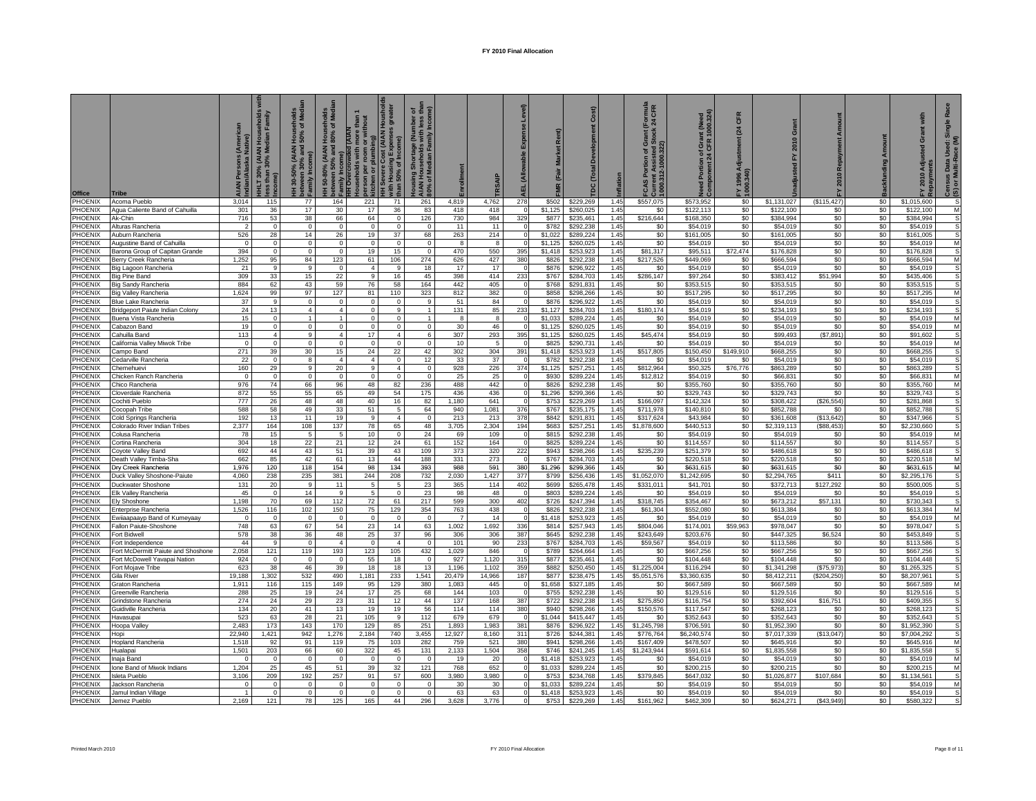# FY 2010 Final Allocation

| Office | Tribe | AIAN Persons (American Indian/Alaska Native) | HHLT 30% (AIAN Households with less than 30% Median Family Income) | HH 30-50% (AIAN Households between 30% and 50% of Median Family Income) | HH 50-80% (AIAN Households between 50% and 80% of Median Family Income) | HH Overcrowded (AIAN Households with more than 1 person per room or without kitchen or plumbing) | HH Severe Cost (AIAN Households with Housing Expenses greater than 50% of Income) | Housing Shortage (Number of AIAN Households with less than 80% of Median Family Income) | Enrollment | TRSAIP | AEL (Allowable Expense Level) | FMR (Fair Market Rent) | TDC (Total Development Cost) | Inflation | FCAS Portion of Grant (Formula Current Assisted Stock 24 CFR 1000.312-1000.322) | Need Portion of Grant (Need Component 24 CFR 1000.324) | FY 1996 Adjustment (24 CFR 1000.340) | Unadjusted FY 2010 Grant | FY 2010 Repayment Amount | Backfunding Amount | FY 2010 Adjusted Grant with Repayments | Census Data Used: Single Race (S) or Multi-Race (M) |
|---|---|---|---|---|---|---|---|---|---|---|---|---|---|---|---|---|---|---|---|---|---|---|
| PHOENIX | Acoma Pueblo | 3,014 | 115 | 77 | 164 | 221 | 71 | 261 | 4,819 | 4,762 | 278 | $502 | $229,269 | 1.45 | $557,075 | $573,952 | $0 | $1,131,027 | ($115,427) | $0 | $1,015,600 | S |
| PHOENIX | Agua Caliente Band of Cahuilla | 301 | 36 | 17 | 30 | 17 | 36 | 83 | 418 | 418 | 0 | $1,125 | $260,025 | 1.45 | $0 | $122,113 | $0 | $122,100 | $0 | $0 | $122,100 | M |
| PHOENIX | Ak-Chin | 716 | 53 | 38 | 66 | 64 | 0 | 126 | 730 | 984 | 329 | $877 | $235,461 | 1.45 | $216,644 | $168,350 | $0 | $384,994 | $0 | $0 | $384,994 | S |
| PHOENIX | Alturas Rancheria | 2 | 0 | 0 | 0 | 0 | 0 | 0 | 11 | 11 | 0 | $782 | $292,238 | 1.45 | $0 | $54,019 | $0 | $54,019 | $0 | $0 | $54,019 | S |
| PHOENIX | Auburn Rancheria | 526 | 28 | 14 | 26 | 19 | 37 | 68 | 263 | 214 | 0 | $1,022 | $289,224 | 1.45 | $0 | $161,005 | $0 | $161,005 | $0 | $0 | $161,005 | S |
| PHOENIX | Augustine Band of Cahuilla | 0 | 0 | 0 | 0 | 0 | 0 | 0 | 8 | 8 | 0 | $1,125 | $260,025 | 1.45 | $0 | $54,019 | $0 | $54,019 | $0 | $0 | $54,019 | M |
| PHOENIX | Barona Group of Capitan Grande | 394 | 0 | 0 | 0 | 19 | 15 | 0 | 470 | 550 | 395 | $1,418 | $253,923 | 1.45 | $81,317 | $95,511 | $72,474 | $176,828 | $0 | $0 | $176,828 | S |
| PHOENIX | Berry Creek Rancheria | 1,252 | 95 | 84 | 123 | 61 | 106 | 274 | 626 | 427 | 380 | $826 | $292,238 | 1.45 | $217,526 | $449,069 | $0 | $666,594 | $0 | $0 | $666,594 | M |
| PHOENIX | Big Lagoon Rancheria | 21 | 9 | 9 | 0 | 4 | 9 | 18 | 17 | 17 | 0 | $876 | $296,922 | 1.45 | $0 | $54,019 | $0 | $54,019 | $0 | $0 | $54,019 | S |
| PHOENIX | Big Pine Band | 309 | 33 | 15 | 22 | 9 | 16 | 45 | 398 | 414 | 233 | $767 | $284,703 | 1.45 | $286,147 | $97,264 | $0 | $383,412 | $51,994 | $0 | $435,406 | S |
| PHOENIX | Big Sandy Rancheria | 884 | 62 | 43 | 59 | 76 | 58 | 164 | 442 | 405 | 0 | $768 | $291,831 | 1.45 | $0 | $353,515 | $0 | $353,515 | $0 | $0 | $353,515 | S |
| PHOENIX | Big Valley Rancheria | 1,624 | 99 | 97 | 127 | 81 | 110 | 323 | 812 | 382 | 0 | $858 | $298,266 | 1.45 | $0 | $517,295 | $0 | $517,295 | $0 | $0 | $517,295 | M |
| PHOENIX | Blue Lake Rancheria | 37 | 9 | 0 | 0 | 0 | 0 | 9 | 51 | 84 | 0 | $876 | $296,922 | 1.45 | $0 | $54,019 | $0 | $54,019 | $0 | $0 | $54,019 | S |
| PHOENIX | Bridgeport Paiute Indian Colony | 24 | 13 | 4 | 4 | 0 | 9 | 1 | 131 | 85 | 233 | $1,127 | $284,703 | 1.45 | $180,174 | $54,019 | $0 | $234,193 | $0 | $0 | $234,193 | S |
| PHOENIX | Buena Vista Rancheria | 15 | 0 | 1 | 1 | 0 | 0 | 1 | 8 | 8 | 0 | $1,033 | $289,224 | 1.45 | $0 | $54,019 | $0 | $54,019 | $0 | $0 | $54,019 | M |
| PHOENIX | Cabazon Band | 19 | 0 | 0 | 0 | 0 | 0 | 0 | 30 | 46 | 0 | $1,125 | $260,025 | 1.45 | $0 | $54,019 | $0 | $54,019 | $0 | $0 | $54,019 | M |
| PHOENIX | Cahuilla Band | 113 | 4 | 9 | 4 | 17 | 4 | 6 | 307 | 293 | 395 | $1,125 | $260,025 | 1.45 | $45,474 | $54,019 | $0 | $99,493 | ($7,891) | $0 | $91,602 | S |
| PHOENIX | California Valley Miwok Tribe | 0 | 0 | 0 | 0 | 0 | 0 | 0 | 10 | 5 | 0 | $825 | $290,731 | 1.45 | $0 | $54,019 | $0 | $54,019 | $0 | $0 | $54,019 | M |
| PHOENIX | Campo Band | 271 | 39 | 30 | 15 | 24 | 22 | 42 | 302 | 304 | 391 | $1,418 | $253,923 | 1.45 | $517,805 | $150,450 | $149,910 | $668,255 | $0 | $0 | $668,255 | S |
| PHOENIX | Cedarville Rancheria | 22 | 0 | 8 | 4 | 4 | 0 | 12 | 33 | 37 | 0 | $782 | $292,238 | 1.45 | $0 | $54,019 | $0 | $54,019 | $0 | $0 | $54,019 | S |
| PHOENIX | Chemehuevi | 160 | 29 | 9 | 20 | 9 | 4 | 0 | 928 | 226 | 374 | $1,125 | $257,251 | 1.45 | $812,964 | $50,325 | $76,776 | $863,289 | $0 | $0 | $863,289 | S |
| PHOENIX | Chicken Ranch Rancheria | 0 | 0 | 0 | 0 | 0 | 0 | 0 | 25 | 25 | 0 | $930 | $289,224 | 1.45 | $12,812 | $54,019 | $0 | $66,831 | $0 | $0 | $66,831 | M |
| PHOENIX | Chico Rancheria | 976 | 74 | 66 | 96 | 48 | 82 | 236 | 488 | 442 | 0 | $826 | $292,238 | 1.45 | $0 | $355,760 | $0 | $355,760 | $0 | $0 | $355,760 | M |
| PHOENIX | Cloverdale Rancheria | 872 | 55 | 55 | 65 | 49 | 54 | 175 | 436 | 436 | 0 | $1,296 | $299,366 | 1.45 | $0 | $329,743 | $0 | $329,743 | $0 | $0 | $329,743 | S |
| PHOENIX | Cochiti Pueblo | 777 | 26 | 48 | 48 | 40 | 16 | 82 | 1,180 | 641 | 0 | $753 | $229,269 | 1.45 | $166,097 | $142,324 | $0 | $308,422 | ($26,554) | $0 | $281,868 | S |
| PHOENIX | Cocopah Tribe | 588 | 58 | 49 | 33 | 51 | 5 | 64 | 940 | 1,081 | 376 | $767 | $235,175 | 1.45 | $711,978 | $140,810 | $0 | $852,788 | $0 | $0 | $852,788 | S |
| PHOENIX | Cold Springs Rancheria | 192 | 13 | 11 | 19 | 9 | 4 | 0 | 213 | 213 | 378 | $842 | $291,831 | 1.45 | $317,624 | $43,984 | $0 | $361,608 | ($13,642) | $0 | $347,966 | S |
| PHOENIX | Colorado River Indian Tribes | 2,377 | 164 | 108 | 137 | 78 | 65 | 48 | 3,705 | 2,304 | 194 | $683 | $257,251 | 1.45 | $1,878,600 | $440,513 | $0 | $2,319,113 | ($88,453) | $0 | $2,230,660 | S |
| PHOENIX | Colusa Rancheria | 78 | 15 | 5 | 10 | 0 | 0 | 24 | 69 | 109 | 0 | $815 | $292,238 | 1.45 | $0 | $54,019 | $0 | $54,019 | $0 | $0 | $54,019 | M |
| PHOENIX | Cortina Rancheria | 304 | 18 | 22 | 21 | 12 | 24 | 61 | 152 | 164 | 0 | $825 | $289,224 | 1.45 | $0 | $114,557 | $0 | $114,557 | $0 | $0 | $114,557 | S |
| PHOENIX | Coyote Valley Band | 692 | 44 | 43 | 51 | 39 | 43 | 109 | 373 | 320 | 222 | $943 | $298,266 | 1.45 | $235,239 | $251,379 | $0 | $486,618 | $0 | $0 | $486,618 | S |
| PHOENIX | Death Valley Timba-Sha | 662 | 85 | 42 | 61 | 13 | 44 | 188 | 331 | 273 | 0 | $767 | $284,703 | 1.45 | $0 | $220,518 | $0 | $220,518 | $0 | $0 | $220,518 | M |
| PHOENIX | Dry Creek Rancheria | 1,976 | 120 | 118 | 154 | 98 | 134 | 393 | 988 | 591 | 380 | $1,296 | $299,366 | 1.45 | $0 | $631,615 | $0 | $631,615 | $0 | $0 | $631,615 | M |
| PHOENIX | Duck Valley Shoshone-Paiute | 4,060 | 238 | 235 | 381 | 244 | 208 | 732 | 2,030 | 1,427 | 377 | $799 | $256,436 | 1.45 | $1,052,070 | $1,242,695 | $0 | $2,294,765 | $411 | $0 | $2,295,176 | S |
| PHOENIX | Duckwater Shoshone | 131 | 20 | 9 | 11 | 5 | 5 | 23 | 365 | 114 | 402 | $699 | $265,478 | 1.45 | $331,011 | $41,701 | $0 | $372,713 | $127,292 | $0 | $500,005 | S |
| PHOENIX | Elk Valley Rancheria | 45 | 0 | 14 | 9 | 5 | 0 | 23 | 98 | 48 | 0 | $803 | $289,224 | 1.45 | $0 | $54,019 | $0 | $54,019 | $0 | $0 | $54,019 | S |
| PHOENIX | Ely Shoshone | 1,198 | 70 | 69 | 112 | 72 | 61 | 217 | 599 | 300 | 402 | $726 | $247,394 | 1.45 | $318,745 | $354,467 | $0 | $673,212 | $57,131 | $0 | $730,343 | S |
| PHOENIX | Enterprise Rancheria | 1,526 | 116 | 102 | 150 | 75 | 129 | 354 | 763 | 438 | 0 | $826 | $292,238 | 1.45 | $61,304 | $552,080 | $0 | $613,384 | $0 | $0 | $613,384 | M |
| PHOENIX | Ewiiaapaayp Band of Kumeyaay | 0 | 0 | 0 | 0 | 0 | 0 | 0 | 7 | 14 | 0 | $1,418 | $253,923 | 1.45 | $0 | $54,019 | $0 | $54,019 | $0 | $0 | $54,019 | M |
| PHOENIX | Fallon Paiute-Shoshone | 748 | 63 | 67 | 54 | 23 | 14 | 63 | 1,002 | 1,692 | 336 | $814 | $257,943 | 1.45 | $804,046 | $174,001 | $59,963 | $978,047 | $0 | $0 | $978,047 | S |
| PHOENIX | Fort Bidwell | 578 | 38 | 36 | 48 | 25 | 37 | 96 | 306 | 306 | 387 | $645 | $292,238 | 1.45 | $243,649 | $203,676 | $0 | $447,325 | $6,524 | $0 | $453,849 | S |
| PHOENIX | Fort Independence | 44 | 9 | 0 | 4 | 0 | 4 | 0 | 101 | 90 | 233 | $767 | $284,703 | 1.45 | $59,567 | $54,019 | $0 | $113,586 | $0 | $0 | $113,586 | S |
| PHOENIX | Fort McDermitt Paiute and Shoshone | 2,058 | 121 | 119 | 193 | 123 | 105 | 432 | 1,029 | 846 | 0 | $789 | $264,664 | 1.45 | $0 | $667,256 | $0 | $667,256 | $0 | $0 | $667,256 | S |
| PHOENIX | Fort McDowell Yavapai Nation | 924 | 0 | 0 | 0 | 55 | 18 | 0 | 927 | 1,120 | 315 | $877 | $235,461 | 1.45 | $0 | $104,448 | $0 | $104,448 | $0 | $0 | $104,448 | S |
| PHOENIX | Fort Mojave Tribe | 623 | 38 | 46 | 39 | 18 | 18 | 13 | 1,196 | 1,102 | 359 | $882 | $250,450 | 1.45 | $1,225,004 | $116,294 | $0 | $1,341,298 | ($75,973) | $0 | $1,265,325 | S |
| PHOENIX | Gila River | 19,188 | 1,302 | 532 | 490 | 1,181 | 233 | 1,541 | 20,479 | 14,966 | 187 | $877 | $238,475 | 1.45 | $5,051,576 | $3,360,635 | $0 | $8,412,211 | ($204,250) | $0 | $8,207,961 | S |
| PHOENIX | Graton Rancheria | 1,911 | 116 | 115 | 149 | 95 | 129 | 380 | 1,083 | 445 | 0 | $1,658 | $327,185 | 1.45 | $0 | $667,589 | $0 | $667,589 | $0 | $0 | $667,589 | M |
| PHOENIX | Greenville Rancheria | 288 | 25 | 19 | 24 | 17 | 25 | 68 | 144 | 103 | 0 | $755 | $292,238 | 1.45 | $0 | $129,516 | $0 | $129,516 | $0 | $0 | $129,516 | S |
| PHOENIX | Grindstone Rancheria | 274 | 24 | 29 | 23 | 31 | 12 | 44 | 137 | 168 | 387 | $722 | $292,238 | 1.45 | $275,850 | $116,754 | $0 | $392,604 | $16,751 | $0 | $409,355 | S |
| PHOENIX | Guidiville Rancheria | 134 | 20 | 41 | 13 | 19 | 19 | 56 | 114 | 114 | 380 | $940 | $298,266 | 1.45 | $150,576 | $117,547 | $0 | $268,123 | $0 | $0 | $268,123 | S |
| PHOENIX | Havasupai | 523 | 63 | 28 | 21 | 105 | 9 | 112 | 679 | 679 | 0 | $1,044 | $415,447 | 1.45 | $0 | $352,643 | $0 | $352,643 | $0 | $0 | $352,643 | S |
| PHOENIX | Hoopa Valley | 2,483 | 173 | 143 | 170 | 129 | 85 | 251 | 1,893 | 1,983 | 381 | $876 | $296,922 | 1.45 | $1,245,798 | $706,591 | $0 | $1,952,390 | $0 | $0 | $1,952,390 | S |
| PHOENIX | Hopi | 22,940 | 1,421 | 942 | 1,276 | 2,184 | 740 | 3,455 | 12,927 | 8,160 | 311 | $726 | $244,381 | 1.45 | $776,764 | $6,240,574 | $0 | $7,017,339 | ($13,047) | $0 | $7,004,292 | S |
| PHOENIX | Hopland Rancheria | 1,518 | 92 | 91 | 119 | 75 | 103 | 282 | 759 | 521 | 380 | $941 | $298,266 | 1.45 | $167,409 | $478,507 | $0 | $645,916 | $0 | $0 | $645,916 | M |
| PHOENIX | Hualapai | 1,501 | 203 | 66 | 60 | 322 | 45 | 131 | 2,133 | 1,504 | 358 | $746 | $241,245 | 1.45 | $1,243,944 | $591,614 | $0 | $1,835,558 | $0 | $0 | $1,835,558 | S |
| PHOENIX | Inaja Band | 0 | 0 | 0 | 0 | 0 | 0 | 0 | 19 | 20 | 0 | $1,418 | $253,923 | 1.45 | $0 | $54,019 | $0 | $54,019 | $0 | $0 | $54,019 | M |
| PHOENIX | Ione Band of Miwok Indians | 1,204 | 25 | 45 | 51 | 39 | 32 | 121 | 768 | 652 | 0 | $1,033 | $289,224 | 1.45 | $0 | $200,215 | $0 | $200,215 | $0 | $0 | $200,215 | M |
| PHOENIX | Isleta Pueblo | 3,106 | 209 | 192 | 257 | 91 | 57 | 600 | 3,980 | 3,980 | 0 | $753 | $234,768 | 1.45 | $379,845 | $647,032 | $0 | $1,026,877 | $107,684 | $0 | $1,134,561 | S |
| PHOENIX | Jackson Rancheria | 0 | 0 | 0 | 0 | 0 | 0 | 0 | 30 | 30 | 0 | $1,033 | $289,224 | 1.45 | $0 | $54,019 | $0 | $54,019 | $0 | $0 | $54,019 | M |
| PHOENIX | Jamul Indian Village | 1 | 0 | 0 | 0 | 0 | 0 | 0 | 63 | 63 | 0 | $1,418 | $253,923 | 1.45 | $0 | $54,019 | $0 | $54,019 | $0 | $0 | $54,019 | S |
| PHOENIX | Jemez Pueblo | 2,169 | 121 | 78 | 125 | 165 | 44 | 296 | 3,628 | 3,776 | 0 | $753 | $229,269 | 1.45 | $161,962 | $462,309 | $0 | $624,271 | ($43,949) | $0 | $580,322 | S |

Printed March 2010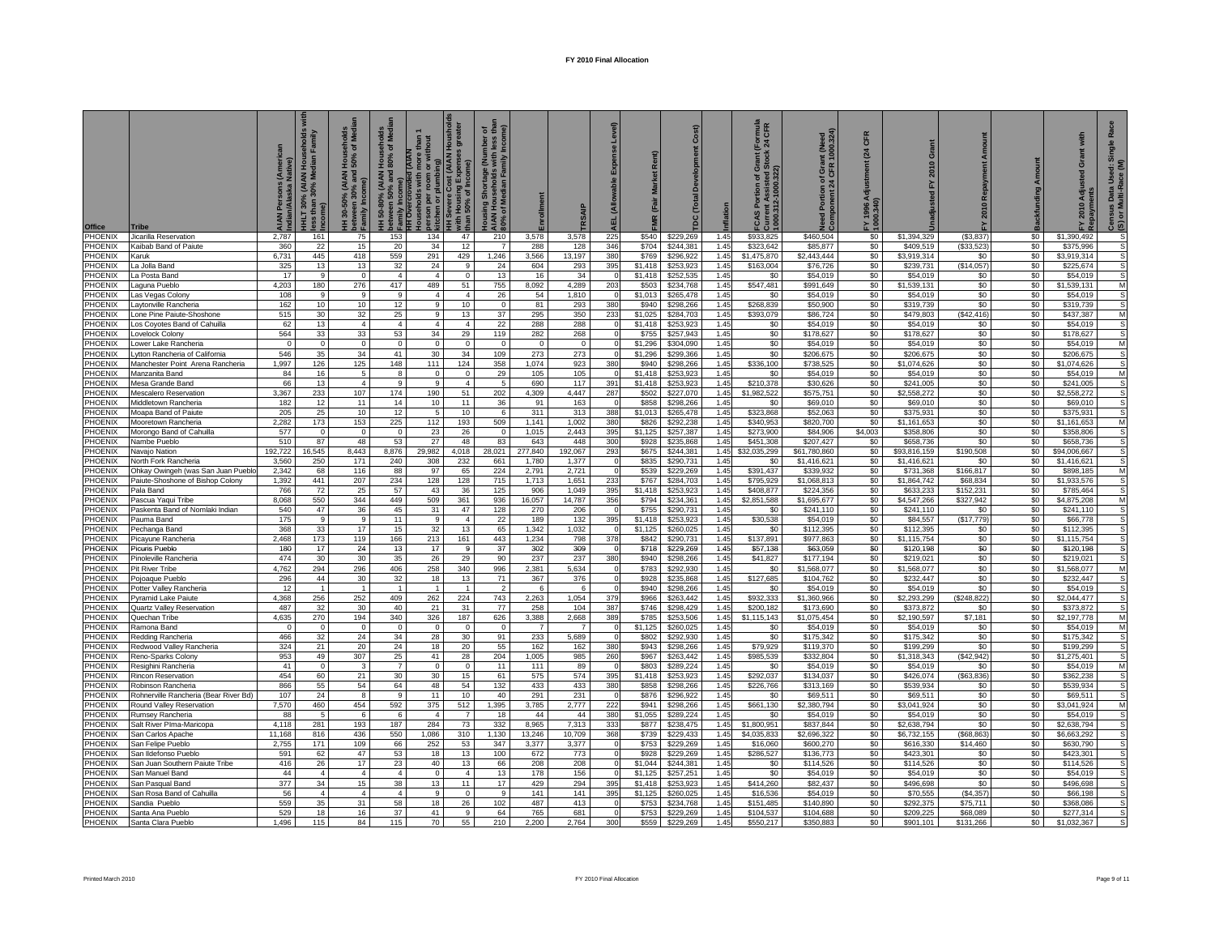# FY 2010 Final Allocation

| Office | Tribe | AIAN Persons (American Indian/Alaska Native) | HHLT 30% (AIAN Households with less than 30% Median Family Income) | HH 30-50% (AIAN Households between 30% and 50% of Median Family Income) | HH 50-80% (AIAN Households between 50% and 80% of Median Family Income) | HH Overcrowded (AIAN Households with more than 1 person per room or without kitchen or plumbing) | HH Severe Cost (AIAN Households with Housing Expenses greater than 50% of Income) | Housing Shortage (Number of AIAN Households with less than 80% of Median Family Income) | Enrollment | TRSAIP | AEL (Allowable Expense Level) | FMR (Fair Market Rent) | TDC (Total Development Cost) | Inflation | FCAS Portion of Grant (Formula Current Assisted Stock 24 CFR 1000.312-1000.322) | Need Portion of Grant (Need Component 24 CFR 1000.324) | FY 1996 Adjustment (24 CFR 1000.340) | Unadjusted FY 2010 Grant | FY 2010 Repayment Amount | Backfunding Amount | FY 2010 Adjusted Grant with Repayments | Census Data Used: Single Race (S) or Multi-Race (M) |
|---|---|---|---|---|---|---|---|---|---|---|---|---|---|---|---|---|---|---|---|---|---|---|
| PHOENIX | Jicarilla Reservation | 2,787 | 161 | 75 | 153 | 134 | 47 | 210 | 3,578 | 3,578 | 225 | $540 | $229,269 | 1.45 | $933,825 | $460,504 | $0 | $1,394,329 | ($3,837) | $0 | $1,390,492 | S |
| PHOENIX | Kaibab Band of Paiute | 360 | 22 | 15 | 20 | 34 | 12 | 7 | 288 | 128 | 346 | $704 | $244,381 | 1.45 | $323,642 | $85,877 | $0 | $409,519 | ($33,523) | $0 | $375,996 | S |
| PHOENIX | Karuk | 6,731 | 445 | 418 | 559 | 291 | 429 | 1,246 | 3,566 | 13,197 | 380 | $769 | $296,922 | 1.45 | $1,475,870 | $2,443,444 | $0 | $3,919,314 | $0 | $0 | $3,919,314 | S |
| PHOENIX | La Jolla Band | 325 | 13 | 13 | 32 | 24 | 9 | 24 | 604 | 293 | 395 | $1,418 | $253,923 | 1.45 | $163,004 | $76,726 | $0 | $239,731 | ($14,057) | $0 | $225,674 | S |
| PHOENIX | La Posta Band | 17 | 9 | 0 | 4 | 4 | 0 | 13 | 16 | 34 | 0 | $1,418 | $252,535 | 1.45 | $0 | $54,019 | $0 | $54,019 | $0 | $0 | $54,019 | S |
| PHOENIX | Laguna Pueblo | 4,203 | 180 | 276 | 417 | 489 | 51 | 755 | 8,092 | 4,289 | 203 | $503 | $234,768 | 1.45 | $547,481 | $991,649 | $0 | $1,539,131 | $0 | $0 | $1,539,131 | M |
| PHOENIX | Las Vegas Colony | 108 | 9 | 9 | 9 | 4 | 4 | 26 | 54 | 1,810 | 0 | $1,013 | $265,478 | 1.45 | $0 | $54,019 | $0 | $54,019 | $0 | $0 | $54,019 | S |
| PHOENIX | Laytonville Rancheria | 162 | 10 | 10 | 12 | 9 | 10 | 0 | 81 | 293 | 380 | $940 | $298,266 | 1.45 | $268,839 | $50,900 | $0 | $319,739 | $0 | $0 | $319,739 | S |
| PHOENIX | Lone Pine Paiute-Shoshone | 515 | 30 | 32 | 25 | 9 | 13 | 37 | 295 | 350 | 233 | $1,025 | $284,703 | 1.45 | $393,079 | $86,724 | $0 | $479,803 | ($42,416) | $0 | $437,387 | M |
| PHOENIX | Los Coyotes Band of Cahuilla | 62 | 13 | 4 | 4 | 4 | 4 | 22 | 288 | 288 | 0 | $1,418 | $253,923 | 1.45 | $0 | $54,019 | $0 | $54,019 | $0 | $0 | $54,019 | S |
| PHOENIX | Lovelock Colony | 564 | 33 | 33 | 53 | 34 | 29 | 119 | 282 | 268 | 0 | $755 | $257,943 | 1.45 | $0 | $178,627 | $0 | $178,627 | $0 | $0 | $178,627 | S |
| PHOENIX | Lower Lake Rancheria | 0 | 0 | 0 | 0 | 0 | 0 | 0 | 0 | 0 | 0 | $1,296 | $304,090 | 1.45 | $0 | $54,019 | $0 | $54,019 | $0 | $0 | $54,019 | M |
| PHOENIX | Lytton Rancheria of California | 546 | 35 | 34 | 41 | 30 | 34 | 109 | 273 | 273 | 0 | $1,296 | $299,366 | 1.45 | $0 | $206,675 | $0 | $206,675 | $0 | $0 | $206,675 | S |
| PHOENIX | Manchester Point Arena Rancheria | 1,997 | 126 | 125 | 148 | 111 | 124 | 358 | 1,074 | 923 | 380 | $940 | $298,266 | 1.45 | $336,100 | $738,525 | $0 | $1,074,626 | $0 | $0 | $1,074,626 | S |
| PHOENIX | Manzanita Band | 84 | 16 | 5 | 8 | 0 | 0 | 29 | 105 | 105 | 0 | $1,418 | $253,923 | 1.45 | $0 | $54,019 | $0 | $54,019 | $0 | $0 | $54,019 | M |
| PHOENIX | Mesa Grande Band | 66 | 13 | 4 | 9 | 9 | 4 | 5 | 690 | 117 | 391 | $1,418 | $253,923 | 1.45 | $210,378 | $30,626 | $0 | $241,005 | $0 | $0 | $241,005 | S |
| PHOENIX | Mescalero Reservation | 3,367 | 233 | 107 | 174 | 190 | 51 | 202 | 4,309 | 4,447 | 287 | $502 | $227,070 | 1.45 | $1,982,522 | $575,751 | $0 | $2,558,272 | $0 | $0 | $2,558,272 | S |
| PHOENIX | Middletown Rancheria | 182 | 12 | 11 | 14 | 10 | 11 | 36 | 91 | 163 | 0 | $858 | $298,266 | 1.45 | $0 | $69,010 | $0 | $69,010 | $0 | $0 | $69,010 | S |
| PHOENIX | Moapa Band of Paiute | 205 | 25 | 10 | 12 | 5 | 10 | 6 | 311 | 313 | 388 | $1,013 | $265,478 | 1.45 | $323,868 | $52,063 | $0 | $375,931 | $0 | $0 | $375,931 | S |
| PHOENIX | Mooretown Rancheria | 2,282 | 173 | 153 | 225 | 112 | 193 | 509 | 1,141 | 1,002 | 380 | $826 | $292,238 | 1.45 | $340,953 | $820,700 | $0 | $1,161,653 | $0 | $0 | $1,161,653 | M |
| PHOENIX | Morongo Band of Cahuilla | 577 | 0 | 0 | 0 | 23 | 26 | 0 | 1,015 | 2,443 | 395 | $1,125 | $257,387 | 1.45 | $273,900 | $84,906 | $4,003 | $358,806 | $0 | $0 | $358,806 | S |
| PHOENIX | Nambe Pueblo | 510 | 87 | 48 | 53 | 27 | 48 | 83 | 643 | 448 | 300 | $928 | $235,868 | 1.45 | $451,308 | $207,427 | $0 | $658,736 | $0 | $0 | $658,736 | S |
| PHOENIX | Navajo Nation | 192,722 | 16,545 | 8,443 | 8,876 | 29,982 | 4,018 | 28,021 | 277,840 | 192,067 | 293 | $675 | $244,381 | 1.45 | $32,035,299 | $61,780,860 | $0 | $93,816,159 | $190,508 | $0 | $94,006,667 | S |
| PHOENIX | North Fork Rancheria | 3,560 | 250 | 171 | 240 | 308 | 232 | 661 | 1,780 | 1,377 | 0 | $835 | $290,731 | 1.45 | $0 | $1,416,621 | $0 | $1,416,621 | $0 | $0 | $1,416,621 | S |
| PHOENIX | Ohkay Owingeh (was San Juan Pueblo) | 2,342 | 68 | 116 | 88 | 97 | 65 | 224 | 2,791 | 2,721 | 0 | $539 | $229,269 | 1.45 | $391,437 | $339,932 | $0 | $731,368 | $166,817 | $0 | $898,185 | M |
| PHOENIX | Paiute-Shoshone of Bishop Colony | 1,392 | 441 | 207 | 234 | 128 | 128 | 715 | 1,713 | 1,651 | 233 | $767 | $284,703 | 1.45 | $795,929 | $1,068,813 | $0 | $1,864,742 | $68,834 | $0 | $1,933,576 | S |
| PHOENIX | Pala Band | 766 | 72 | 25 | 57 | 43 | 36 | 125 | 906 | 1,049 | 395 | $1,418 | $253,923 | 1.45 | $408,877 | $224,356 | $0 | $633,233 | $152,231 | $0 | $785,464 | S |
| PHOENIX | Pascua Yaqui Tribe | 8,068 | 550 | 344 | 449 | 509 | 361 | 936 | 16,057 | 14,787 | 356 | $794 | $234,361 | 1.45 | $2,851,588 | $1,695,677 | $0 | $4,547,266 | $327,942 | $0 | $4,875,208 | M |
| PHOENIX | Paskenta Band of Nomlaki Indian | 540 | 47 | 36 | 45 | 31 | 47 | 128 | 270 | 206 | 0 | $755 | $290,731 | 1.45 | $0 | $241,110 | $0 | $241,110 | $0 | $0 | $241,110 | S |
| PHOENIX | Pauma Band | 175 | 9 | 9 | 11 | 9 | 4 | 22 | 189 | 132 | 395 | $1,418 | $253,923 | 1.45 | $30,538 | $54,019 | $0 | $84,557 | ($17,779) | $0 | $66,778 | S |
| PHOENIX | Pechanga Band | 368 | 33 | 17 | 15 | 32 | 13 | 65 | 1,342 | 1,032 | 0 | $1,125 | $260,025 | 1.45 | $0 | $112,395 | $0 | $112,395 | $0 | $0 | $112,395 | S |
| PHOENIX | Picayune Rancheria | 2,468 | 173 | 119 | 166 | 213 | 161 | 443 | 1,234 | 798 | 378 | $842 | $290,731 | 1.45 | $137,891 | $977,863 | $0 | $1,115,754 | $0 | $0 | $1,115,754 | S |
| PHOENIX | Picuris Pueblo | 180 | 17 | 24 | 13 | 17 | 9 | 37 | 302 | 309 | 0 | $718 | $229,269 | 1.45 | $57,138 | $63,059 | $0 | $120,198 | $0 | $0 | $120,198 | S |
| PHOENIX | Pinoleville Rancheria | 474 | 30 | 30 | 35 | 26 | 29 | 90 | 237 | 237 | 380 | $940 | $298,266 | 1.45 | $41,827 | $177,194 | $0 | $219,021 | $0 | $0 | $219,021 | S |
| PHOENIX | Pit River Tribe | 4,762 | 294 | 296 | 406 | 258 | 340 | 996 | 2,381 | 5,634 | 0 | $783 | $292,930 | 1.45 | $0 | $1,568,077 | $0 | $1,568,077 | $0 | $0 | $1,568,077 | M |
| PHOENIX | Pojoaque Pueblo | 296 | 44 | 30 | 32 | 18 | 13 | 71 | 367 | 376 | 0 | $928 | $235,868 | 1.45 | $127,685 | $104,762 | $0 | $232,447 | $0 | $0 | $232,447 | S |
| PHOENIX | Potter Valley Rancheria | 12 | 1 | 1 | 1 | 1 | 1 | 2 | 6 | 6 | 0 | $940 | $298,266 | 1.45 | $0 | $54,019 | $0 | $54,019 | $0 | $0 | $54,019 | S |
| PHOENIX | Pyramid Lake Paiute | 4,368 | 256 | 252 | 409 | 262 | 224 | 743 | 2,263 | 1,054 | 379 | $966 | $263,442 | 1.45 | $932,333 | $1,360,966 | $0 | $2,293,299 | ($248,822) | $0 | $2,044,477 | S |
| PHOENIX | Quartz Valley Reservation | 487 | 32 | 30 | 40 | 21 | 31 | 77 | 258 | 104 | 387 | $746 | $298,429 | 1.45 | $200,182 | $173,690 | $0 | $373,872 | $0 | $0 | $373,872 | S |
| PHOENIX | Quechan Tribe | 4,635 | 270 | 194 | 340 | 326 | 187 | 626 | 3,388 | 2,668 | 389 | $785 | $253,506 | 1.45 | $1,115,143 | $1,075,454 | $0 | $2,190,597 | $7,181 | $0 | $2,197,778 | M |
| PHOENIX | Ramona Band | 0 | 0 | 0 | 0 | 0 | 0 | 0 | 7 | 7 | 0 | $1,125 | $260,025 | 1.45 | $0 | $54,019 | $0 | $54,019 | $0 | $0 | $54,019 | M |
| PHOENIX | Redding Rancheria | 466 | 32 | 24 | 34 | 28 | 30 | 91 | 233 | 5,689 | 0 | $802 | $292,930 | 1.45 | $0 | $175,342 | $0 | $175,342 | $0 | $0 | $175,342 | S |
| PHOENIX | Redwood Valley Rancheria | 324 | 21 | 20 | 24 | 18 | 20 | 55 | 162 | 162 | 380 | $943 | $298,266 | 1.45 | $79,929 | $119,370 | $0 | $199,299 | $0 | $0 | $199,299 | S |
| PHOENIX | Reno-Sparks Colony | 953 | 49 | 307 | 25 | 41 | 28 | 204 | 1,005 | 985 | 260 | $967 | $263,442 | 1.45 | $985,539 | $332,804 | $0 | $1,318,343 | ($42,942) | $0 | $1,275,401 | S |
| PHOENIX | Resighini Rancheria | 41 | 0 | 3 | 7 | 0 | 0 | 11 | 111 | 89 | 0 | $803 | $289,224 | 1.45 | $0 | $54,019 | $0 | $54,019 | $0 | $0 | $54,019 | M |
| PHOENIX | Rincon Reservation | 454 | 60 | 21 | 30 | 30 | 15 | 61 | 575 | 574 | 395 | $1,418 | $253,923 | 1.45 | $292,037 | $134,037 | $0 | $426,074 | ($63,836) | $0 | $362,238 | S |
| PHOENIX | Robinson Rancheria | 866 | 55 | 54 | 64 | 48 | 54 | 132 | 433 | 433 | 380 | $858 | $298,266 | 1.45 | $226,766 | $313,169 | $0 | $539,934 | $0 | $0 | $539,934 | S |
| PHOENIX | Rohnerville Rancheria (Bear River Bd) | 107 | 24 | 8 | 9 | 11 | 10 | 40 | 291 | 231 | 0 | $876 | $296,922 | 1.45 | $0 | $69,511 | $0 | $69,511 | $0 | $0 | $69,511 | S |
| PHOENIX | Round Valley Reservation | 7,570 | 460 | 454 | 592 | 375 | 512 | 1,395 | 3,785 | 2,777 | 222 | $941 | $298,266 | 1.45 | $661,130 | $2,380,794 | $0 | $3,041,924 | $0 | $0 | $3,041,924 | M |
| PHOENIX | Rumsey Rancheria | 88 | 5 | 6 | 6 | 4 | 7 | 18 | 44 | 44 | 380 | $1,055 | $289,224 | 1.45 | $0 | $54,019 | $0 | $54,019 | $0 | $0 | $54,019 | S |
| PHOENIX | Salt River Pima-Maricopa | 4,118 | 281 | 193 | 187 | 284 | 73 | 332 | 8,965 | 7,313 | 333 | $877 | $238,475 | 1.45 | $1,800,951 | $837,844 | $0 | $2,638,794 | $0 | $0 | $2,638,794 | S |
| PHOENIX | San Carlos Apache | 11,168 | 816 | 436 | 550 | 1,086 | 310 | 1,130 | 13,246 | 10,709 | 368 | $739 | $229,433 | 1.45 | $4,035,833 | $2,696,322 | $0 | $6,732,155 | ($68,863) | $0 | $6,663,292 | S |
| PHOENIX | San Felipe Pueblo | 2,755 | 171 | 109 | 66 | 252 | 53 | 347 | 3,377 | 3,377 | 0 | $753 | $229,269 | 1.45 | $16,060 | $600,270 | $0 | $616,330 | $14,460 | $0 | $630,790 | S |
| PHOENIX | San Ildefonso Pueblo | 591 | 62 | 47 | 53 | 18 | 13 | 100 | 672 | 773 | 0 | $928 | $229,269 | 1.45 | $286,527 | $136,773 | $0 | $423,301 | $0 | $0 | $423,301 | S |
| PHOENIX | San Juan Southern Paiute Tribe | 416 | 26 | 17 | 23 | 40 | 13 | 66 | 208 | 208 | 0 | $1,044 | $244,381 | 1.45 | $0 | $114,526 | $0 | $114,526 | $0 | $0 | $114,526 | S |
| PHOENIX | San Manuel Band | 44 | 4 | 4 | 4 | 0 | 4 | 13 | 178 | 156 | 0 | $1,125 | $257,251 | 1.45 | $0 | $54,019 | $0 | $54,019 | $0 | $0 | $54,019 | S |
| PHOENIX | San Pasqual Band | 377 | 34 | 15 | 38 | 13 | 11 | 17 | 429 | 294 | 395 | $1,418 | $253,923 | 1.45 | $414,260 | $82,437 | $0 | $496,698 | $0 | $0 | $496,698 | S |
| PHOENIX | San Rosa Band of Cahuilla | 56 | 4 | 4 | 4 | 9 | 0 | 9 | 141 | 141 | 395 | $1,125 | $260,025 | 1.45 | $16,536 | $54,019 | $0 | $70,555 | ($4,357) | $0 | $66,198 | S |
| PHOENIX | Sandia Pueblo | 559 | 35 | 31 | 58 | 18 | 26 | 102 | 487 | 413 | 0 | $753 | $234,768 | 1.45 | $151,485 | $140,890 | $0 | $292,375 | $75,711 | $0 | $368,086 | S |
| PHOENIX | Santa Ana Pueblo | 529 | 18 | 16 | 37 | 41 | 9 | 64 | 765 | 681 | 0 | $753 | $229,269 | 1.45 | $104,537 | $104,688 | $0 | $209,225 | $68,089 | $0 | $277,314 | S |
| PHOENIX | Santa Clara Pueblo | 1,496 | 115 | 84 | 115 | 70 | 55 | 210 | 2,200 | 2,764 | 300 | $559 | $229,269 | 1.45 | $550,217 | $350,883 | $0 | $901,101 | $131,266 | $0 | $1,032,367 | S |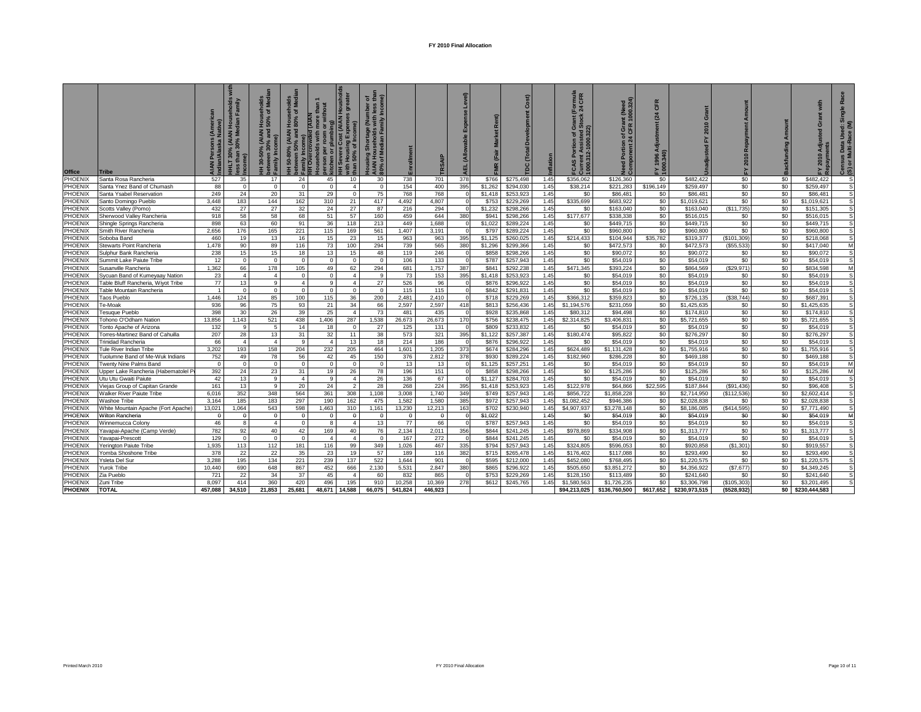# FY 2010 Final Allocation

| Office | Tribe | AIAN Persons (American Indian/Alaska Native) | HHLT 30% (AIAN Households with less than 30% Median Family Income) | HH 30-50% (AIAN Households between 30% and 50% of Median Family Income) | HH 50-80% (AIAN Households between 50% and 80% of Median Family Income) | HH Overcrowded (AIAN Households with more than 1 person per room or without kitchen or plumbing) | HH Severe Cost (AIAN Housholds with Housing Expenses greater than 50% of Income) | Housing Shortage (Number of AIAN Households with less than 80% of Median Family Income) | Enrollment | TRSAIP | AEL (Allowable Expense Level) | FMR (Fair Market Rent) | TDC (Total Development Cost) | Inflation | FCAS Portion of Grant (Formula Current Assisted Stock 24 CFR 1000.312-1000.322) | Need Portion of Grant (Need Component 24 CFR 1000.324) | FY 1996 Adjustment (24 CFR 1000.340) | Unadjusted FY 2010 Grant | FY 2010 Repayment Amount | Backfunding Amount | FY 2010 Adjusted Grant with Repayments | Census Data Used: Single Race (S) or Multi-Race (M) |
|---|---|---|---|---|---|---|---|---|---|---|---|---|---|---|---|---|---|---|---|---|---|---|
| PHOENIX | Santa Rosa Rancheria | 527 | 35 | 17 | 24 | 45 | 10 | 30 | 738 | 701 | 378 | $766 | $275,498 | 1.45 | $356,062 | $126,360 | $0 | $482,422 | $0 | $0 | $482,422 | S |
| PHOENIX | Santa Ynez Band of Chumash | 88 | 0 | 0 | 0 | 0 | 4 | 0 | 154 | 400 | 395 | $1,262 | $294,030 | 1.45 | $38,214 | $221,283 | $196,149 | $259,497 | $0 | $0 | $259,497 | S |
| PHOENIX | Santa Ysabel Reservation | 249 | 24 | 20 | 31 | 29 | 0 | 75 | 768 | 768 | 0 | $1,418 | $253,923 | 1.45 | $0 | $86,481 | $0 | $86,481 | $0 | $0 | $86,481 | S |
| PHOENIX | Santo Domingo Pueblo | 3,448 | 183 | 144 | 162 | 310 | 21 | 417 | 4,492 | 4,807 | 0 | $753 | $229,269 | 1.45 | $335,699 | $683,922 | $0 | $1,019,621 | $0 | $0 | $1,019,621 | S |
| PHOENIX | Scotts Valley (Pomo) | 432 | 27 | 27 | 32 | 24 | 27 | 87 | 216 | 294 | 0 | $1,232 | $298,266 | 1.45 | $0 | $163,040 | $0 | $163,040 | ($11,735) | $0 | $151,305 | S |
| PHOENIX | Sherwood Valley Rancheria | 918 | 58 | 58 | 68 | 51 | 57 | 160 | 459 | 644 | 380 | $941 | $298,266 | 1.45 | $177,677 | $338,338 | $0 | $516,015 | $0 | $0 | $516,015 | S |
| PHOENIX | Shingle Springs Rancheria | 898 | 63 | 60 | 91 | 36 | 118 | 213 | 449 | 1,688 | 0 | $1,022 | $289,224 | 1.45 | $0 | $449,715 | $0 | $449,715 | $0 | $0 | $449,715 | S |
| PHOENIX | Smith River Rancheria | 2,656 | 176 | 165 | 221 | 115 | 169 | 561 | 1,407 | 3,191 | 0 | $797 | $289,224 | 1.45 | $0 | $960,800 | $0 | $960,800 | $0 | $0 | $960,800 | S |
| PHOENIX | Soboba Band | 460 | 19 | 13 | 16 | 15 | 23 | 15 | 963 | 963 | 395 | $1,125 | $260,025 | 1.45 | $214,433 | $104,944 | $35,782 | $319,377 | ($101,309) | $0 | $218,068 | S |
| PHOENIX | Stewarts Point Rancheria | 1,478 | 90 | 89 | 116 | 73 | 100 | 294 | 739 | 565 | 380 | $1,296 | $299,366 | 1.45 | $0 | $472,573 | $0 | $472,573 | ($55,533) | $0 | $417,040 | M |
| PHOENIX | Sulphur Bank Rancheria | 238 | 15 | 15 | 18 | 13 | 15 | 48 | 119 | 246 | 0 | $858 | $298,266 | 1.45 | $0 | $90,072 | $0 | $90,072 | $0 | $0 | $90,072 | S |
| PHOENIX | Summit Lake Paiute Tribe | 12 | 0 | 0 | 0 | 0 | 0 | 0 | 106 | 133 | 0 | $787 | $257,943 | 1.45 | $0 | $54,019 | $0 | $54,019 | $0 | $0 | $54,019 | S |
| PHOENIX | Susanville Rancheria | 1,362 | 66 | 178 | 105 | 49 | 62 | 294 | 681 | 1,757 | 387 | $841 | $292,238 | 1.45 | $471,345 | $393,224 | $0 | $864,569 | ($29,971) | $0 | $834,598 | M |
| PHOENIX | Sycuan Band of Kumeyaay Nation | 23 | 4 | 4 | 0 | 0 | 4 | 9 | 73 | 153 | 395 | $1,418 | $253,923 | 1.45 | $0 | $54,019 | $0 | $54,019 | $0 | $0 | $54,019 | S |
| PHOENIX | Table Bluff Rancheria, Wiyot Tribe | 77 | 13 | 9 | 4 | 9 | 4 | 27 | 526 | 96 | 0 | $876 | $296,922 | 1.45 | $0 | $54,019 | $0 | $54,019 | $0 | $0 | $54,019 | S |
| PHOENIX | Table Mountain Rancheria | 1 | 0 | 0 | 0 | 0 | 0 | 0 | 115 | 115 | 0 | $842 | $291,831 | 1.45 | $0 | $54,019 | $0 | $54,019 | $0 | $0 | $54,019 | S |
| PHOENIX | Taos Pueblo | 1,446 | 124 | 85 | 100 | 115 | 36 | 200 | 2,481 | 2,410 | 0 | $718 | $229,269 | 1.45 | $366,312 | $359,823 | $0 | $726,135 | ($38,744) | $0 | $687,391 | S |
| PHOENIX | Te-Moak | 936 | 96 | 75 | 93 | 21 | 34 | 66 | 2,597 | 2,597 | 418 | $813 | $256,436 | 1.45 | $1,194,576 | $231,059 | $0 | $1,425,635 | $0 | $0 | $1,425,635 | S |
| PHOENIX | Tesuque Pueblo | 398 | 30 | 26 | 39 | 25 | 4 | 73 | 481 | 435 | 0 | $928 | $235,868 | 1.45 | $80,312 | $94,498 | $0 | $174,810 | $0 | $0 | $174,810 | S |
| PHOENIX | Tohono O'Odham Nation | 13,856 | 1,143 | 521 | 438 | 1,406 | 287 | 1,538 | 26,673 | 26,673 | 170 | $756 | $238,475 | 1.45 | $2,314,825 | $3,406,831 | $0 | $5,721,655 | $0 | $0 | $5,721,655 | S |
| PHOENIX | Tonto Apache of Arizona | 132 | 9 | 5 | 14 | 18 | 0 | 27 | 125 | 131 | 0 | $809 | $233,832 | 1.45 | $0 | $54,019 | $0 | $54,019 | $0 | $0 | $54,019 | S |
| PHOENIX | Torres-Martinez Band of Cahuilla | 207 | 28 | 13 | 31 | 32 | 11 | 38 | 573 | 321 | 395 | $1,122 | $257,387 | 1.45 | $180,474 | $95,822 | $0 | $276,297 | $0 | $0 | $276,297 | S |
| PHOENIX | Trinidad Rancheria | 66 | 4 | 4 | 9 | 4 | 13 | 18 | 214 | 186 | 0 | $876 | $296,922 | 1.45 | $0 | $54,019 | $0 | $54,019 | $0 | $0 | $54,019 | S |
| PHOENIX | Tule River Indian Tribe | 3,202 | 193 | 158 | 204 | 232 | 205 | 464 | 1,601 | 1,205 | 373 | $674 | $284,296 | 1.45 | $624,489 | $1,131,428 | $0 | $1,755,916 | $0 | $0 | $1,755,916 | S |
| PHOENIX | Tuolumne Band of Me-Wuk Indians | 752 | 49 | 78 | 56 | 42 | 45 | 150 | 376 | 2,812 | 378 | $930 | $289,224 | 1.45 | $182,960 | $286,228 | $0 | $469,188 | $0 | $0 | $469,188 | S |
| PHOENIX | Twenty Nine Palms Band | 0 | 0 | 0 | 0 | 0 | 0 | 0 | 13 | 13 | 0 | $1,125 | $257,251 | 1.45 | $0 | $54,019 | $0 | $54,019 | $0 | $0 | $54,019 | M |
| PHOENIX | Upper Lake Rancheria (Habematolel P | 392 | 24 | 23 | 31 | 19 | 26 | 78 | 196 | 151 | 0 | $858 | $298,266 | 1.45 | $0 | $125,286 | $0 | $125,286 | $0 | $0 | $125,286 | M |
| PHOENIX | Utu Utu Gwaiti Paiute | 42 | 13 | 9 | 4 | 9 | 4 | 26 | 136 | 67 | 0 | $1,127 | $284,703 | 1.45 | $0 | $54,019 | $0 | $54,019 | $0 | $0 | $54,019 | S |
| PHOENIX | Viejas Group of Capitan Grande | 161 | 13 | 9 | 20 | 24 | 2 | 28 | 268 | 224 | 395 | $1,418 | $253,923 | 1.45 | $122,978 | $64,866 | $22,595 | $187,844 | ($91,436) | $0 | $96,408 | S |
| PHOENIX | Walker River Paiute Tribe | 6,016 | 352 | 348 | 564 | 361 | 308 | 1,108 | 3,008 | 1,740 | 349 | $749 | $257,943 | 1.45 | $856,722 | $1,858,228 | $0 | $2,714,950 | ($112,536) | $0 | $2,602,414 | S |
| PHOENIX | Washoe Tribe | 3,164 | 185 | 183 | 297 | 190 | 162 | 475 | 1,582 | 1,580 | 385 | $972 | $257,943 | 1.45 | $1,082,452 | $946,386 | $0 | $2,028,838 | $0 | $0 | $2,028,838 | S |
| PHOENIX | White Mountain Apache (Fort Apache) | 13,021 | 1,064 | 543 | 598 | 1,463 | 310 | 1,161 | 13,230 | 12,213 | 163 | $702 | $230,940 | 1.45 | $4,907,937 | $3,278,148 | $0 | $8,186,085 | ($414,595) | $0 | $7,771,490 | S |
| PHOENIX | Wilton Rancheria | 0 | 0 | 0 | 0 | 0 | 0 | 0 | 0 | 0 | 0 | $1,022 | | 1.45 | $0 | $54,019 | $0 | $54,019 | $0 | $0 | $54,019 | M |
| PHOENIX | Winnemucca Colony | 46 | 8 | 4 | 0 | 8 | 4 | 13 | 77 | 66 | 0 | $787 | $257,943 | 1.45 | $0 | $54,019 | $0 | $54,019 | $0 | $0 | $54,019 | S |
| PHOENIX | Yavapai-Apache (Camp Verde) | 782 | 92 | 40 | 42 | 169 | 40 | 76 | 2,134 | 2,011 | 356 | $844 | $241,245 | 1.45 | $978,869 | $334,908 | $0 | $1,313,777 | $0 | $0 | $1,313,777 | S |
| PHOENIX | Yavapai-Prescott | 129 | 0 | 0 | 0 | 4 | 4 | 0 | 167 | 272 | 0 | $844 | $241,245 | 1.45 | $0 | $54,019 | $0 | $54,019 | $0 | $0 | $54,019 | S |
| PHOENIX | Yerington Paiute Tribe | 1,935 | 113 | 112 | 181 | 116 | 99 | 349 | 1,026 | 467 | 335 | $794 | $257,943 | 1.45 | $324,805 | $596,053 | $0 | $920,858 | ($1,301) | $0 | $919,557 | S |
| PHOENIX | Yomba Shoshone Tribe | 378 | 22 | 22 | 35 | 23 | 19 | 57 | 189 | 116 | 382 | $715 | $265,478 | 1.45 | $176,402 | $117,088 | $0 | $293,490 | $0 | $0 | $293,490 | S |
| PHOENIX | Ysleta Del Sur | 3,288 | 195 | 134 | 221 | 239 | 137 | 522 | 1,644 | 901 | 0 | $595 | $212,000 | 1.45 | $452,080 | $768,495 | $0 | $1,220,575 | $0 | $0 | $1,220,575 | S |
| PHOENIX | Yurok Tribe | 10,440 | 690 | 648 | 867 | 452 | 666 | 2,130 | 5,531 | 2,847 | 380 | $865 | $296,922 | 1.45 | $505,650 | $3,851,272 | $0 | $4,356,922 | ($7,677) | $0 | $4,349,245 | S |
| PHOENIX | Zia Pueblo | 721 | 22 | 34 | 37 | 45 | 4 | 60 | 832 | 865 | 0 | $753 | $229,269 | 1.45 | $128,150 | $113,489 | $0 | $241,640 | $0 | $0 | $241,640 | S |
| PHOENIX | Zuni Tribe | 8,097 | 414 | 360 | 420 | 496 | 195 | 910 | 10,258 | 10,369 | 278 | $612 | $245,765 | 1.45 | $1,580,563 | $1,726,235 | $0 | $3,306,798 | ($105,303) | $0 | $3,201,495 | S |
| PHOENIX | TOTAL | 457,088 | 34,510 | 21,853 | 25,681 | 48,671 | 14,588 | 66,075 | 541,824 | 446,923 | | | | | $94,213,025 | $136,760,500 | $617,652 | $230,973,515 | ($528,932) | $0 | $230,444,583 | |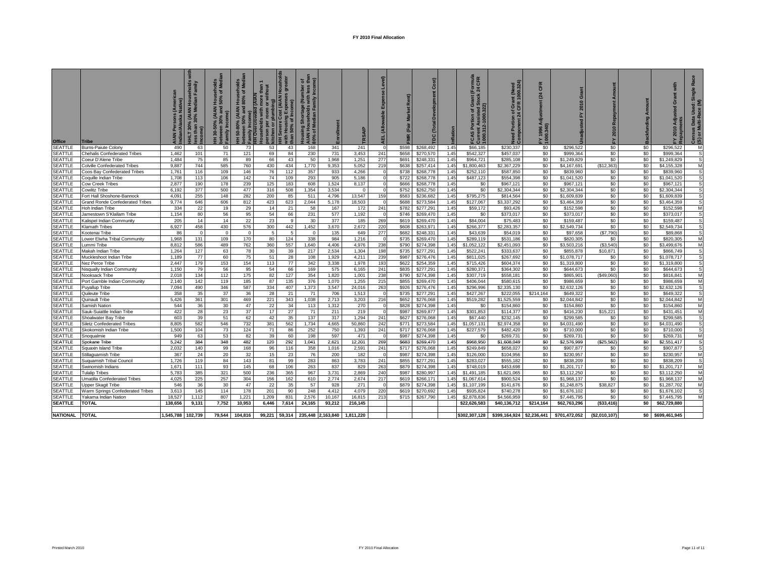# FY 2010 Final Allocation

| Office | Tribe | AIAN Persons (American Indian/Alaska Native) | HHLT 30% (AIAN Households with less than 30% Median Family Income) | HH 30-50% (AIAN Households between 30% and 50% of Median Family Income) | HH 50-80% (AIAN Households between 50% and 80% of Median Family Income) | HH Overcrowded (AIAN Households with more than 1 person per room or without kitchen or plumbing) | HH Severe Cost (AIAN Housholds with Housing Expenses greater than 50% of Income) | Housing Shortage (Number of AIAN Households with less than 80% of Median Family Income) | Enrollment | TRSAIP | AEL (Allowable Expense Level) | FMR (Fair Market Rent) | TDC (Total Development Cost) | Inflation | FCAS Portion of Grant (Formula Current Assisted Stock 24 CFR 1000.312-1000.322) | Need Portion of Grant (Need Component 24 CFR 1000.324) | FY 1996 Adjustment (24 CFR 1000.340) | Unadjusted FY 2010 Grant | FY 2010 Repayment Amount | Backfunding Amount | FY 2010 Adjusted Grant with Repayments | Census Data Used: Single Race (S) or Multi-Race (M) |
|---|---|---|---|---|---|---|---|---|---|---|---|---|---|---|---|---|---|---|---|---|---|---|
| SEATTLE | Burns-Paiute Colony | 490 | 63 | 50 | 73 | 53 | 43 | 168 | 341 | 241 | 0 | $598 | $268,492 | 1.45 | $66,185 | $230,337 | $0 | $296,522 | $0 | $0 | $296,522 | M |
| SEATTLE | Chehalis Confederated Tribes | 1,462 | 101 | 71 | 121 | 69 | 84 | 230 | 731 | 3,453 | 241 | $658 | $270,570 | 1.45 | $542,327 | $457,037 | $0 | $999,364 | $0 | $0 | $999,364 | S |
| SEATTLE | Coeur D'Alene Tribe | 1,484 | 75 | 85 | 89 | 66 | 43 | 50 | 1,968 | 1,251 | 277 | $691 | $248,331 | 1.45 | $964,721 | $285,108 | $0 | $1,249,829 | $0 | $0 | $1,249,829 | S |
| SEATTLE | Colville Confederated Tribes | 9,887 | 744 | 585 | 760 | 430 | 434 | 1,770 | 9,353 | 5,052 | 219 | $638 | $257,414 | 1.45 | $1,800,463 | $2,367,229 | $0 | $4,167,691 | ($12,363) | $0 | $4,155,328 | M |
| SEATTLE | Coos Bay Confederated Tribes | 1,761 | 116 | 109 | 146 | 76 | 112 | 357 | 933 | 4,266 | 0 | $738 | $268,778 | 1.45 | $252,110 | $587,850 | $0 | $839,960 | $0 | $0 | $839,960 | S |
| SEATTLE | Coquille Indian Tribe | 1,708 | 113 | 106 | 142 | 74 | 109 | 293 | 905 | 5,186 | 0 | $722 | $268,778 | 1.45 | $487,123 | $554,398 | $0 | $1,041,520 | $0 | $0 | $1,041,520 | S |
| SEATTLE | Cow Creek Tribes | 2,877 | 190 | 178 | 239 | 125 | 183 | 608 | 1,524 | 8,137 | 0 | $666 | $268,778 | 1.45 | $0 | $967,121 | $0 | $967,121 | $0 | $0 | $967,121 | S |
| SEATTLE | Cowlitz Tribe | 6,192 | 377 | 500 | 477 | 316 | 508 | 1,354 | 3,534 | 0 | 0 | $752 | $262,750 | 1.45 | $0 | $2,304,344 | $0 | $2,304,344 | $0 | $0 | $2,304,344 | S |
| SEATTLE | Fort Hall Shoshone-Bannock | 4,091 | 255 | 148 | 282 | 200 | 85 | 511 | 4,796 | 13,547 | 159 | $583 | $236,682 | 1.45 | $795,275 | $814,564 | $0 | $1,609,839 | $0 | $0 | $1,609,839 | S |
| SEATTLE | Grand Ronde Confederated Tribes | 9,774 | 646 | 606 | 812 | 423 | 623 | 2,044 | 5,178 | 18,503 | 0 | $688 | $273,584 | 1.45 | $127,067 | $3,337,292 | $0 | $3,464,359 | $0 | $0 | $3,464,359 | S |
| SEATTLE | Hoh Indian Tribe | 334 | 22 | 19 | 29 | 14 | 21 | 58 | 167 | 172 | 241 | $782 | $277,291 | 1.45 | $59,172 | $93,426 | $0 | $152,598 | $0 | $0 | $152,598 | M |
| SEATTLE | Jamestown S'Klallam Tribe | 1,154 | 80 | 56 | 95 | 54 | 66 | 231 | 577 | 1,192 | 0 | $746 | $269,470 | 1.45 | $0 | $373,017 | $0 | $373,017 | $0 | $0 | $373,017 | S |
| SEATTLE | Kalispel Indian Community | 205 | 14 | 14 | 22 | 23 | 9 | 30 | 377 | 185 | 269 | $619 | $269,470 | 1.45 | $84,004 | $75,483 | $0 | $159,487 | $0 | $0 | $159,487 | S |
| SEATTLE | Klamath Tribes | 6,927 | 458 | 430 | 576 | 300 | 442 | 1,452 | 3,670 | 2,672 | 220 | $608 | $263,971 | 1.45 | $266,377 | $2,283,357 | $0 | $2,549,734 | $0 | $0 | $2,549,734 | S |
| SEATTLE | Kootenai Tribe | 86 | 0 | 0 | 0 | 5 | 5 | 0 | 135 | 649 | 277 | $682 | $248,331 | 1.45 | $43,639 | $54,019 | $0 | $97,658 | ($7,790) | $0 | $89,868 | S |
| SEATTLE | Lower Elwha Tribal Community | 1,968 | 131 | 109 | 170 | 80 | 124 | 338 | 984 | 1,216 | 0 | $735 | $269,470 | 1.45 | $289,119 | $531,186 | $0 | $820,305 | $0 | $0 | $820,305 | M |
| SEATTLE | Lummi Tribe | 8,812 | 586 | 489 | 762 | 360 | 557 | 1,640 | 4,406 | 4,976 | 238 | $790 | $274,398 | 1.45 | $1,052,122 | $2,451,093 | $0 | $3,503,216 | ($3,540) | $0 | $3,499,676 | M |
| SEATTLE | Makah Indian Tribe | 1,264 | 127 | 63 | 78 | 30 | 39 | 217 | 2,534 | 1,304 | 198 | $735 | $277,291 | 1.45 | $522,241 | $333,637 | $0 | $855,878 | $10,871 | $0 | $866,749 | S |
| SEATTLE | Muckleshoot Indian Tribe | 1,189 | 77 | 60 | 75 | 51 | 28 | 108 | 1,929 | 4,211 | 239 | $987 | $276,476 | 1.45 | $811,025 | $267,692 | $0 | $1,078,717 | $0 | $0 | $1,078,717 | S |
| SEATTLE | Nez Perce Tribe | 2,447 | 179 | 153 | 154 | 113 | 77 | 342 | 3,338 | 1,978 | 193 | $622 | $254,359 | 1.45 | $715,426 | $604,374 | $0 | $1,319,800 | $0 | $0 | $1,319,800 | S |
| SEATTLE | Nisqually Indian Community | 1,150 | 79 | 56 | 95 | 54 | 66 | 169 | 575 | 6,165 | 241 | $835 | $277,291 | 1.45 | $280,371 | $364,302 | $0 | $644,673 | $0 | $0 | $644,673 | S |
| SEATTLE | Nooksack Tribe | 2,018 | 134 | 112 | 175 | 82 | 127 | 354 | 1,820 | 1,001 | 238 | $790 | $274,398 | 1.45 | $307,719 | $558,181 | $0 | $865,901 | ($49,060) | $0 | $816,841 | M |
| SEATTLE | Port Gamble Indian Community | 2,140 | 142 | 119 | 185 | 87 | 135 | 376 | 1,070 | 1,255 | 215 | $855 | $269,470 | 1.45 | $406,044 | $580,615 | $0 | $986,659 | $0 | $0 | $986,659 | M |
| SEATTLE | Puyallup Tribe | 7,094 | 490 | 346 | 587 | 334 | 407 | 1,373 | 3,547 | 24,016 | 263 | $926 | $276,476 | 1.45 | $296,996 | $2,335,130 | $0 | $2,632,126 | $0 | $0 | $2,632,126 | S |
| SEATTLE | Quileute Tribe | 358 | 35 | 37 | 36 | 28 | 21 | 71 | 706 | 1,513 | 0 | $735 | $277,291 | 1.45 | $427,267 | $222,055 | $214,164 | $649,322 | $0 | $0 | $649,322 | S |
| SEATTLE | Quinault Tribe | 5,426 | 361 | 301 | 469 | 221 | 343 | 1,038 | 2,713 | 3,203 | 216 | $652 | $276,068 | 1.45 | $519,282 | $1,525,559 | $0 | $2,044,842 | $0 | $0 | $2,044,842 | M |
| SEATTLE | Samish Nation | 544 | 36 | 30 | 47 | 22 | 34 | 113 | 1,312 | 270 | 0 | $828 | $274,398 | 1.45 | $0 | $154,860 | $0 | $154,860 | $0 | $0 | $154,860 | M |
| SEATTLE | Sauk-Suiattle Indian Tribe | 422 | 28 | 23 | 37 | 17 | 27 | 71 | 211 | 219 | 0 | $987 | $269,877 | 1.45 | $301,853 | $114,377 | $0 | $416,230 | $15,221 | $0 | $431,451 | M |
| SEATTLE | Shoalwater Bay Tribe | 603 | 39 | 51 | 62 | 42 | 35 | 137 | 317 | 1,294 | 241 | $627 | $276,068 | 1.45 | $67,440 | $232,145 | $0 | $299,585 | $0 | $0 | $299,585 | S |
| SEATTLE | Siletz Confederated Tribes | 8,805 | 582 | 546 | 732 | 381 | 562 | 1,734 | 4,665 | 50,860 | 242 | $771 | $273,584 | 1.45 | $1,057,131 | $2,974,358 | $0 | $4,031,490 | $0 | $0 | $4,031,490 | S |
| SEATTLE | Skokomish Indian Tribe | 1,500 | 104 | 73 | 124 | 71 | 86 | 252 | 750 | 1,393 | 241 | $717 | $276,068 | 1.45 | $227,579 | $482,420 | $0 | $710,000 | $0 | $0 | $710,000 | S |
| SEATTLE | Snoqualmie | 949 | 63 | 53 | 82 | 39 | 60 | 198 | 597 | 471 | 0 | $987 | $274,398 | 1.45 | $0 | $269,731 | $0 | $269,731 | $0 | $0 | $269,731 | M |
| SEATTLE | Spokane Tribe | 5,242 | 384 | 348 | 482 | 120 | 292 | 1,041 | 2,621 | 12,201 | 269 | $683 | $269,470 | 1.45 | $968,950 | $1,608,049 | $0 | $2,576,999 | ($25,582) | $0 | $2,551,417 | S |
| SEATTLE | Squaxin Island Tribe | 2,032 | 140 | 99 | 168 | 96 | 116 | 358 | 1,016 | 2,591 | 241 | $717 | $276,068 | 1.45 | $249,849 | $658,027 | $0 | $907,877 | $0 | $0 | $907,877 | S |
| SEATTLE | Stillaguamish Tribe | 367 | 24 | 20 | 32 | 15 | 23 | 76 | 200 | 182 | 0 | $987 | $274,398 | 1.45 | $126,000 | $104,956 | $0 | $230,957 | $0 | $0 | $230,957 | M |
| SEATTLE | Suquamish Tribal Council | 1,726 | 119 | 84 | 143 | 81 | 99 | 283 | 863 | 3,783 | 241 | $855 | $277,291 | 1.45 | $283,027 | $555,182 | $0 | $838,209 | $0 | $0 | $838,209 | S |
| SEATTLE | Swinomish Indians | 1,671 | 111 | 93 | 145 | 68 | 106 | 263 | 837 | 829 | 263 | $879 | $274,398 | 1.45 | $748,019 | $453,698 | $0 | $1,201,717 | $0 | $0 | $1,201,717 | M |
| SEATTLE | Tulalip Tribes | 5,783 | 385 | 321 | 500 | 236 | 365 | 967 | 3,731 | 2,869 | 240 | $987 | $280,997 | 1.45 | $1,491,185 | $1,621,065 | $0 | $3,112,250 | $0 | $0 | $3,112,250 | M |
| SEATTLE | Umatilla Confederated Tribes | 4,025 | 225 | 257 | 304 | 156 | 162 | 610 | 2,774 | 2,674 | 217 | $619 | $266,171 | 1.45 | $1,067,614 | $900,524 | $0 | $1,968,137 | $0 | $0 | $1,968,137 | M |
| SEATTLE | Upper Skagit Tribe | 546 | 36 | 30 | 47 | 22 | 35 | 57 | 928 | 271 | 0 | $879 | $274,398 | 1.45 | $1,107,199 | $141,676 | $0 | $1,248,875 | $38,827 | $0 | $1,287,702 | M |
| SEATTLE | Warm Springs Confederated Tribes | 3,613 | 145 | 114 | 178 | 201 | 90 | 248 | 4,412 | 4,079 | 220 | $619 | $270,692 | 1.45 | $935,824 | $740,278 | $0 | $1,676,102 | $0 | $0 | $1,676,102 | S |
| SEATTLE | Yakama Indian Nation | 18,527 | 1,112 | 807 | 1,221 | 1,209 | 831 | 2,576 | 10,167 | 16,815 | 213 | $715 | $267,790 | 1.45 | $2,878,836 | $4,566,959 | $0 | $7,445,795 | $0 | $0 | $7,445,795 | M |
| SEATTLE | TOTAL | 138,656 | 9,131 | 7,752 | 10,953 | 6,446 | 7,614 | 24,165 | 93,212 | 216,145 | | | | | $22,626,583 | $40,136,712 | $214,164 | $62,763,296 | ($33,416) | $0 | $62,729,880 | |
| NATIONAL | TOTAL | 1,545,788 | 102,739 | 79,544 | 104,816 | 99,221 | 59,314 | 235,448 | 2,163,840 | 1,811,220 | | | | | $302,307,128 | $399,164,924 | $2,236,441 | $701,472,052 | ($2,010,107) | $0 | $699,461,945 | |